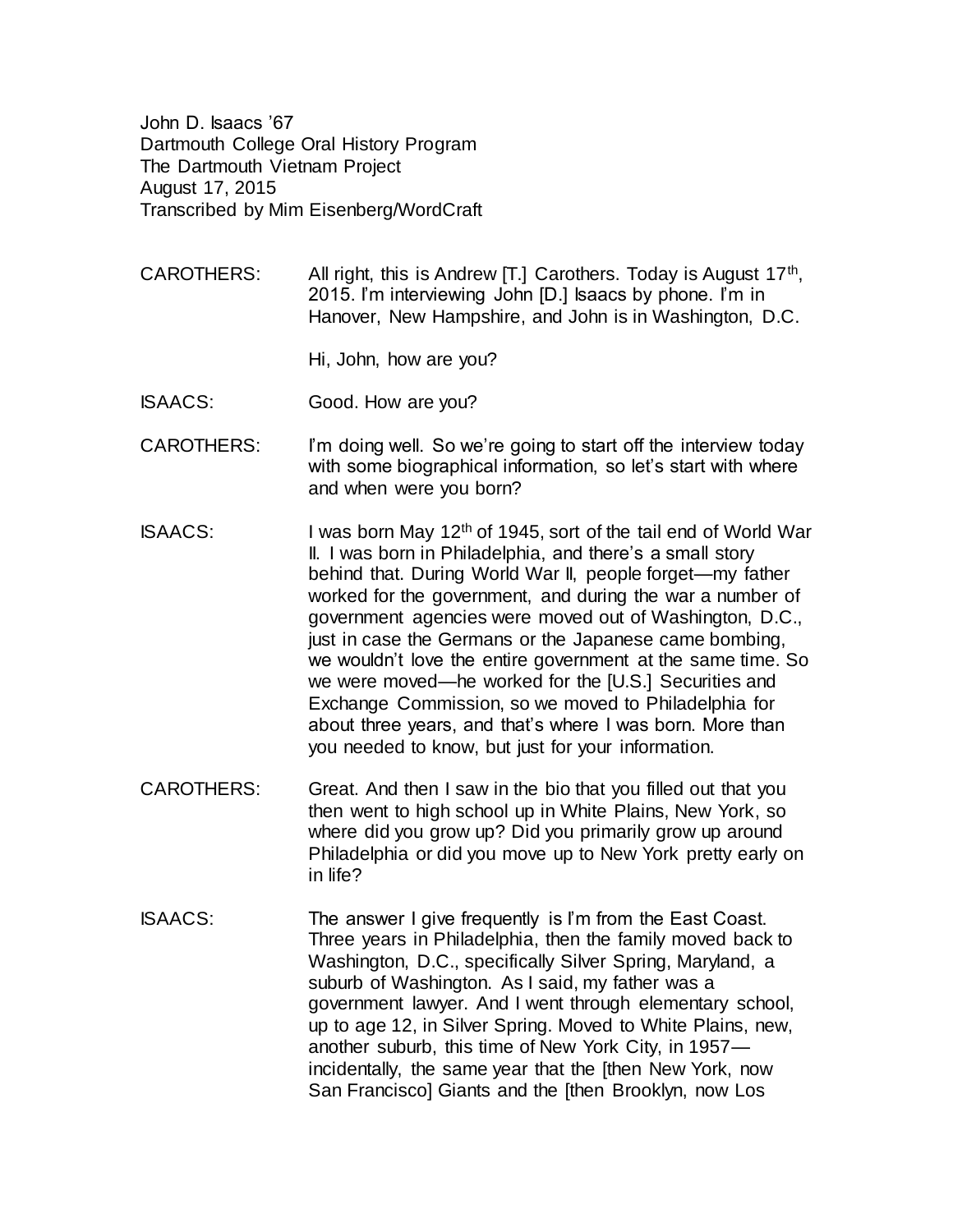John D. Isaacs ’67
Dartmouth College Oral History Program
The Dartmouth Vietnam Project
August 17, 2015
Transcribed by Mim Eisenberg/WordCraft

CAROTHERS: All right, this is Andrew [T.] Carothers. Today is August 17th, 2015. I’m interviewing John [D.] Isaacs by phone. I’m in Hanover, New Hampshire, and John is in Washington, D.C.

Hi, John, how are you?

ISAACS: Good. How are you?

CAROTHERS: I’m doing well. So we’re going to start off the interview today with some biographical information, so let’s start with where and when were you born?

ISAACS: I was born May 12th of 1945, sort of the tail end of World War II. I was born in Philadelphia, and there’s a small story behind that. During World War II, people forget—my father worked for the government, and during the war a number of government agencies were moved out of Washington, D.C., just in case the Germans or the Japanese came bombing, we wouldn’t love the entire government at the same time. So we were moved—he worked for the [U.S.] Securities and Exchange Commission, so we moved to Philadelphia for about three years, and that’s where I was born. More than you needed to know, but just for your information.

CAROTHERS: Great. And then I saw in the bio that you filled out that you then went to high school up in White Plains, New York, so where did you grow up? Did you primarily grow up around Philadelphia or did you move up to New York pretty early on in life?

ISAACS: The answer I give frequently is I’m from the East Coast. Three years in Philadelphia, then the family moved back to Washington, D.C., specifically Silver Spring, Maryland, a suburb of Washington. As I said, my father was a government lawyer. And I went through elementary school, up to age 12, in Silver Spring. Moved to White Plains, new, another suburb, this time of New York City, in 1957—incidentally, the same year that the [then New York, now San Francisco] Giants and the [then Brooklyn, now Los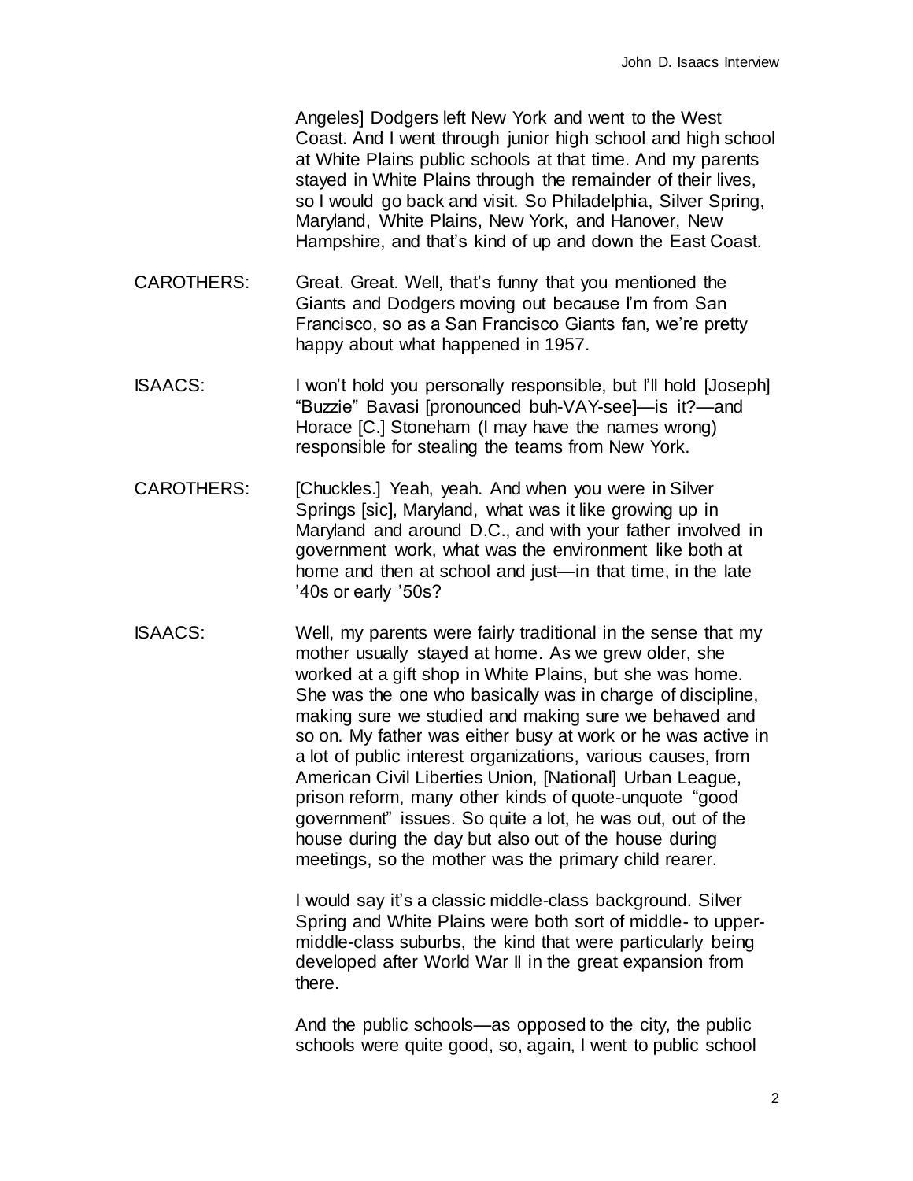Angeles] Dodgers left New York and went to the West Coast. And I went through junior high school and high school at White Plains public schools at that time. And my parents stayed in White Plains through the remainder of their lives, so I would go back and visit. So Philadelphia, Silver Spring, Maryland, White Plains, New York, and Hanover, New Hampshire, and that's kind of up and down the East Coast.

CAROTHERS: Great. Great. Well, that's funny that you mentioned the Giants and Dodgers moving out because I'm from San Francisco, so as a San Francisco Giants fan, we're pretty happy about what happened in 1957.

ISAACS: I won't hold you personally responsible, but I'll hold [Joseph] "Buzzie" Bavasi [pronounced buh-VAY-see]—is it?—and Horace [C.] Stoneham (I may have the names wrong) responsible for stealing the teams from New York.

CAROTHERS: [Chuckles.] Yeah, yeah. And when you were in Silver Springs [sic], Maryland, what was it like growing up in Maryland and around D.C., and with your father involved in government work, what was the environment like both at home and then at school and just—in that time, in the late '40s or early '50s?

ISAACS: Well, my parents were fairly traditional in the sense that my mother usually stayed at home. As we grew older, she worked at a gift shop in White Plains, but she was home. She was the one who basically was in charge of discipline, making sure we studied and making sure we behaved and so on. My father was either busy at work or he was active in a lot of public interest organizations, various causes, from American Civil Liberties Union, [National] Urban League, prison reform, many other kinds of quote-unquote "good government" issues. So quite a lot, he was out, out of the house during the day but also out of the house during meetings, so the mother was the primary child rearer.

I would say it's a classic middle-class background. Silver Spring and White Plains were both sort of middle- to upper-middle-class suburbs, the kind that were particularly being developed after World War II in the great expansion from there.

And the public schools—as opposed to the city, the public schools were quite good, so, again, I went to public school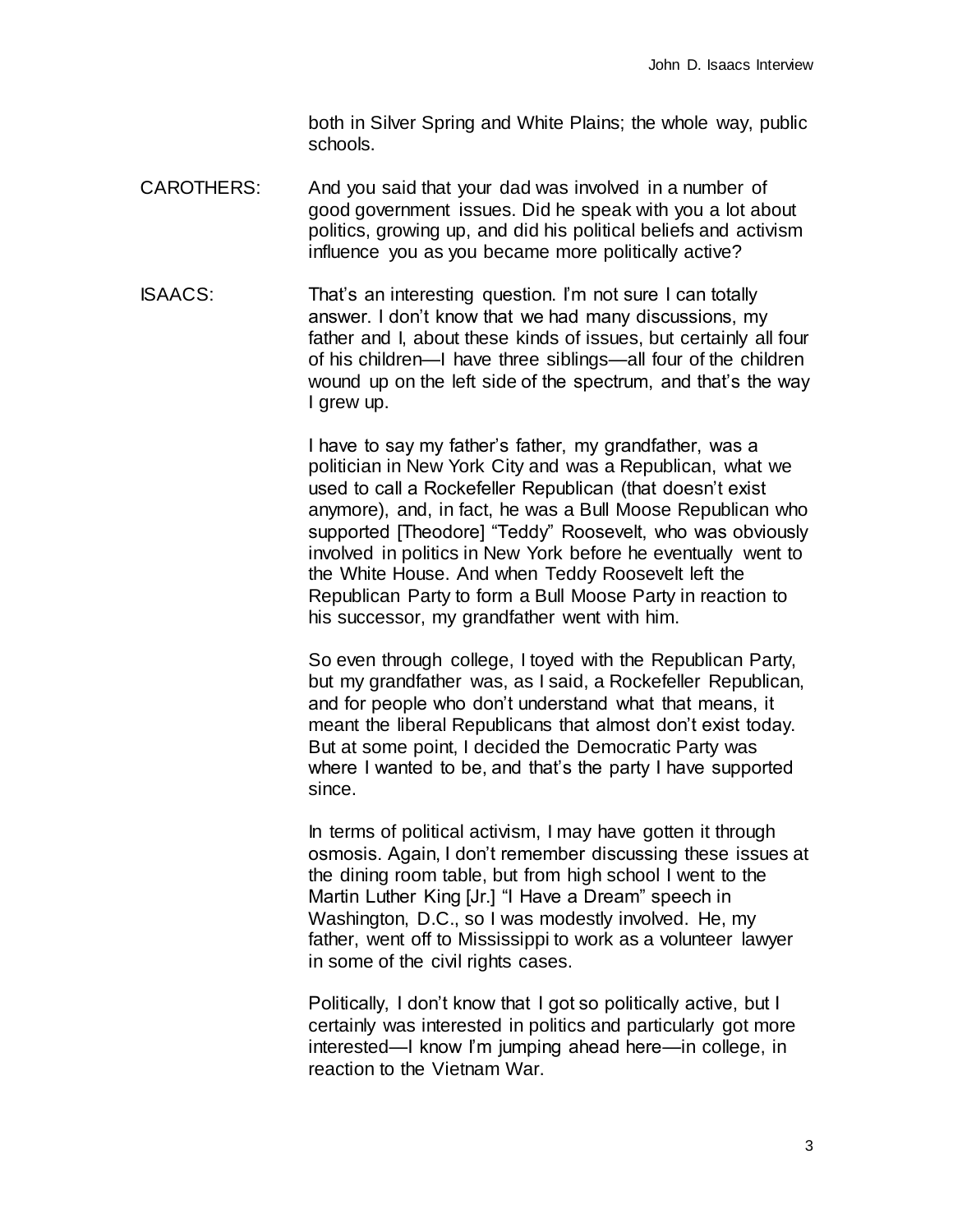both in Silver Spring and White Plains; the whole way, public schools.

CAROTHERS: And you said that your dad was involved in a number of good government issues. Did he speak with you a lot about politics, growing up, and did his political beliefs and activism influence you as you became more politically active?

ISAACS: That's an interesting question. I'm not sure I can totally answer. I don't know that we had many discussions, my father and I, about these kinds of issues, but certainly all four of his children—I have three siblings—all four of the children wound up on the left side of the spectrum, and that's the way I grew up.

I have to say my father's father, my grandfather, was a politician in New York City and was a Republican, what we used to call a Rockefeller Republican (that doesn't exist anymore), and, in fact, he was a Bull Moose Republican who supported [Theodore] "Teddy" Roosevelt, who was obviously involved in politics in New York before he eventually went to the White House. And when Teddy Roosevelt left the Republican Party to form a Bull Moose Party in reaction to his successor, my grandfather went with him.

So even through college, I toyed with the Republican Party, but my grandfather was, as I said, a Rockefeller Republican, and for people who don't understand what that means, it meant the liberal Republicans that almost don't exist today. But at some point, I decided the Democratic Party was where I wanted to be, and that's the party I have supported since.

In terms of political activism, I may have gotten it through osmosis. Again, I don't remember discussing these issues at the dining room table, but from high school I went to the Martin Luther King [Jr.] "I Have a Dream" speech in Washington, D.C., so I was modestly involved. He, my father, went off to Mississippi to work as a volunteer lawyer in some of the civil rights cases.

Politically, I don't know that I got so politically active, but I certainly was interested in politics and particularly got more interested—I know I'm jumping ahead here—in college, in reaction to the Vietnam War.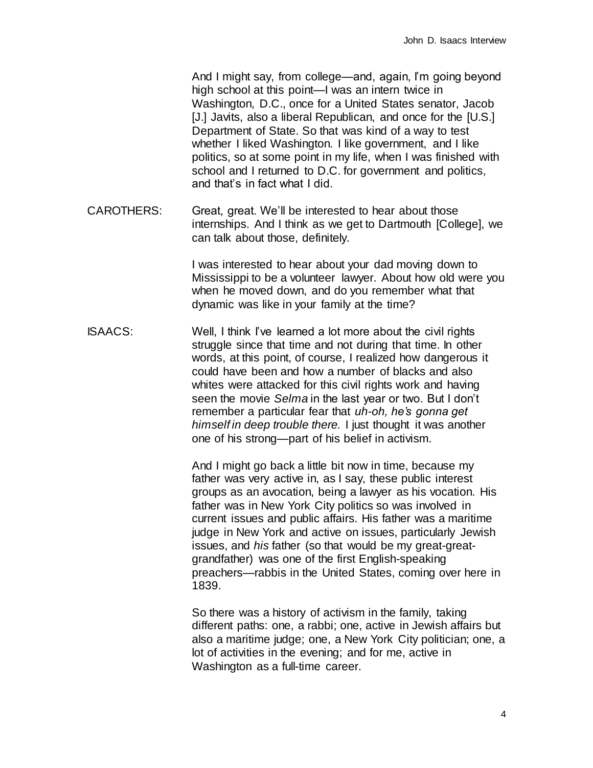And I might say, from college—and, again, I'm going beyond high school at this point—I was an intern twice in Washington, D.C., once for a United States senator, Jacob [J.] Javits, also a liberal Republican, and once for the [U.S.] Department of State. So that was kind of a way to test whether I liked Washington. I like government, and I like politics, so at some point in my life, when I was finished with school and I returned to D.C. for government and politics, and that's in fact what I did.

CAROTHERS: Great, great. We'll be interested to hear about those internships. And I think as we get to Dartmouth [College], we can talk about those, definitely.

I was interested to hear about your dad moving down to Mississippi to be a volunteer lawyer. About how old were you when he moved down, and do you remember what that dynamic was like in your family at the time?

ISAACS: Well, I think I've learned a lot more about the civil rights struggle since that time and not during that time. In other words, at this point, of course, I realized how dangerous it could have been and how a number of blacks and also whites were attacked for this civil rights work and having seen the movie *Selma* in the last year or two. But I don't remember a particular fear that *uh-oh, he's gonna get himself in deep trouble there.* I just thought it was another one of his strong—part of his belief in activism.

And I might go back a little bit now in time, because my father was very active in, as I say, these public interest groups as an avocation, being a lawyer as his vocation. His father was in New York City politics so was involved in current issues and public affairs. His father was a maritime judge in New York and active on issues, particularly Jewish issues, and *his* father (so that would be my great-great-grandfather) was one of the first English-speaking preachers—rabbis in the United States, coming over here in 1839.

So there was a history of activism in the family, taking different paths: one, a rabbi; one, active in Jewish affairs but also a maritime judge; one, a New York City politician; one, a lot of activities in the evening; and for me, active in Washington as a full-time career.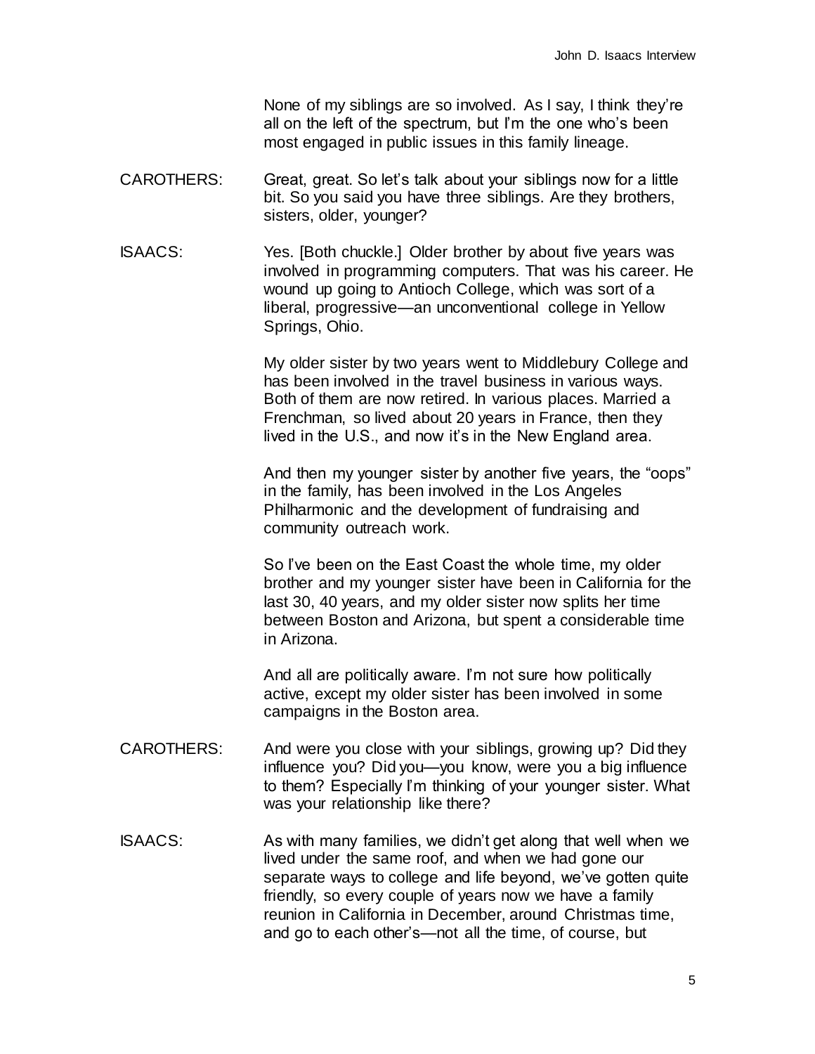None of my siblings are so involved. As I say, I think they're all on the left of the spectrum, but I'm the one who's been most engaged in public issues in this family lineage.

CAROTHERS: Great, great. So let's talk about your siblings now for a little bit. So you said you have three siblings. Are they brothers, sisters, older, younger?

ISAACS: Yes. [Both chuckle.] Older brother by about five years was involved in programming computers. That was his career. He wound up going to Antioch College, which was sort of a liberal, progressive—an unconventional college in Yellow Springs, Ohio.

My older sister by two years went to Middlebury College and has been involved in the travel business in various ways. Both of them are now retired. In various places. Married a Frenchman, so lived about 20 years in France, then they lived in the U.S., and now it's in the New England area.

And then my younger sister by another five years, the "oops" in the family, has been involved in the Los Angeles Philharmonic and the development of fundraising and community outreach work.

So I've been on the East Coast the whole time, my older brother and my younger sister have been in California for the last 30, 40 years, and my older sister now splits her time between Boston and Arizona, but spent a considerable time in Arizona.

And all are politically aware. I'm not sure how politically active, except my older sister has been involved in some campaigns in the Boston area.

CAROTHERS: And were you close with your siblings, growing up? Did they influence you? Did you—you know, were you a big influence to them? Especially I'm thinking of your younger sister. What was your relationship like there?

ISAACS: As with many families, we didn't get along that well when we lived under the same roof, and when we had gone our separate ways to college and life beyond, we've gotten quite friendly, so every couple of years now we have a family reunion in California in December, around Christmas time, and go to each other's—not all the time, of course, but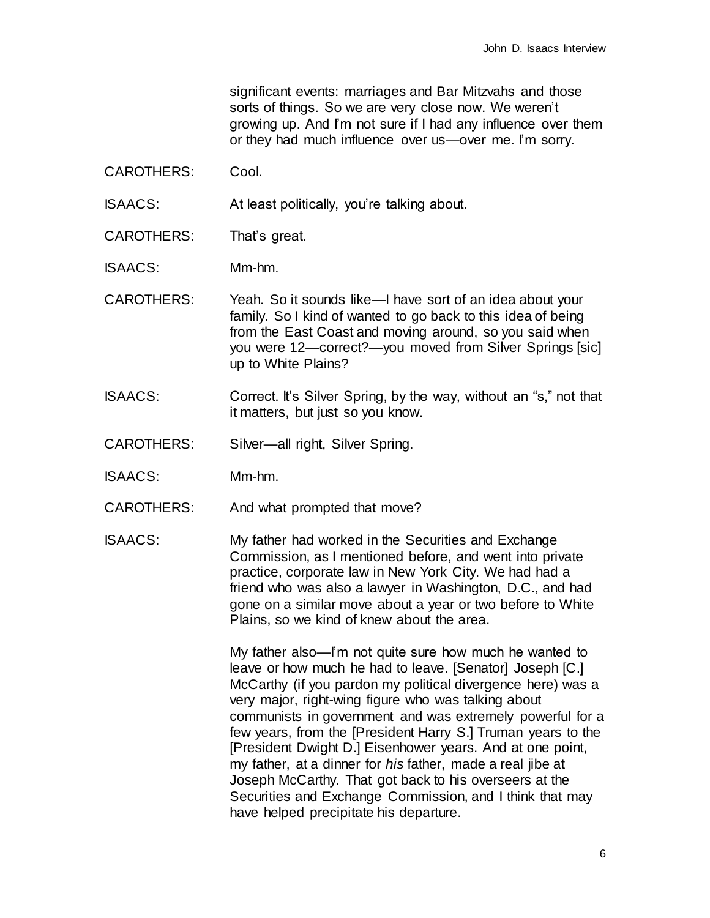significant events: marriages and Bar Mitzvahs and those sorts of things. So we are very close now. We weren't growing up. And I'm not sure if I had any influence over them or they had much influence over us—over me. I'm sorry.

CAROTHERS: Cool.

ISAACS: At least politically, you're talking about.

CAROTHERS: That's great.

ISAACS: Mm-hm.

CAROTHERS: Yeah. So it sounds like—I have sort of an idea about your family. So I kind of wanted to go back to this idea of being from the East Coast and moving around, so you said when you were 12—correct?—you moved from Silver Springs [sic] up to White Plains?

ISAACS: Correct. It's Silver Spring, by the way, without an "s," not that it matters, but just so you know.

CAROTHERS: Silver—all right, Silver Spring.

ISAACS: Mm-hm.

CAROTHERS: And what prompted that move?

ISAACS: My father had worked in the Securities and Exchange Commission, as I mentioned before, and went into private practice, corporate law in New York City. We had had a friend who was also a lawyer in Washington, D.C., and had gone on a similar move about a year or two before to White Plains, so we kind of knew about the area.

My father also—I'm not quite sure how much he wanted to leave or how much he had to leave. [Senator] Joseph [C.] McCarthy (if you pardon my political divergence here) was a very major, right-wing figure who was talking about communists in government and was extremely powerful for a few years, from the [President Harry S.] Truman years to the [President Dwight D.] Eisenhower years. And at one point, my father, at a dinner for *his* father, made a real jibe at Joseph McCarthy. That got back to his overseers at the Securities and Exchange Commission, and I think that may have helped precipitate his departure.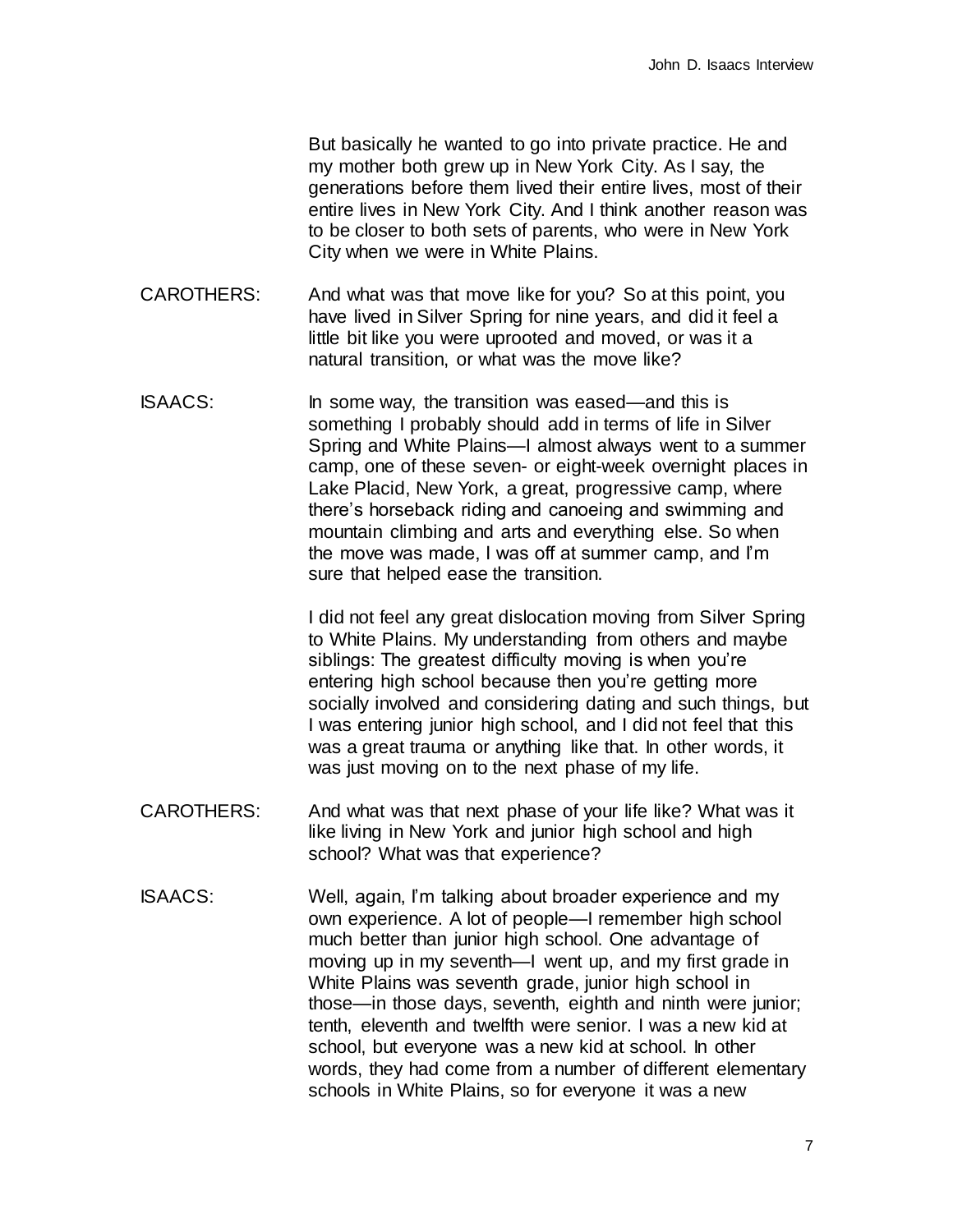But basically he wanted to go into private practice. He and my mother both grew up in New York City. As I say, the generations before them lived their entire lives, most of their entire lives in New York City. And I think another reason was to be closer to both sets of parents, who were in New York City when we were in White Plains.

CAROTHERS: And what was that move like for you? So at this point, you have lived in Silver Spring for nine years, and did it feel a little bit like you were uprooted and moved, or was it a natural transition, or what was the move like?

ISAACS: In some way, the transition was eased—and this is something I probably should add in terms of life in Silver Spring and White Plains—I almost always went to a summer camp, one of these seven- or eight-week overnight places in Lake Placid, New York, a great, progressive camp, where there's horseback riding and canoeing and swimming and mountain climbing and arts and everything else. So when the move was made, I was off at summer camp, and I'm sure that helped ease the transition.

I did not feel any great dislocation moving from Silver Spring to White Plains. My understanding from others and maybe siblings: The greatest difficulty moving is when you're entering high school because then you're getting more socially involved and considering dating and such things, but I was entering junior high school, and I did not feel that this was a great trauma or anything like that. In other words, it was just moving on to the next phase of my life.

CAROTHERS: And what was that next phase of your life like? What was it like living in New York and junior high school and high school? What was that experience?

ISAACS: Well, again, I'm talking about broader experience and my own experience. A lot of people—I remember high school much better than junior high school. One advantage of moving up in my seventh—I went up, and my first grade in White Plains was seventh grade, junior high school in those—in those days, seventh, eighth and ninth were junior; tenth, eleventh and twelfth were senior. I was a new kid at school, but everyone was a new kid at school. In other words, they had come from a number of different elementary schools in White Plains, so for everyone it was a new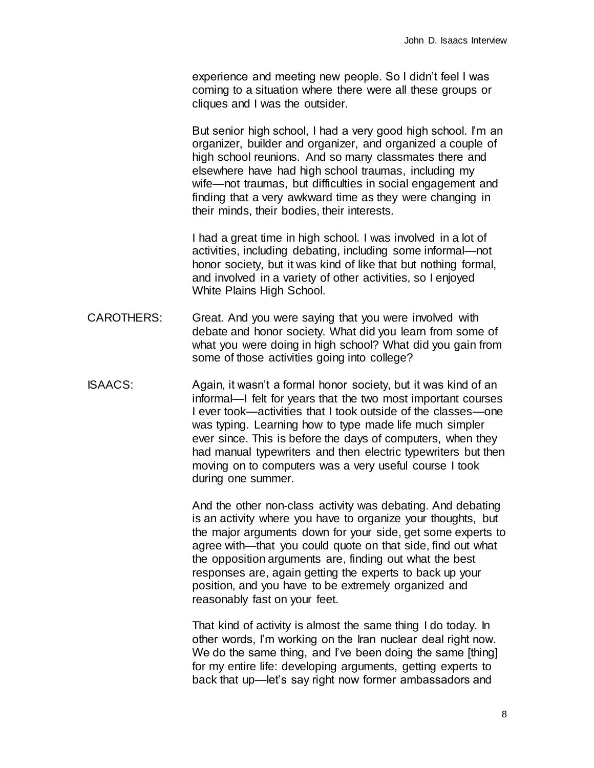experience and meeting new people. So I didn't feel I was coming to a situation where there were all these groups or cliques and I was the outsider.

But senior high school, I had a very good high school. I'm an organizer, builder and organizer, and organized a couple of high school reunions. And so many classmates there and elsewhere have had high school traumas, including my wife—not traumas, but difficulties in social engagement and finding that a very awkward time as they were changing in their minds, their bodies, their interests.

I had a great time in high school. I was involved in a lot of activities, including debating, including some informal—not honor society, but it was kind of like that but nothing formal, and involved in a variety of other activities, so I enjoyed White Plains High School.

CAROTHERS: Great. And you were saying that you were involved with debate and honor society. What did you learn from some of what you were doing in high school? What did you gain from some of those activities going into college?

ISAACS: Again, it wasn't a formal honor society, but it was kind of an informal—I felt for years that the two most important courses I ever took—activities that I took outside of the classes—one was typing. Learning how to type made life much simpler ever since. This is before the days of computers, when they had manual typewriters and then electric typewriters but then moving on to computers was a very useful course I took during one summer.

And the other non-class activity was debating. And debating is an activity where you have to organize your thoughts, but the major arguments down for your side, get some experts to agree with—that you could quote on that side, find out what the opposition arguments are, finding out what the best responses are, again getting the experts to back up your position, and you have to be extremely organized and reasonably fast on your feet.

That kind of activity is almost the same thing I do today. In other words, I'm working on the Iran nuclear deal right now. We do the same thing, and I've been doing the same [thing] for my entire life: developing arguments, getting experts to back that up—let's say right now former ambassadors and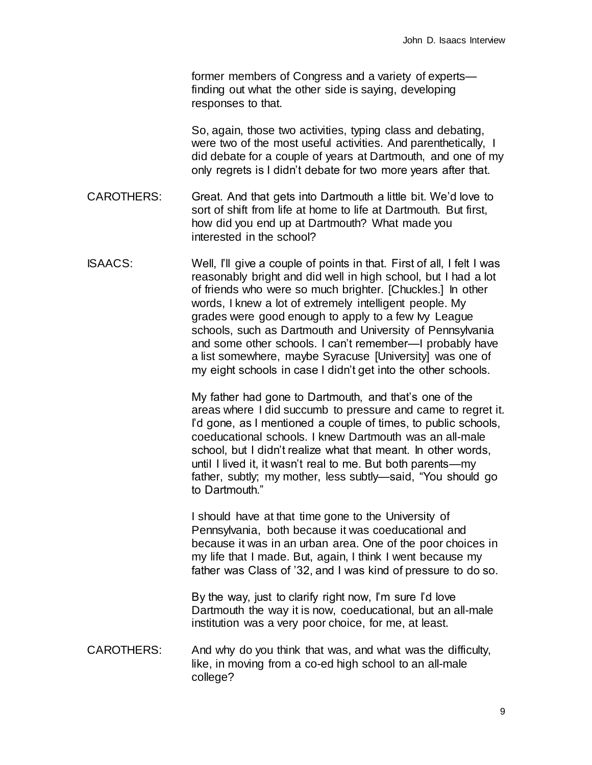former members of Congress and a variety of experts—finding out what the other side is saying, developing responses to that.

So, again, those two activities, typing class and debating, were two of the most useful activities. And parenthetically, I did debate for a couple of years at Dartmouth, and one of my only regrets is I didn't debate for two more years after that.

CAROTHERS: Great. And that gets into Dartmouth a little bit. We'd love to sort of shift from life at home to life at Dartmouth. But first, how did you end up at Dartmouth? What made you interested in the school?

ISAACS: Well, I'll give a couple of points in that. First of all, I felt I was reasonably bright and did well in high school, but I had a lot of friends who were so much brighter. [Chuckles.] In other words, I knew a lot of extremely intelligent people. My grades were good enough to apply to a few Ivy League schools, such as Dartmouth and University of Pennsylvania and some other schools. I can't remember—I probably have a list somewhere, maybe Syracuse [University] was one of my eight schools in case I didn't get into the other schools.

My father had gone to Dartmouth, and that's one of the areas where I did succumb to pressure and came to regret it. I'd gone, as I mentioned a couple of times, to public schools, coeducational schools. I knew Dartmouth was an all-male school, but I didn't realize what that meant. In other words, until I lived it, it wasn't real to me. But both parents—my father, subtly; my mother, less subtly—said, "You should go to Dartmouth."

I should have at that time gone to the University of Pennsylvania, both because it was coeducational and because it was in an urban area. One of the poor choices in my life that I made. But, again, I think I went because my father was Class of '32, and I was kind of pressure to do so.

By the way, just to clarify right now, I'm sure I'd love Dartmouth the way it is now, coeducational, but an all-male institution was a very poor choice, for me, at least.

CAROTHERS: And why do you think that was, and what was the difficulty, like, in moving from a co-ed high school to an all-male college?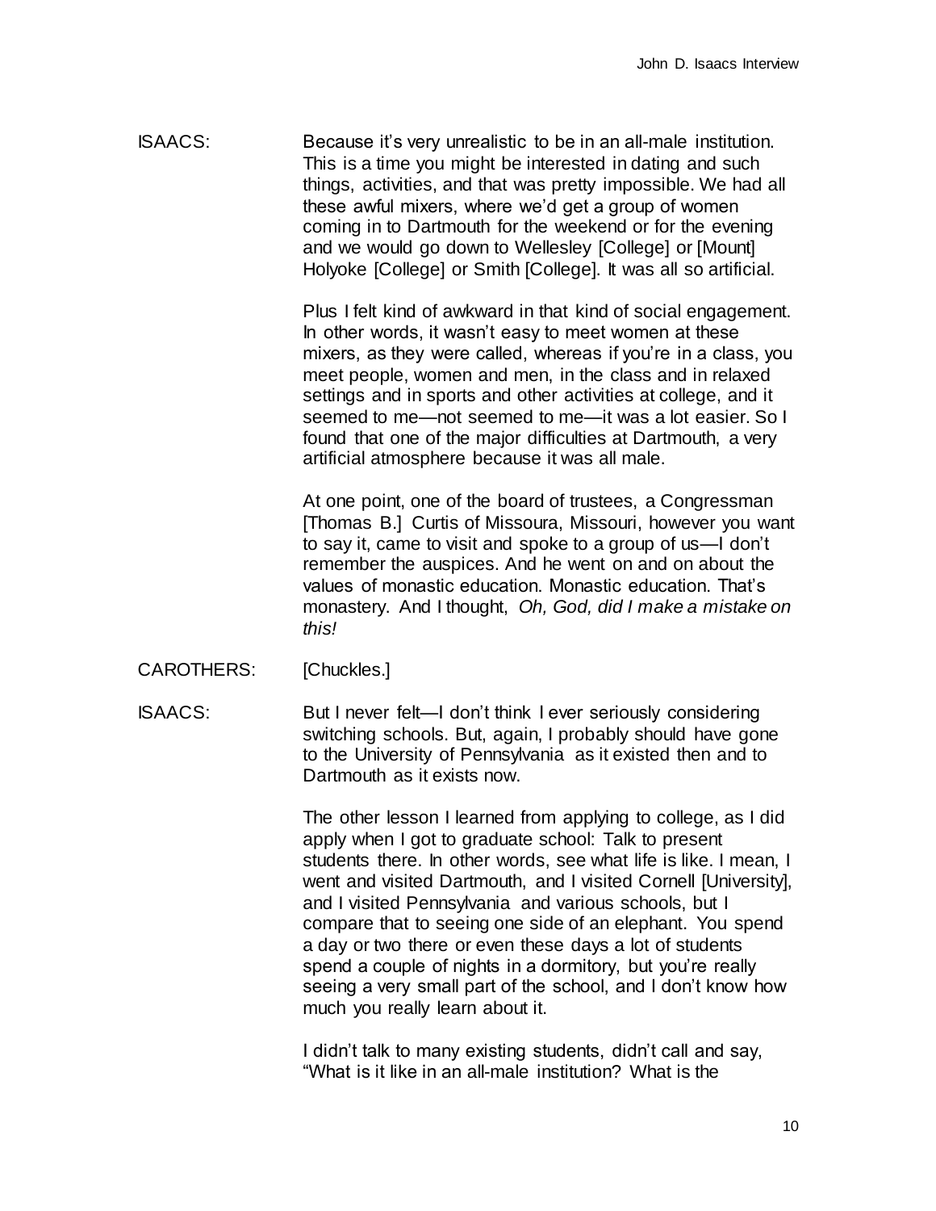ISAACS: Because it's very unrealistic to be in an all-male institution. This is a time you might be interested in dating and such things, activities, and that was pretty impossible. We had all these awful mixers, where we'd get a group of women coming in to Dartmouth for the weekend or for the evening and we would go down to Wellesley [College] or [Mount] Holyoke [College] or Smith [College]. It was all so artificial.

Plus I felt kind of awkward in that kind of social engagement. In other words, it wasn't easy to meet women at these mixers, as they were called, whereas if you're in a class, you meet people, women and men, in the class and in relaxed settings and in sports and other activities at college, and it seemed to me—not seemed to me—it was a lot easier. So I found that one of the major difficulties at Dartmouth, a very artificial atmosphere because it was all male.

At one point, one of the board of trustees, a Congressman [Thomas B.] Curtis of Missoura, Missouri, however you want to say it, came to visit and spoke to a group of us—I don't remember the auspices. And he went on and on about the values of monastic education. Monastic education. That's monastery. And I thought, *Oh, God, did I make a mistake on this!*

CAROTHERS: [Chuckles.]

ISAACS: But I never felt—I don't think I ever seriously considering switching schools. But, again, I probably should have gone to the University of Pennsylvania as it existed then and to Dartmouth as it exists now.

The other lesson I learned from applying to college, as I did apply when I got to graduate school: Talk to present students there. In other words, see what life is like. I mean, I went and visited Dartmouth, and I visited Cornell [University], and I visited Pennsylvania and various schools, but I compare that to seeing one side of an elephant. You spend a day or two there or even these days a lot of students spend a couple of nights in a dormitory, but you're really seeing a very small part of the school, and I don't know how much you really learn about it.

I didn't talk to many existing students, didn't call and say, "What is it like in an all-male institution? What is the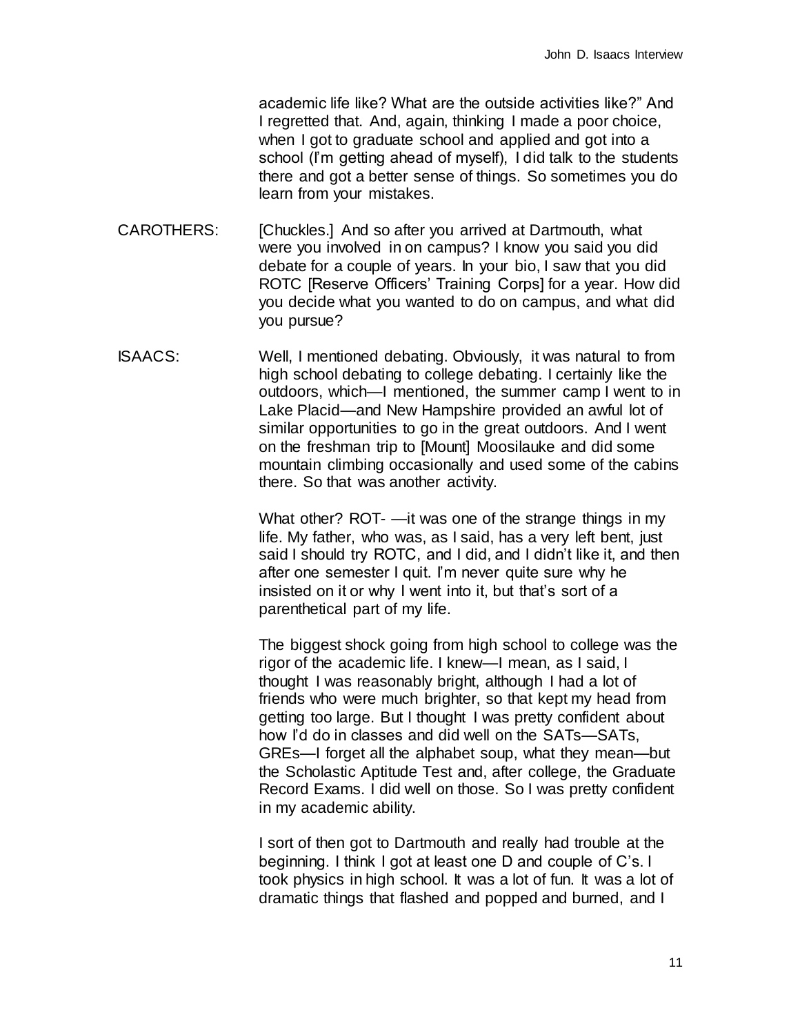academic life like? What are the outside activities like?" And I regretted that. And, again, thinking I made a poor choice, when I got to graduate school and applied and got into a school (I'm getting ahead of myself), I did talk to the students there and got a better sense of things. So sometimes you do learn from your mistakes.

CAROTHERS: [Chuckles.] And so after you arrived at Dartmouth, what were you involved in on campus? I know you said you did debate for a couple of years. In your bio, I saw that you did ROTC [Reserve Officers' Training Corps] for a year. How did you decide what you wanted to do on campus, and what did you pursue?

ISAACS: Well, I mentioned debating. Obviously, it was natural to from high school debating to college debating. I certainly like the outdoors, which—I mentioned, the summer camp I went to in Lake Placid—and New Hampshire provided an awful lot of similar opportunities to go in the great outdoors. And I went on the freshman trip to [Mount] Moosilauke and did some mountain climbing occasionally and used some of the cabins there. So that was another activity.

What other? ROT- —it was one of the strange things in my life. My father, who was, as I said, has a very left bent, just said I should try ROTC, and I did, and I didn't like it, and then after one semester I quit. I'm never quite sure why he insisted on it or why I went into it, but that's sort of a parenthetical part of my life.

The biggest shock going from high school to college was the rigor of the academic life. I knew—I mean, as I said, I thought I was reasonably bright, although I had a lot of friends who were much brighter, so that kept my head from getting too large. But I thought I was pretty confident about how I'd do in classes and did well on the SATs—SATs, GREs—I forget all the alphabet soup, what they mean—but the Scholastic Aptitude Test and, after college, the Graduate Record Exams. I did well on those. So I was pretty confident in my academic ability.

I sort of then got to Dartmouth and really had trouble at the beginning. I think I got at least one D and couple of C's. I took physics in high school. It was a lot of fun. It was a lot of dramatic things that flashed and popped and burned, and I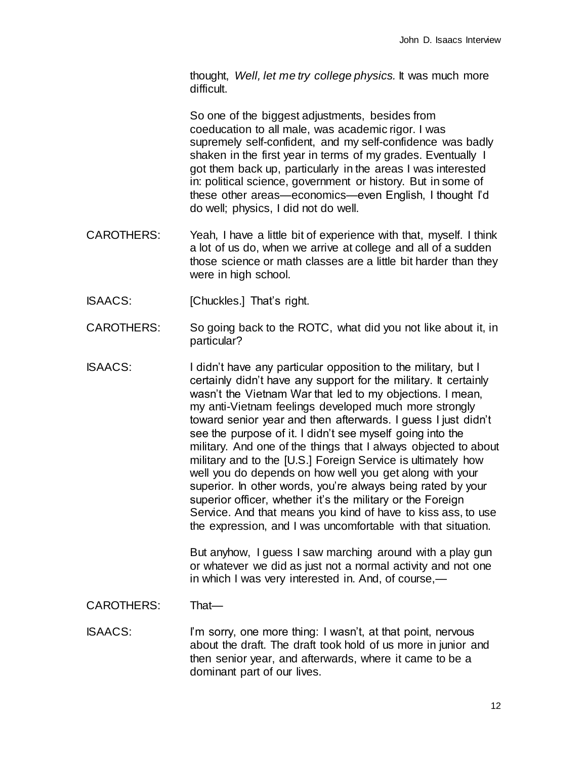thought, *Well, let me try college physics.* It was much more difficult.

So one of the biggest adjustments, besides from coeducation to all male, was academic rigor. I was supremely self-confident, and my self-confidence was badly shaken in the first year in terms of my grades. Eventually I got them back up, particularly in the areas I was interested in: political science, government or history. But in some of these other areas—economics—even English, I thought I'd do well; physics, I did not do well.

CAROTHERS: Yeah, I have a little bit of experience with that, myself. I think a lot of us do, when we arrive at college and all of a sudden those science or math classes are a little bit harder than they were in high school.

ISAACS: [Chuckles.] That's right.

CAROTHERS: So going back to the ROTC, what did you not like about it, in particular?

ISAACS: I didn't have any particular opposition to the military, but I certainly didn't have any support for the military. It certainly wasn't the Vietnam War that led to my objections. I mean, my anti-Vietnam feelings developed much more strongly toward senior year and then afterwards. I guess I just didn't see the purpose of it. I didn't see myself going into the military. And one of the things that I always objected to about military and to the [U.S.] Foreign Service is ultimately how well you do depends on how well you get along with your superior. In other words, you're always being rated by your superior officer, whether it's the military or the Foreign Service. And that means you kind of have to kiss ass, to use the expression, and I was uncomfortable with that situation.

But anyhow, I guess I saw marching around with a play gun or whatever we did as just not a normal activity and not one in which I was very interested in. And, of course,—

CAROTHERS: That—

ISAACS: I'm sorry, one more thing: I wasn't, at that point, nervous about the draft. The draft took hold of us more in junior and then senior year, and afterwards, where it came to be a dominant part of our lives.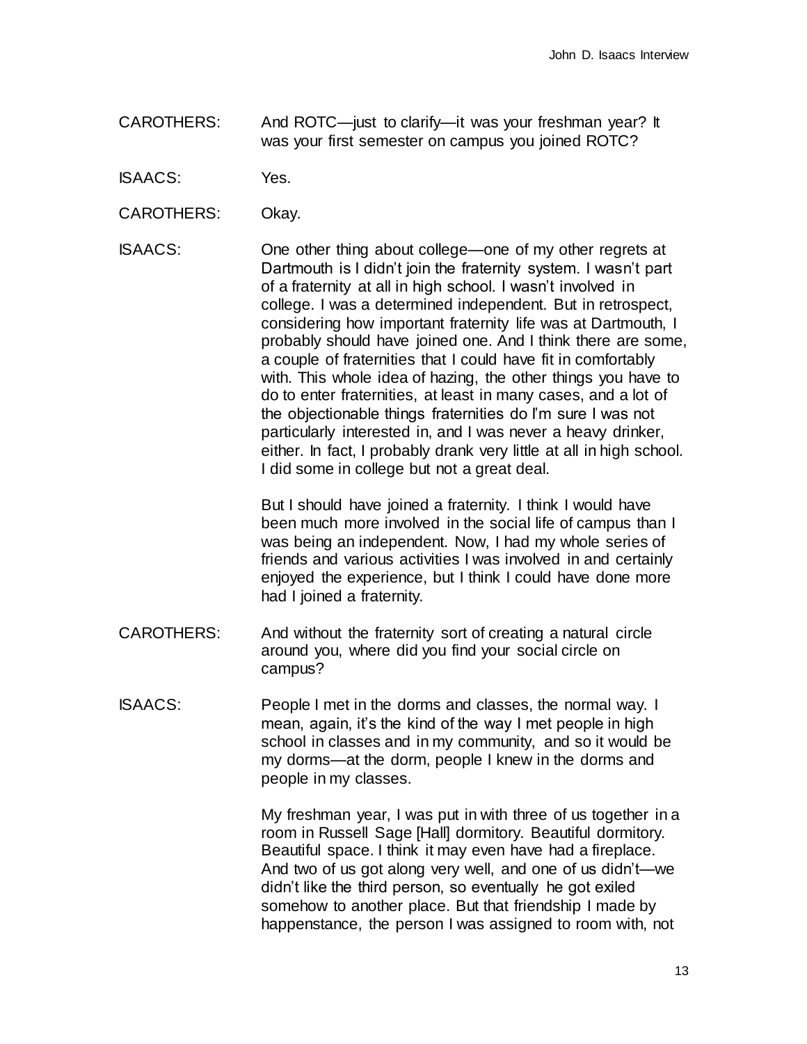CAROTHERS: And ROTC—just to clarify—it was your freshman year? It was your first semester on campus you joined ROTC?

ISAACS: Yes.

CAROTHERS: Okay.

ISAACS: One other thing about college—one of my other regrets at Dartmouth is I didn't join the fraternity system. I wasn't part of a fraternity at all in high school. I wasn't involved in college. I was a determined independent. But in retrospect, considering how important fraternity life was at Dartmouth, I probably should have joined one. And I think there are some, a couple of fraternities that I could have fit in comfortably with. This whole idea of hazing, the other things you have to do to enter fraternities, at least in many cases, and a lot of the objectionable things fraternities do I'm sure I was not particularly interested in, and I was never a heavy drinker, either. In fact, I probably drank very little at all in high school. I did some in college but not a great deal.

But I should have joined a fraternity. I think I would have been much more involved in the social life of campus than I was being an independent. Now, I had my whole series of friends and various activities I was involved in and certainly enjoyed the experience, but I think I could have done more had I joined a fraternity.

CAROTHERS: And without the fraternity sort of creating a natural circle around you, where did you find your social circle on campus?

ISAACS: People I met in the dorms and classes, the normal way. I mean, again, it's the kind of the way I met people in high school in classes and in my community, and so it would be my dorms—at the dorm, people I knew in the dorms and people in my classes.

My freshman year, I was put in with three of us together in a room in Russell Sage [Hall] dormitory. Beautiful dormitory. Beautiful space. I think it may even have had a fireplace. And two of us got along very well, and one of us didn't—we didn't like the third person, so eventually he got exiled somehow to another place. But that friendship I made by happenstance, the person I was assigned to room with, not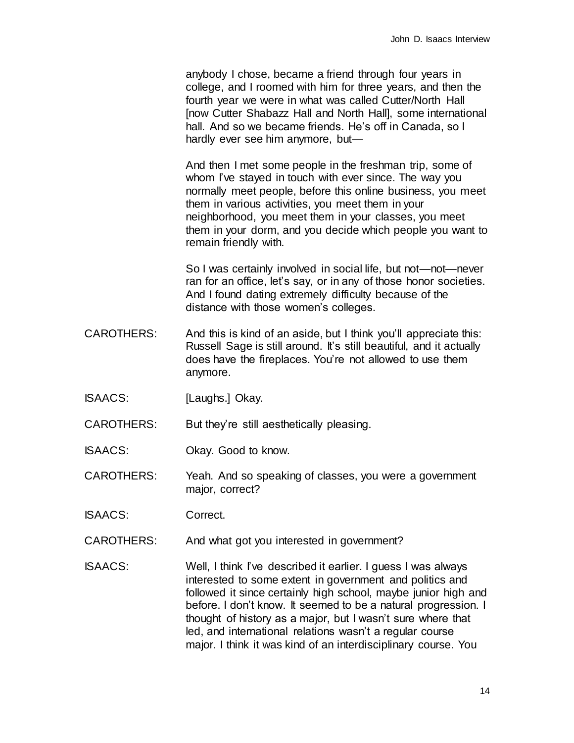anybody I chose, became a friend through four years in college, and I roomed with him for three years, and then the fourth year we were in what was called Cutter/North Hall [now Cutter Shabazz Hall and North Hall], some international hall. And so we became friends. He's off in Canada, so I hardly ever see him anymore, but—

And then I met some people in the freshman trip, some of whom I've stayed in touch with ever since. The way you normally meet people, before this online business, you meet them in various activities, you meet them in your neighborhood, you meet them in your classes, you meet them in your dorm, and you decide which people you want to remain friendly with.

So I was certainly involved in social life, but not—not—never ran for an office, let's say, or in any of those honor societies. And I found dating extremely difficulty because of the distance with those women's colleges.

CAROTHERS: And this is kind of an aside, but I think you'll appreciate this: Russell Sage is still around. It's still beautiful, and it actually does have the fireplaces. You're not allowed to use them anymore.

ISAACS: [Laughs.] Okay.

CAROTHERS: But they're still aesthetically pleasing.

ISAACS: Okay. Good to know.

CAROTHERS: Yeah. And so speaking of classes, you were a government major, correct?

ISAACS: Correct.

CAROTHERS: And what got you interested in government?

ISAACS: Well, I think I've described it earlier. I guess I was always interested to some extent in government and politics and followed it since certainly high school, maybe junior high and before. I don't know. It seemed to be a natural progression. I thought of history as a major, but I wasn't sure where that led, and international relations wasn't a regular course major. I think it was kind of an interdisciplinary course. You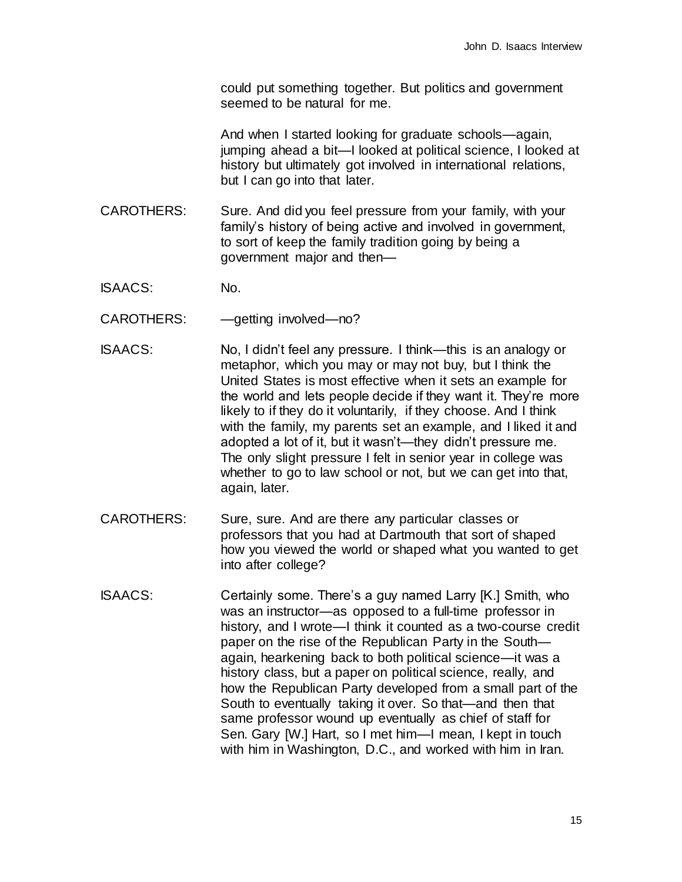could put something together. But politics and government seemed to be natural for me.

And when I started looking for graduate schools—again, jumping ahead a bit—I looked at political science, I looked at history but ultimately got involved in international relations, but I can go into that later.

CAROTHERS: Sure. And did you feel pressure from your family, with your family's history of being active and involved in government, to sort of keep the family tradition going by being a government major and then—

ISAACS: No.

CAROTHERS: —getting involved—no?

ISAACS: No, I didn't feel any pressure. I think—this is an analogy or metaphor, which you may or may not buy, but I think the United States is most effective when it sets an example for the world and lets people decide if they want it. They're more likely to if they do it voluntarily, if they choose. And I think with the family, my parents set an example, and I liked it and adopted a lot of it, but it wasn't—they didn't pressure me. The only slight pressure I felt in senior year in college was whether to go to law school or not, but we can get into that, again, later.

CAROTHERS: Sure, sure. And are there any particular classes or professors that you had at Dartmouth that sort of shaped how you viewed the world or shaped what you wanted to get into after college?

ISAACS: Certainly some. There's a guy named Larry [K.] Smith, who was an instructor—as opposed to a full-time professor in history, and I wrote—I think it counted as a two-course credit paper on the rise of the Republican Party in the South—again, hearkening back to both political science—it was a history class, but a paper on political science, really, and how the Republican Party developed from a small part of the South to eventually taking it over. So that—and then that same professor wound up eventually as chief of staff for Sen. Gary [W.] Hart, so I met him—I mean, I kept in touch with him in Washington, D.C., and worked with him in Iran.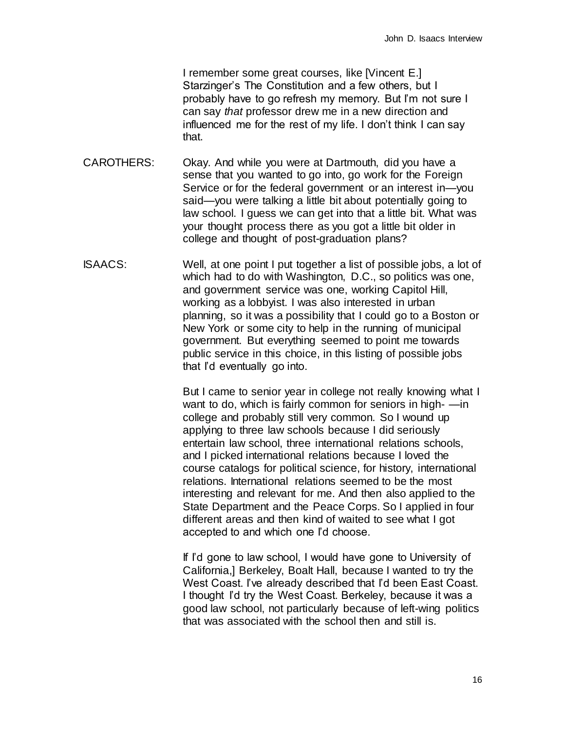I remember some great courses, like [Vincent E.] Starzinger's The Constitution and a few others, but I probably have to go refresh my memory. But I'm not sure I can say *that* professor drew me in a new direction and influenced me for the rest of my life. I don't think I can say that.

CAROTHERS: Okay. And while you were at Dartmouth, did you have a sense that you wanted to go into, go work for the Foreign Service or for the federal government or an interest in—you said—you were talking a little bit about potentially going to law school. I guess we can get into that a little bit. What was your thought process there as you got a little bit older in college and thought of post-graduation plans?

ISAACS: Well, at one point I put together a list of possible jobs, a lot of which had to do with Washington, D.C., so politics was one, and government service was one, working Capitol Hill, working as a lobbyist. I was also interested in urban planning, so it was a possibility that I could go to a Boston or New York or some city to help in the running of municipal government. But everything seemed to point me towards public service in this choice, in this listing of possible jobs that I'd eventually go into.

But I came to senior year in college not really knowing what I want to do, which is fairly common for seniors in high- —in college and probably still very common. So I wound up applying to three law schools because I did seriously entertain law school, three international relations schools, and I picked international relations because I loved the course catalogs for political science, for history, international relations. International relations seemed to be the most interesting and relevant for me. And then also applied to the State Department and the Peace Corps. So I applied in four different areas and then kind of waited to see what I got accepted to and which one I'd choose.

If I'd gone to law school, I would have gone to University of California,] Berkeley, Boalt Hall, because I wanted to try the West Coast. I've already described that I'd been East Coast. I thought I'd try the West Coast. Berkeley, because it was a good law school, not particularly because of left-wing politics that was associated with the school then and still is.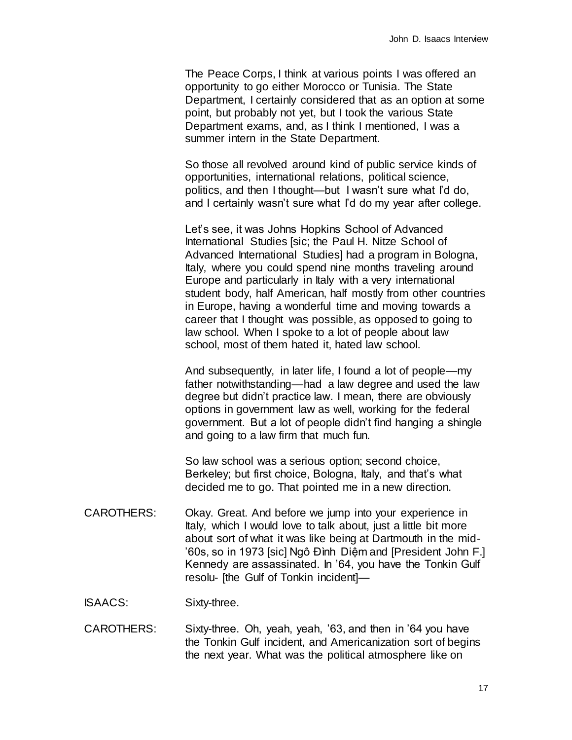The Peace Corps, I think at various points I was offered an opportunity to go either Morocco or Tunisia. The State Department, I certainly considered that as an option at some point, but probably not yet, but I took the various State Department exams, and, as I think I mentioned, I was a summer intern in the State Department.

So those all revolved around kind of public service kinds of opportunities, international relations, political science, politics, and then I thought—but I wasn't sure what I'd do, and I certainly wasn't sure what I'd do my year after college.

Let's see, it was Johns Hopkins School of Advanced International Studies [sic; the Paul H. Nitze School of Advanced International Studies] had a program in Bologna, Italy, where you could spend nine months traveling around Europe and particularly in Italy with a very international student body, half American, half mostly from other countries in Europe, having a wonderful time and moving towards a career that I thought was possible, as opposed to going to law school. When I spoke to a lot of people about law school, most of them hated it, hated law school.

And subsequently, in later life, I found a lot of people—my father notwithstanding—had a law degree and used the law degree but didn't practice law. I mean, there are obviously options in government law as well, working for the federal government. But a lot of people didn't find hanging a shingle and going to a law firm that much fun.

So law school was a serious option; second choice, Berkeley; but first choice, Bologna, Italy, and that's what decided me to go. That pointed me in a new direction.

CAROTHERS: Okay. Great. And before we jump into your experience in Italy, which I would love to talk about, just a little bit more about sort of what it was like being at Dartmouth in the mid-'60s, so in 1973 [sic] Ngô Đình Diệm and [President John F.] Kennedy are assassinated. In '64, you have the Tonkin Gulf resolu- [the Gulf of Tonkin incident]—

ISAACS: Sixty-three.

CAROTHERS: Sixty-three. Oh, yeah, yeah, '63, and then in '64 you have the Tonkin Gulf incident, and Americanization sort of begins the next year. What was the political atmosphere like on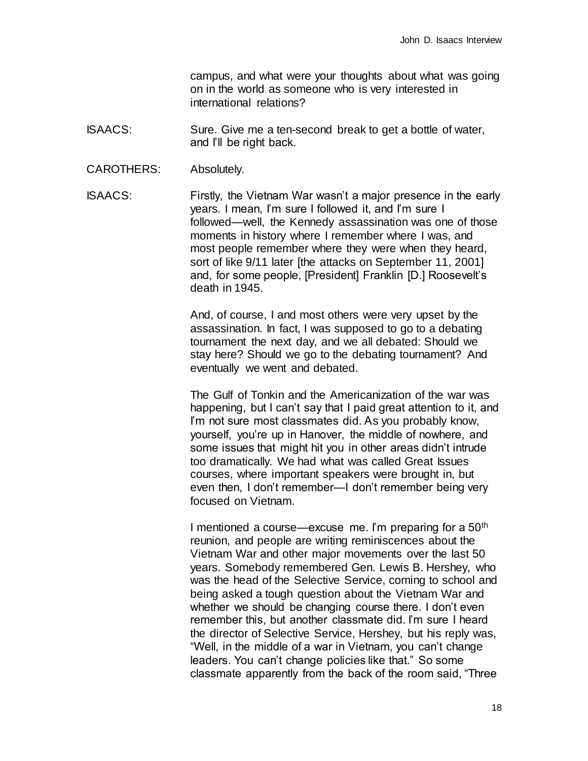campus, and what were your thoughts about what was going on in the world as someone who is very interested in international relations?

ISAACS: Sure. Give me a ten-second break to get a bottle of water, and I'll be right back.

CAROTHERS: Absolutely.

ISAACS: Firstly, the Vietnam War wasn't a major presence in the early years. I mean, I'm sure I followed it, and I'm sure I followed—well, the Kennedy assassination was one of those moments in history where I remember where I was, and most people remember where they were when they heard, sort of like 9/11 later [the attacks on September 11, 2001] and, for some people, [President] Franklin [D.] Roosevelt's death in 1945.

And, of course, I and most others were very upset by the assassination. In fact, I was supposed to go to a debating tournament the next day, and we all debated: Should we stay here? Should we go to the debating tournament? And eventually we went and debated.

The Gulf of Tonkin and the Americanization of the war was happening, but I can't say that I paid great attention to it, and I'm not sure most classmates did. As you probably know, yourself, you're up in Hanover, the middle of nowhere, and some issues that might hit you in other areas didn't intrude too dramatically. We had what was called Great Issues courses, where important speakers were brought in, but even then, I don't remember—I don't remember being very focused on Vietnam.

I mentioned a course—excuse me. I'm preparing for a 50th reunion, and people are writing reminiscences about the Vietnam War and other major movements over the last 50 years. Somebody remembered Gen. Lewis B. Hershey, who was the head of the Selective Service, coming to school and being asked a tough question about the Vietnam War and whether we should be changing course there. I don't even remember this, but another classmate did. I'm sure I heard the director of Selective Service, Hershey, but his reply was, "Well, in the middle of a war in Vietnam, you can't change leaders. You can't change policies like that." So some classmate apparently from the back of the room said, "Three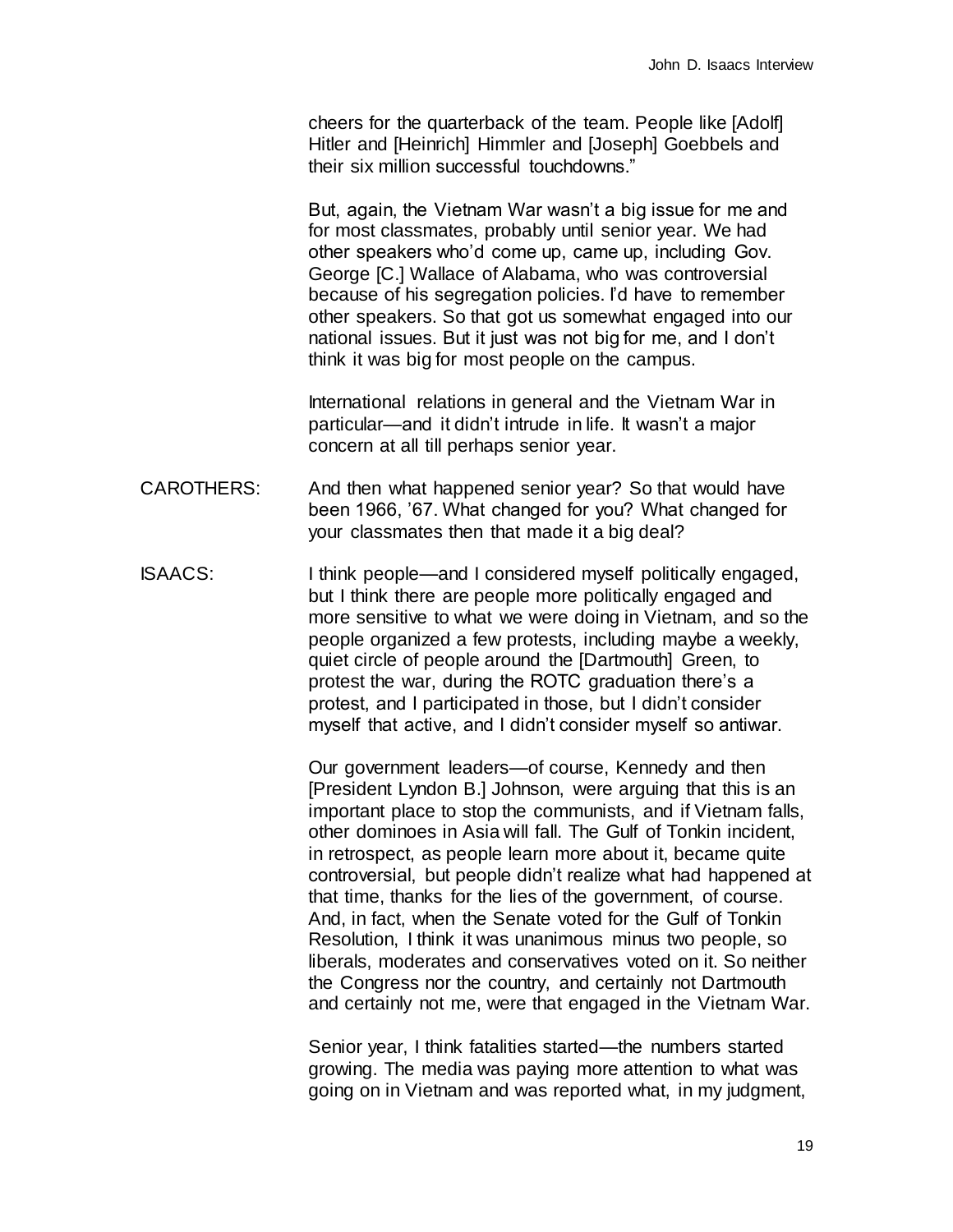cheers for the quarterback of the team. People like [Adolf] Hitler and [Heinrich] Himmler and [Joseph] Goebbels and their six million successful touchdowns."

But, again, the Vietnam War wasn't a big issue for me and for most classmates, probably until senior year. We had other speakers who'd come up, came up, including Gov. George [C.] Wallace of Alabama, who was controversial because of his segregation policies. I'd have to remember other speakers. So that got us somewhat engaged into our national issues. But it just was not big for me, and I don't think it was big for most people on the campus.

International relations in general and the Vietnam War in particular—and it didn't intrude in life. It wasn't a major concern at all till perhaps senior year.

CAROTHERS: And then what happened senior year? So that would have been 1966, '67. What changed for you? What changed for your classmates then that made it a big deal?

ISAACS: I think people—and I considered myself politically engaged, but I think there are people more politically engaged and more sensitive to what we were doing in Vietnam, and so the people organized a few protests, including maybe a weekly, quiet circle of people around the [Dartmouth] Green, to protest the war, during the ROTC graduation there's a protest, and I participated in those, but I didn't consider myself that active, and I didn't consider myself so antiwar.

Our government leaders—of course, Kennedy and then [President Lyndon B.] Johnson, were arguing that this is an important place to stop the communists, and if Vietnam falls, other dominoes in Asia will fall. The Gulf of Tonkin incident, in retrospect, as people learn more about it, became quite controversial, but people didn't realize what had happened at that time, thanks for the lies of the government, of course. And, in fact, when the Senate voted for the Gulf of Tonkin Resolution, I think it was unanimous minus two people, so liberals, moderates and conservatives voted on it. So neither the Congress nor the country, and certainly not Dartmouth and certainly not me, were that engaged in the Vietnam War.

Senior year, I think fatalities started—the numbers started growing. The media was paying more attention to what was going on in Vietnam and was reported what, in my judgment,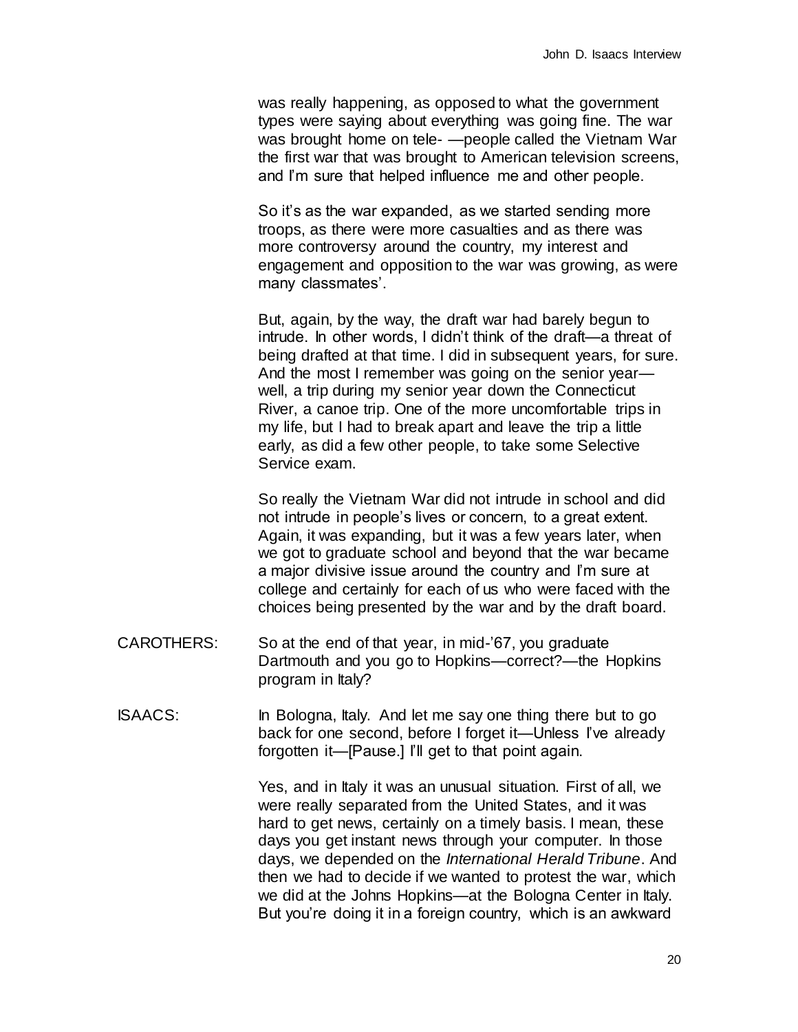was really happening, as opposed to what the government types were saying about everything was going fine. The war was brought home on tele- —people called the Vietnam War the first war that was brought to American television screens, and I'm sure that helped influence me and other people.

So it's as the war expanded, as we started sending more troops, as there were more casualties and as there was more controversy around the country, my interest and engagement and opposition to the war was growing, as were many classmates'.

But, again, by the way, the draft war had barely begun to intrude. In other words, I didn't think of the draft—a threat of being drafted at that time. I did in subsequent years, for sure. And the most I remember was going on the senior year—well, a trip during my senior year down the Connecticut River, a canoe trip. One of the more uncomfortable trips in my life, but I had to break apart and leave the trip a little early, as did a few other people, to take some Selective Service exam.

So really the Vietnam War did not intrude in school and did not intrude in people's lives or concern, to a great extent. Again, it was expanding, but it was a few years later, when we got to graduate school and beyond that the war became a major divisive issue around the country and I'm sure at college and certainly for each of us who were faced with the choices being presented by the war and by the draft board.

CAROTHERS: So at the end of that year, in mid-'67, you graduate Dartmouth and you go to Hopkins—correct?—the Hopkins program in Italy?

ISAACS: In Bologna, Italy. And let me say one thing there but to go back for one second, before I forget it—Unless I've already forgotten it—[Pause.] I'll get to that point again.

Yes, and in Italy it was an unusual situation. First of all, we were really separated from the United States, and it was hard to get news, certainly on a timely basis. I mean, these days you get instant news through your computer. In those days, we depended on the *International Herald Tribune*. And then we had to decide if we wanted to protest the war, which we did at the Johns Hopkins—at the Bologna Center in Italy. But you're doing it in a foreign country, which is an awkward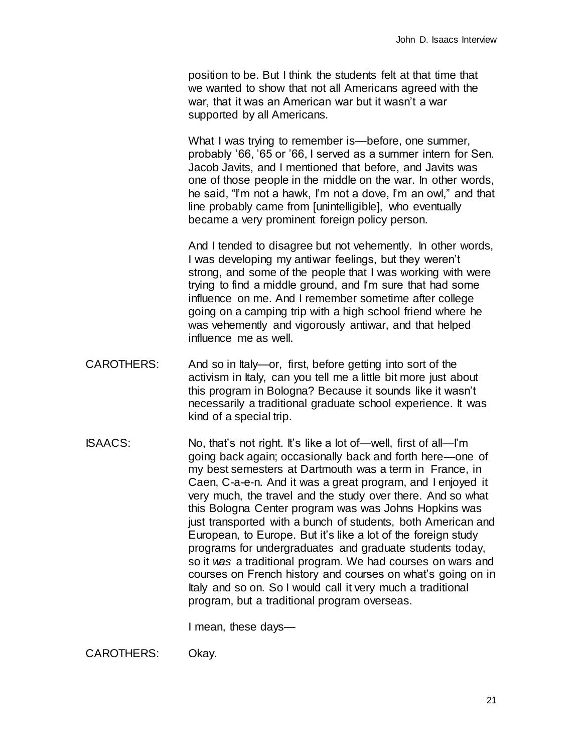position to be. But I think the students felt at that time that we wanted to show that not all Americans agreed with the war, that it was an American war but it wasn't a war supported by all Americans.

What I was trying to remember is—before, one summer, probably '66, '65 or '66, I served as a summer intern for Sen. Jacob Javits, and I mentioned that before, and Javits was one of those people in the middle on the war. In other words, he said, "I'm not a hawk, I'm not a dove, I'm an owl," and that line probably came from [unintelligible], who eventually became a very prominent foreign policy person.

And I tended to disagree but not vehemently. In other words, I was developing my antiwar feelings, but they weren't strong, and some of the people that I was working with were trying to find a middle ground, and I'm sure that had some influence on me. And I remember sometime after college going on a camping trip with a high school friend where he was vehemently and vigorously antiwar, and that helped influence me as well.

CAROTHERS: And so in Italy—or, first, before getting into sort of the activism in Italy, can you tell me a little bit more just about this program in Bologna? Because it sounds like it wasn't necessarily a traditional graduate school experience. It was kind of a special trip.

ISAACS: No, that's not right. It's like a lot of—well, first of all—I'm going back again; occasionally back and forth here—one of my best semesters at Dartmouth was a term in France, in Caen, C-a-e-n. And it was a great program, and I enjoyed it very much, the travel and the study over there. And so what this Bologna Center program was was Johns Hopkins was just transported with a bunch of students, both American and European, to Europe. But it's like a lot of the foreign study programs for undergraduates and graduate students today, so it *was* a traditional program. We had courses on wars and courses on French history and courses on what's going on in Italy and so on. So I would call it very much a traditional program, but a traditional program overseas.

I mean, these days—

CAROTHERS: Okay.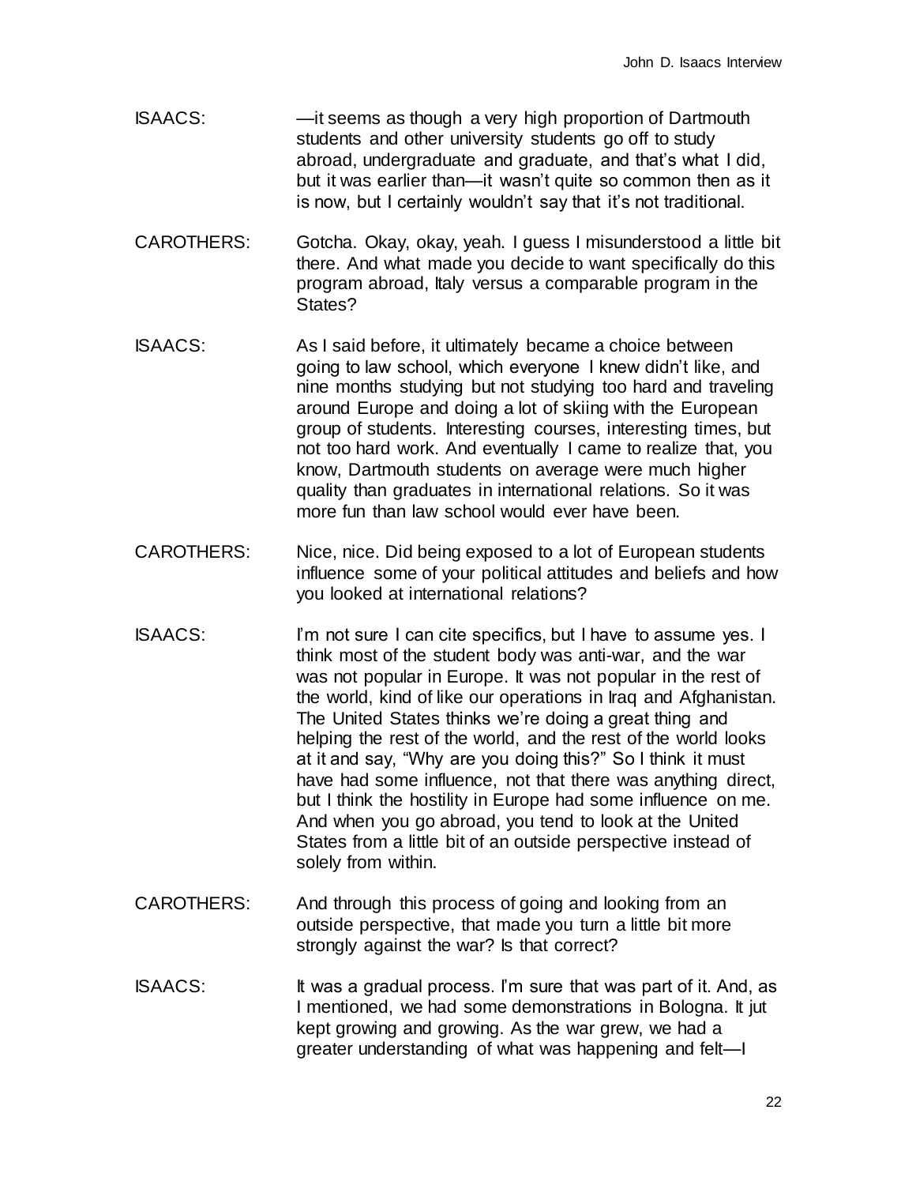ISAACS: —it seems as though a very high proportion of Dartmouth students and other university students go off to study abroad, undergraduate and graduate, and that's what I did, but it was earlier than—it wasn't quite so common then as it is now, but I certainly wouldn't say that it's not traditional.

CAROTHERS: Gotcha. Okay, okay, yeah. I guess I misunderstood a little bit there. And what made you decide to want specifically do this program abroad, Italy versus a comparable program in the States?

ISAACS: As I said before, it ultimately became a choice between going to law school, which everyone I knew didn't like, and nine months studying but not studying too hard and traveling around Europe and doing a lot of skiing with the European group of students. Interesting courses, interesting times, but not too hard work. And eventually I came to realize that, you know, Dartmouth students on average were much higher quality than graduates in international relations. So it was more fun than law school would ever have been.

CAROTHERS: Nice, nice. Did being exposed to a lot of European students influence some of your political attitudes and beliefs and how you looked at international relations?

ISAACS: I'm not sure I can cite specifics, but I have to assume yes. I think most of the student body was anti-war, and the war was not popular in Europe. It was not popular in the rest of the world, kind of like our operations in Iraq and Afghanistan. The United States thinks we're doing a great thing and helping the rest of the world, and the rest of the world looks at it and say, "Why are you doing this?" So I think it must have had some influence, not that there was anything direct, but I think the hostility in Europe had some influence on me. And when you go abroad, you tend to look at the United States from a little bit of an outside perspective instead of solely from within.

CAROTHERS: And through this process of going and looking from an outside perspective, that made you turn a little bit more strongly against the war? Is that correct?

ISAACS: It was a gradual process. I'm sure that was part of it. And, as I mentioned, we had some demonstrations in Bologna. It just kept growing and growing. As the war grew, we had a greater understanding of what was happening and felt—I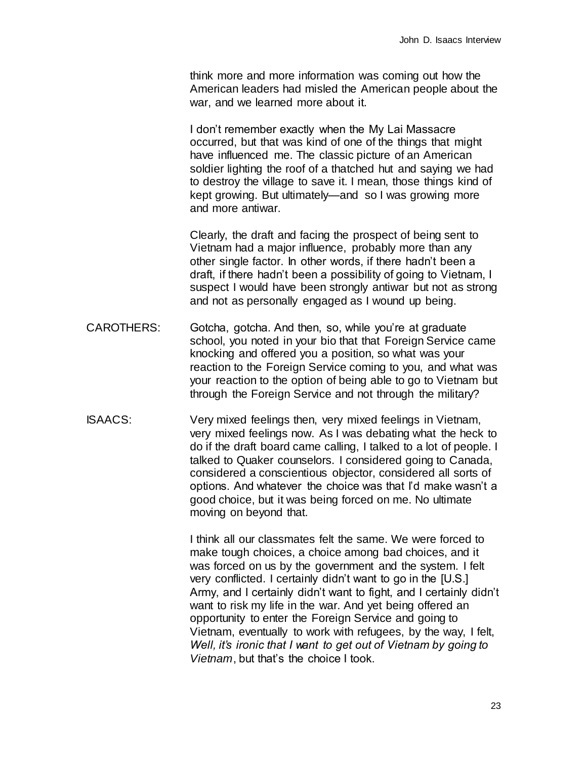think more and more information was coming out how the American leaders had misled the American people about the war, and we learned more about it.

I don't remember exactly when the My Lai Massacre occurred, but that was kind of one of the things that might have influenced me. The classic picture of an American soldier lighting the roof of a thatched hut and saying we had to destroy the village to save it. I mean, those things kind of kept growing. But ultimately—and so I was growing more and more antiwar.

Clearly, the draft and facing the prospect of being sent to Vietnam had a major influence, probably more than any other single factor. In other words, if there hadn't been a draft, if there hadn't been a possibility of going to Vietnam, I suspect I would have been strongly antiwar but not as strong and not as personally engaged as I wound up being.

CAROTHERS: Gotcha, gotcha. And then, so, while you're at graduate school, you noted in your bio that that Foreign Service came knocking and offered you a position, so what was your reaction to the Foreign Service coming to you, and what was your reaction to the option of being able to go to Vietnam but through the Foreign Service and not through the military?

ISAACS: Very mixed feelings then, very mixed feelings in Vietnam, very mixed feelings now. As I was debating what the heck to do if the draft board came calling, I talked to a lot of people. I talked to Quaker counselors. I considered going to Canada, considered a conscientious objector, considered all sorts of options. And whatever the choice was that I'd make wasn't a good choice, but it was being forced on me. No ultimate moving on beyond that.

I think all our classmates felt the same. We were forced to make tough choices, a choice among bad choices, and it was forced on us by the government and the system. I felt very conflicted. I certainly didn't want to go in the [U.S.] Army, and I certainly didn't want to fight, and I certainly didn't want to risk my life in the war. And yet being offered an opportunity to enter the Foreign Service and going to Vietnam, eventually to work with refugees, by the way, I felt, *Well, it's ironic that I want to get out of Vietnam by going to Vietnam*, but that's the choice I took.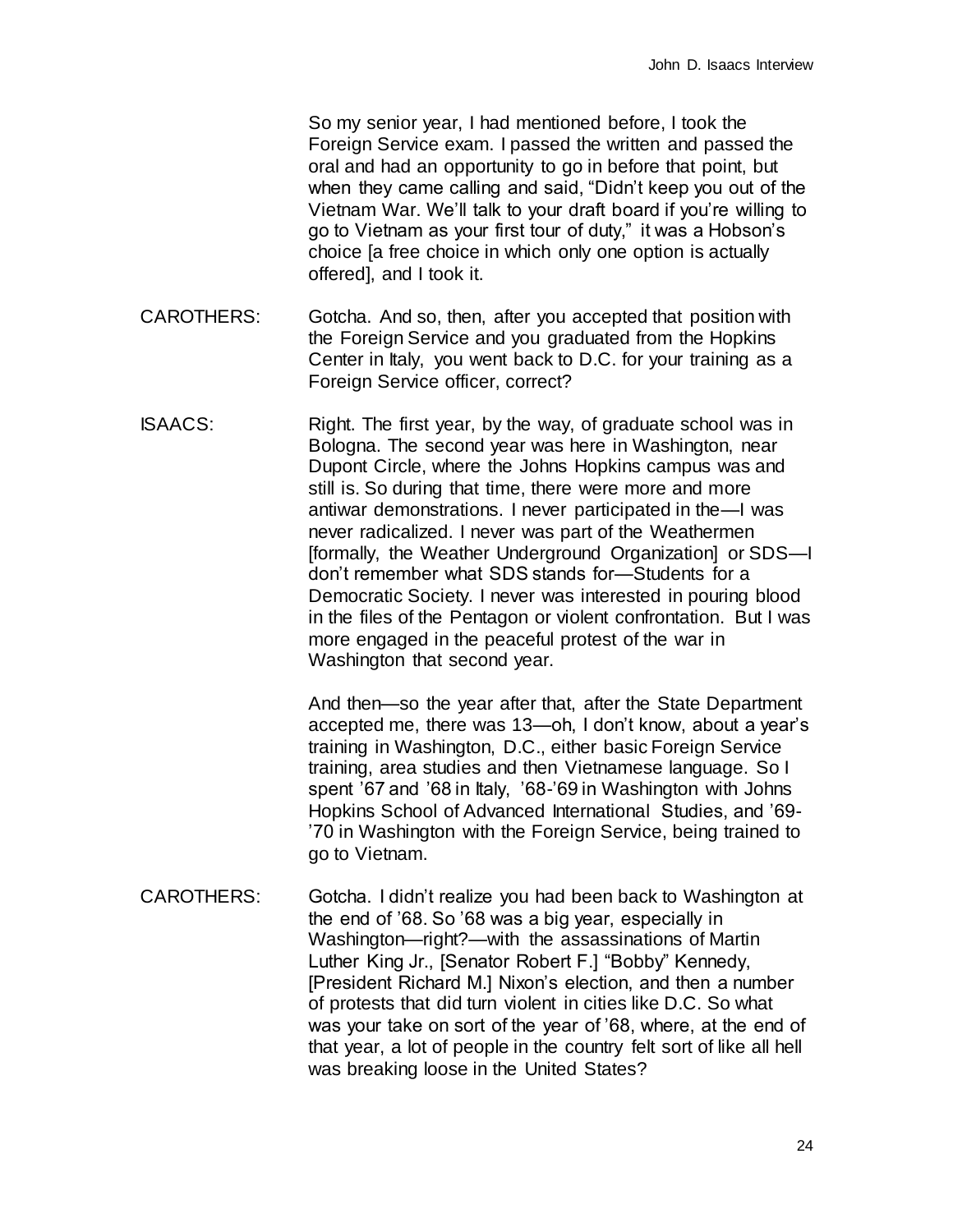So my senior year, I had mentioned before, I took the Foreign Service exam. I passed the written and passed the oral and had an opportunity to go in before that point, but when they came calling and said, "Didn't keep you out of the Vietnam War. We'll talk to your draft board if you're willing to go to Vietnam as your first tour of duty," it was a Hobson's choice [a free choice in which only one option is actually offered], and I took it.

CAROTHERS: Gotcha. And so, then, after you accepted that position with the Foreign Service and you graduated from the Hopkins Center in Italy, you went back to D.C. for your training as a Foreign Service officer, correct?

ISAACS: Right. The first year, by the way, of graduate school was in Bologna. The second year was here in Washington, near Dupont Circle, where the Johns Hopkins campus was and still is. So during that time, there were more and more antiwar demonstrations. I never participated in the—I was never radicalized. I never was part of the Weathermen [formally, the Weather Underground Organization] or SDS—I don't remember what SDS stands for—Students for a Democratic Society. I never was interested in pouring blood in the files of the Pentagon or violent confrontation. But I was more engaged in the peaceful protest of the war in Washington that second year.

And then—so the year after that, after the State Department accepted me, there was 13—oh, I don't know, about a year's training in Washington, D.C., either basic Foreign Service training, area studies and then Vietnamese language. So I spent '67 and '68 in Italy, '68-'69 in Washington with Johns Hopkins School of Advanced International Studies, and '69-'70 in Washington with the Foreign Service, being trained to go to Vietnam.

CAROTHERS: Gotcha. I didn't realize you had been back to Washington at the end of '68. So '68 was a big year, especially in Washington—right?—with the assassinations of Martin Luther King Jr., [Senator Robert F.] "Bobby" Kennedy, [President Richard M.] Nixon's election, and then a number of protests that did turn violent in cities like D.C. So what was your take on sort of the year of '68, where, at the end of that year, a lot of people in the country felt sort of like all hell was breaking loose in the United States?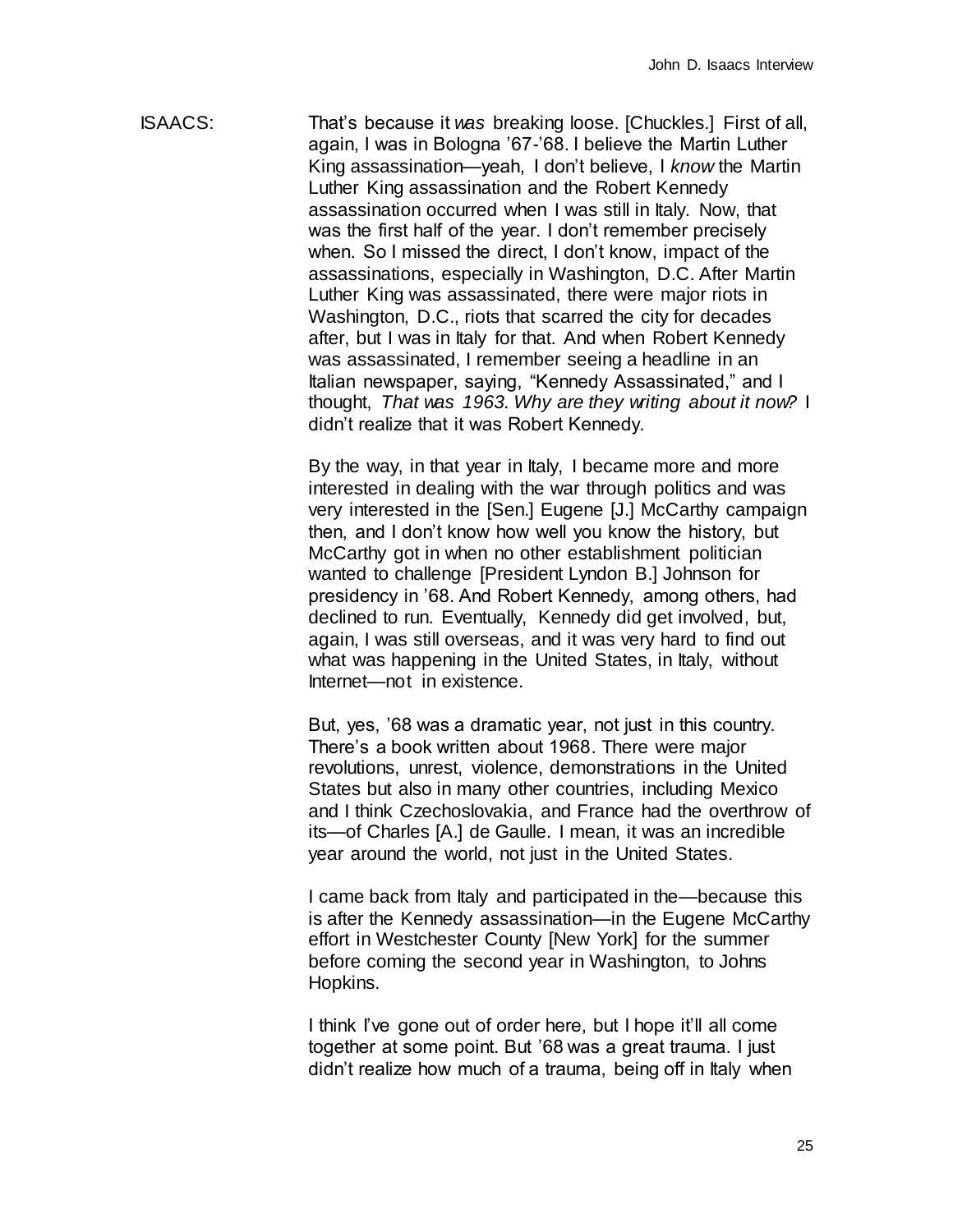ISAACS: That's because it *was* breaking loose. [Chuckles.] First of all, again, I was in Bologna '67-'68. I believe the Martin Luther King assassination—yeah, I don't believe, I *know* the Martin Luther King assassination and the Robert Kennedy assassination occurred when I was still in Italy. Now, that was the first half of the year. I don't remember precisely when. So I missed the direct, I don't know, impact of the assassinations, especially in Washington, D.C. After Martin Luther King was assassinated, there were major riots in Washington, D.C., riots that scarred the city for decades after, but I was in Italy for that. And when Robert Kennedy was assassinated, I remember seeing a headline in an Italian newspaper, saying, "Kennedy Assassinated," and I thought, *That was 1963. Why are they writing about it now?* I didn't realize that it was Robert Kennedy.

By the way, in that year in Italy, I became more and more interested in dealing with the war through politics and was very interested in the [Sen.] Eugene [J.] McCarthy campaign then, and I don't know how well you know the history, but McCarthy got in when no other establishment politician wanted to challenge [President Lyndon B.] Johnson for presidency in '68. And Robert Kennedy, among others, had declined to run. Eventually, Kennedy did get involved, but, again, I was still overseas, and it was very hard to find out what was happening in the United States, in Italy, without Internet—not in existence.

But, yes, '68 was a dramatic year, not just in this country. There's a book written about 1968. There were major revolutions, unrest, violence, demonstrations in the United States but also in many other countries, including Mexico and I think Czechoslovakia, and France had the overthrow of its—of Charles [A.] de Gaulle. I mean, it was an incredible year around the world, not just in the United States.

I came back from Italy and participated in the—because this is after the Kennedy assassination—in the Eugene McCarthy effort in Westchester County [New York] for the summer before coming the second year in Washington, to Johns Hopkins.

I think I've gone out of order here, but I hope it'll all come together at some point. But '68 was a great trauma. I just didn't realize how much of a trauma, being off in Italy when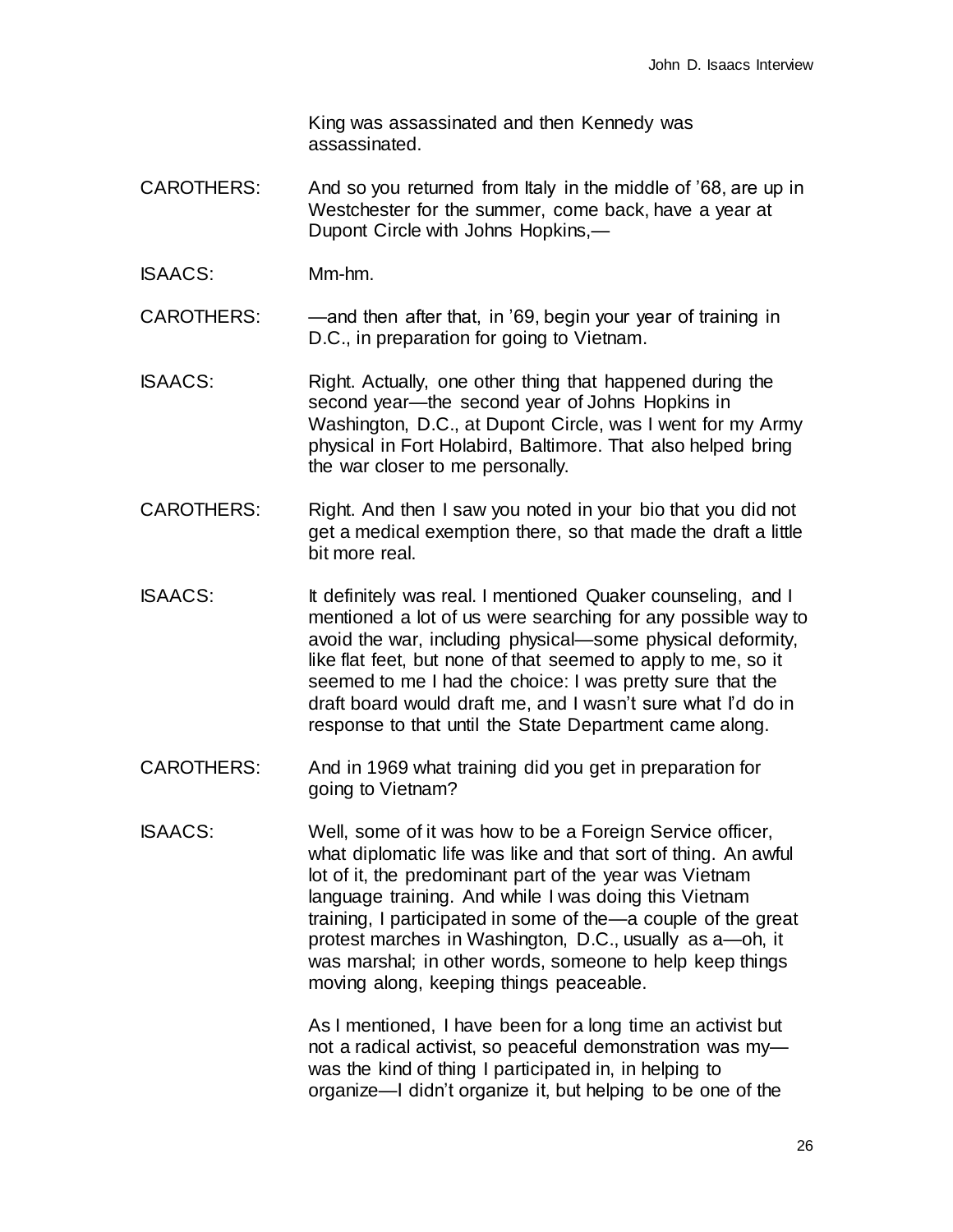King was assassinated and then Kennedy was assassinated.

CAROTHERS: And so you returned from Italy in the middle of ’68, are up in Westchester for the summer, come back, have a year at Dupont Circle with Johns Hopkins,—

ISAACS: Mm-hm.

CAROTHERS: —and then after that, in ’69, begin your year of training in D.C., in preparation for going to Vietnam.

ISAACS: Right. Actually, one other thing that happened during the second year—the second year of Johns Hopkins in Washington, D.C., at Dupont Circle, was I went for my Army physical in Fort Holabird, Baltimore. That also helped bring the war closer to me personally.

CAROTHERS: Right. And then I saw you noted in your bio that you did not get a medical exemption there, so that made the draft a little bit more real.

ISAACS: It definitely was real. I mentioned Quaker counseling, and I mentioned a lot of us were searching for any possible way to avoid the war, including physical—some physical deformity, like flat feet, but none of that seemed to apply to me, so it seemed to me I had the choice: I was pretty sure that the draft board would draft me, and I wasn’t sure what I’d do in response to that until the State Department came along.

CAROTHERS: And in 1969 what training did you get in preparation for going to Vietnam?

ISAACS: Well, some of it was how to be a Foreign Service officer, what diplomatic life was like and that sort of thing. An awful lot of it, the predominant part of the year was Vietnam language training. And while I was doing this Vietnam training, I participated in some of the—a couple of the great protest marches in Washington, D.C., usually as a—oh, it was marshal; in other words, someone to help keep things moving along, keeping things peaceable.

As I mentioned, I have been for a long time an activist but not a radical activist, so peaceful demonstration was my—was the kind of thing I participated in, in helping to organize—I didn’t organize it, but helping to be one of the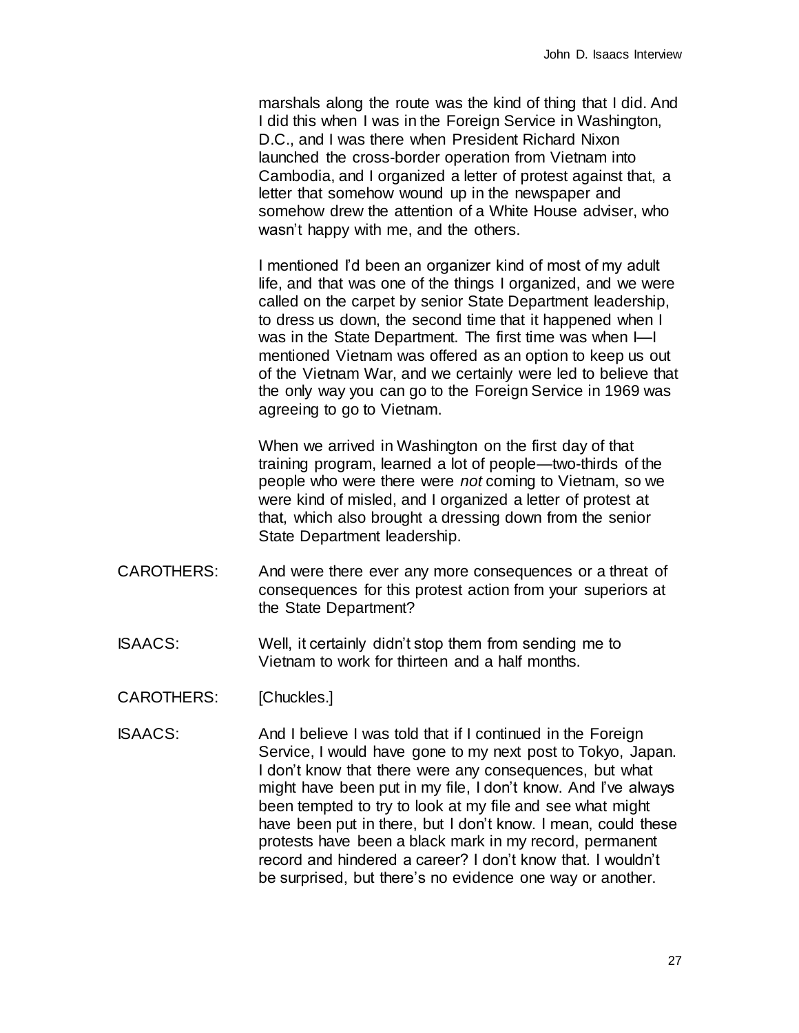marshals along the route was the kind of thing that I did. And I did this when I was in the Foreign Service in Washington, D.C., and I was there when President Richard Nixon launched the cross-border operation from Vietnam into Cambodia, and I organized a letter of protest against that, a letter that somehow wound up in the newspaper and somehow drew the attention of a White House adviser, who wasn't happy with me, and the others.

I mentioned I'd been an organizer kind of most of my adult life, and that was one of the things I organized, and we were called on the carpet by senior State Department leadership, to dress us down, the second time that it happened when I was in the State Department. The first time was when I—I mentioned Vietnam was offered as an option to keep us out of the Vietnam War, and we certainly were led to believe that the only way you can go to the Foreign Service in 1969 was agreeing to go to Vietnam.

When we arrived in Washington on the first day of that training program, learned a lot of people—two-thirds of the people who were there were *not* coming to Vietnam, so we were kind of misled, and I organized a letter of protest at that, which also brought a dressing down from the senior State Department leadership.

CAROTHERS: And were there ever any more consequences or a threat of consequences for this protest action from your superiors at the State Department?

ISAACS: Well, it certainly didn't stop them from sending me to Vietnam to work for thirteen and a half months.

CAROTHERS: [Chuckles.]

ISAACS: And I believe I was told that if I continued in the Foreign Service, I would have gone to my next post to Tokyo, Japan. I don't know that there were any consequences, but what might have been put in my file, I don't know. And I've always been tempted to try to look at my file and see what might have been put in there, but I don't know. I mean, could these protests have been a black mark in my record, permanent record and hindered a career? I don't know that. I wouldn't be surprised, but there's no evidence one way or another.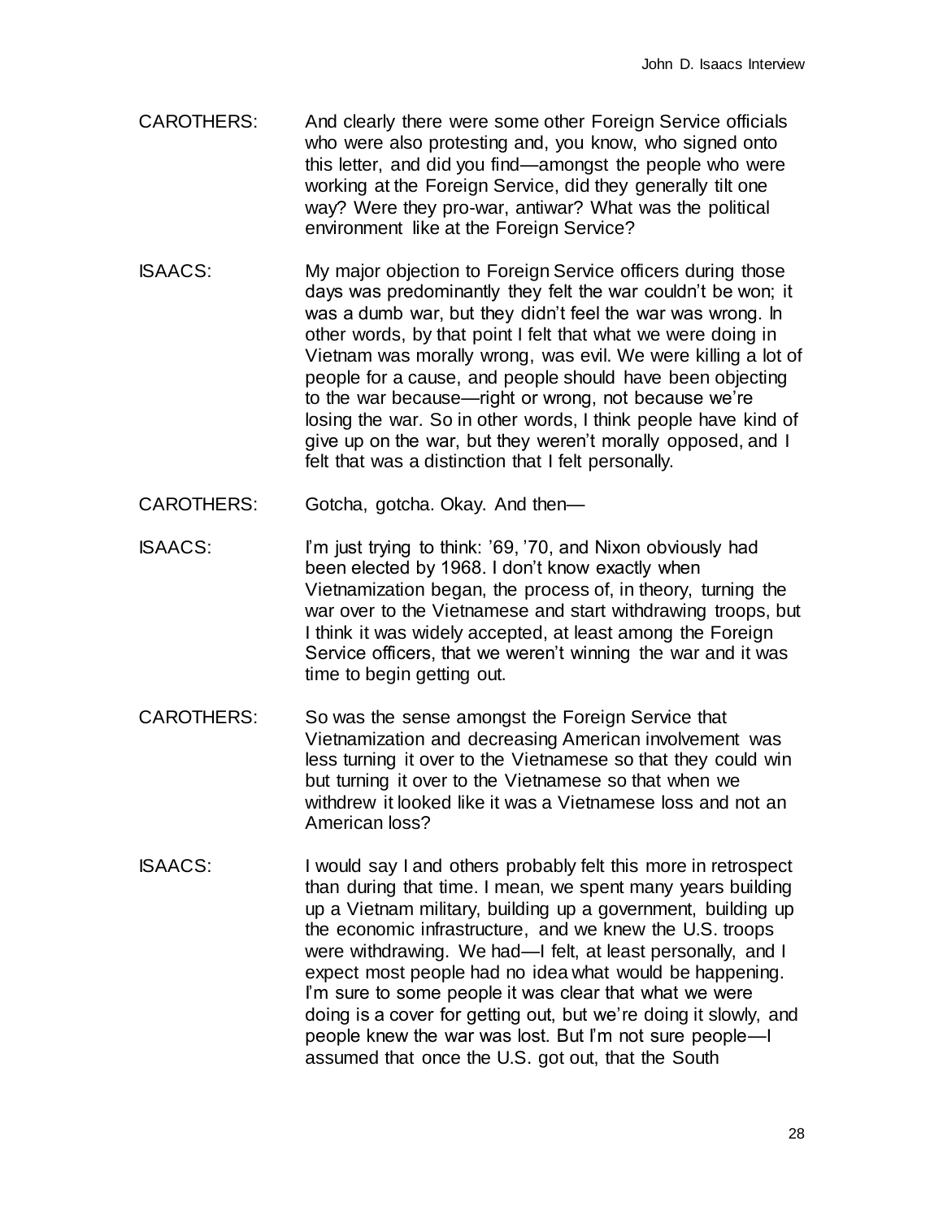CAROTHERS: And clearly there were some other Foreign Service officials who were also protesting and, you know, who signed onto this letter, and did you find—amongst the people who were working at the Foreign Service, did they generally tilt one way? Were they pro-war, antiwar? What was the political environment like at the Foreign Service?

ISAACS: My major objection to Foreign Service officers during those days was predominantly they felt the war couldn't be won; it was a dumb war, but they didn't feel the war was wrong. In other words, by that point I felt that what we were doing in Vietnam was morally wrong, was evil. We were killing a lot of people for a cause, and people should have been objecting to the war because—right or wrong, not because we're losing the war. So in other words, I think people have kind of give up on the war, but they weren't morally opposed, and I felt that was a distinction that I felt personally.

CAROTHERS: Gotcha, gotcha. Okay. And then—

ISAACS: I'm just trying to think: '69, '70, and Nixon obviously had been elected by 1968. I don't know exactly when Vietnamization began, the process of, in theory, turning the war over to the Vietnamese and start withdrawing troops, but I think it was widely accepted, at least among the Foreign Service officers, that we weren't winning the war and it was time to begin getting out.

CAROTHERS: So was the sense amongst the Foreign Service that Vietnamization and decreasing American involvement was less turning it over to the Vietnamese so that they could win but turning it over to the Vietnamese so that when we withdrew it looked like it was a Vietnamese loss and not an American loss?

ISAACS: I would say I and others probably felt this more in retrospect than during that time. I mean, we spent many years building up a Vietnam military, building up a government, building up the economic infrastructure, and we knew the U.S. troops were withdrawing. We had—I felt, at least personally, and I expect most people had no idea what would be happening. I'm sure to some people it was clear that what we were doing is a cover for getting out, but we're doing it slowly, and people knew the war was lost. But I'm not sure people—I assumed that once the U.S. got out, that the South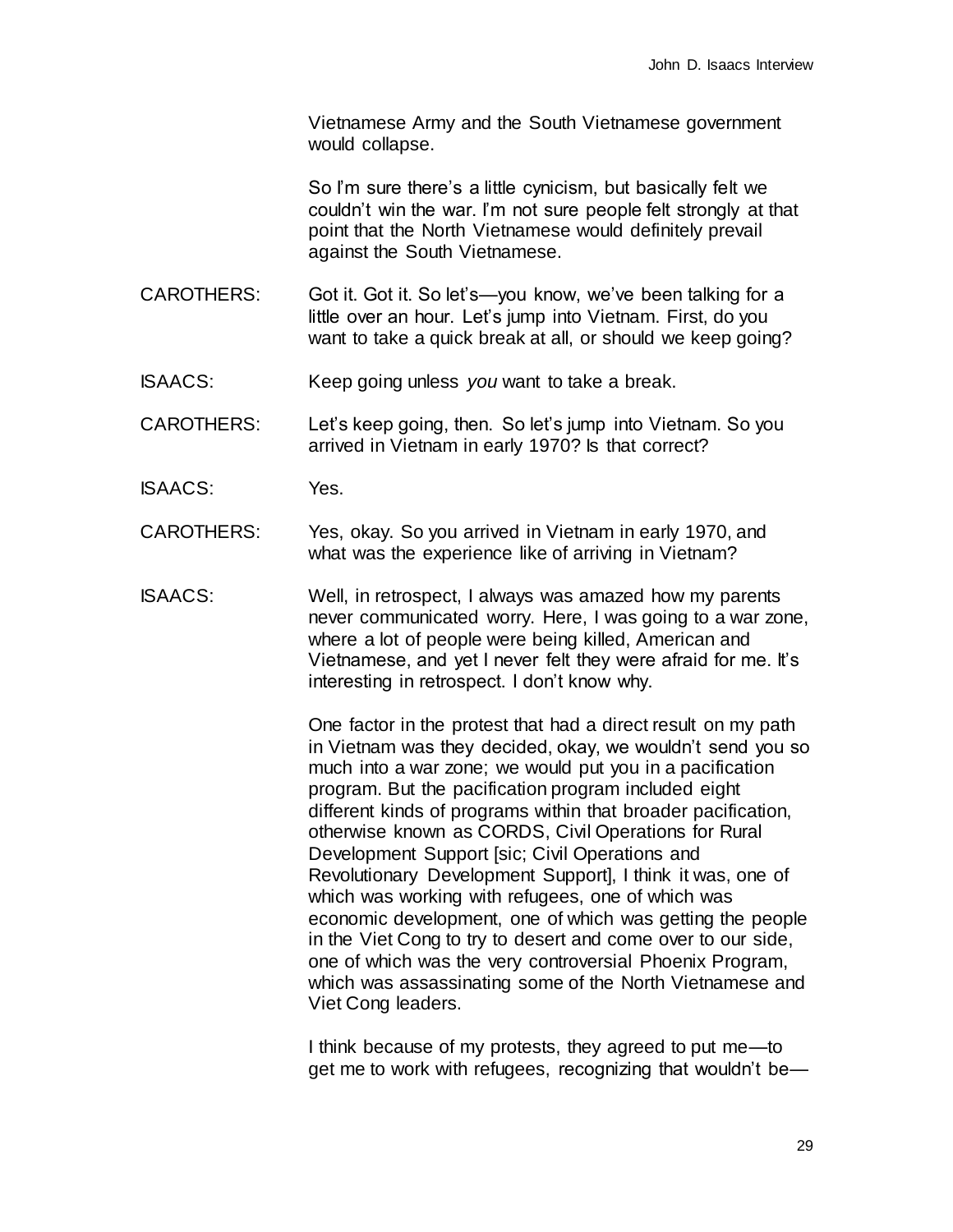Vietnamese Army and the South Vietnamese government would collapse.

So I'm sure there's a little cynicism, but basically felt we couldn't win the war. I'm not sure people felt strongly at that point that the North Vietnamese would definitely prevail against the South Vietnamese.

CAROTHERS: Got it. Got it. So let's—you know, we've been talking for a little over an hour. Let's jump into Vietnam. First, do you want to take a quick break at all, or should we keep going?

ISAACS: Keep going unless *you* want to take a break.

CAROTHERS: Let's keep going, then. So let's jump into Vietnam. So you arrived in Vietnam in early 1970? Is that correct?

ISAACS: Yes.

CAROTHERS: Yes, okay. So you arrived in Vietnam in early 1970, and what was the experience like of arriving in Vietnam?

ISAACS: Well, in retrospect, I always was amazed how my parents never communicated worry. Here, I was going to a war zone, where a lot of people were being killed, American and Vietnamese, and yet I never felt they were afraid for me. It's interesting in retrospect. I don't know why.

One factor in the protest that had a direct result on my path in Vietnam was they decided, okay, we wouldn't send you so much into a war zone; we would put you in a pacification program. But the pacification program included eight different kinds of programs within that broader pacification, otherwise known as CORDS, Civil Operations for Rural Development Support [sic; Civil Operations and Revolutionary Development Support], I think it was, one of which was working with refugees, one of which was economic development, one of which was getting the people in the Viet Cong to try to desert and come over to our side, one of which was the very controversial Phoenix Program, which was assassinating some of the North Vietnamese and Viet Cong leaders.

I think because of my protests, they agreed to put me—to get me to work with refugees, recognizing that wouldn't be—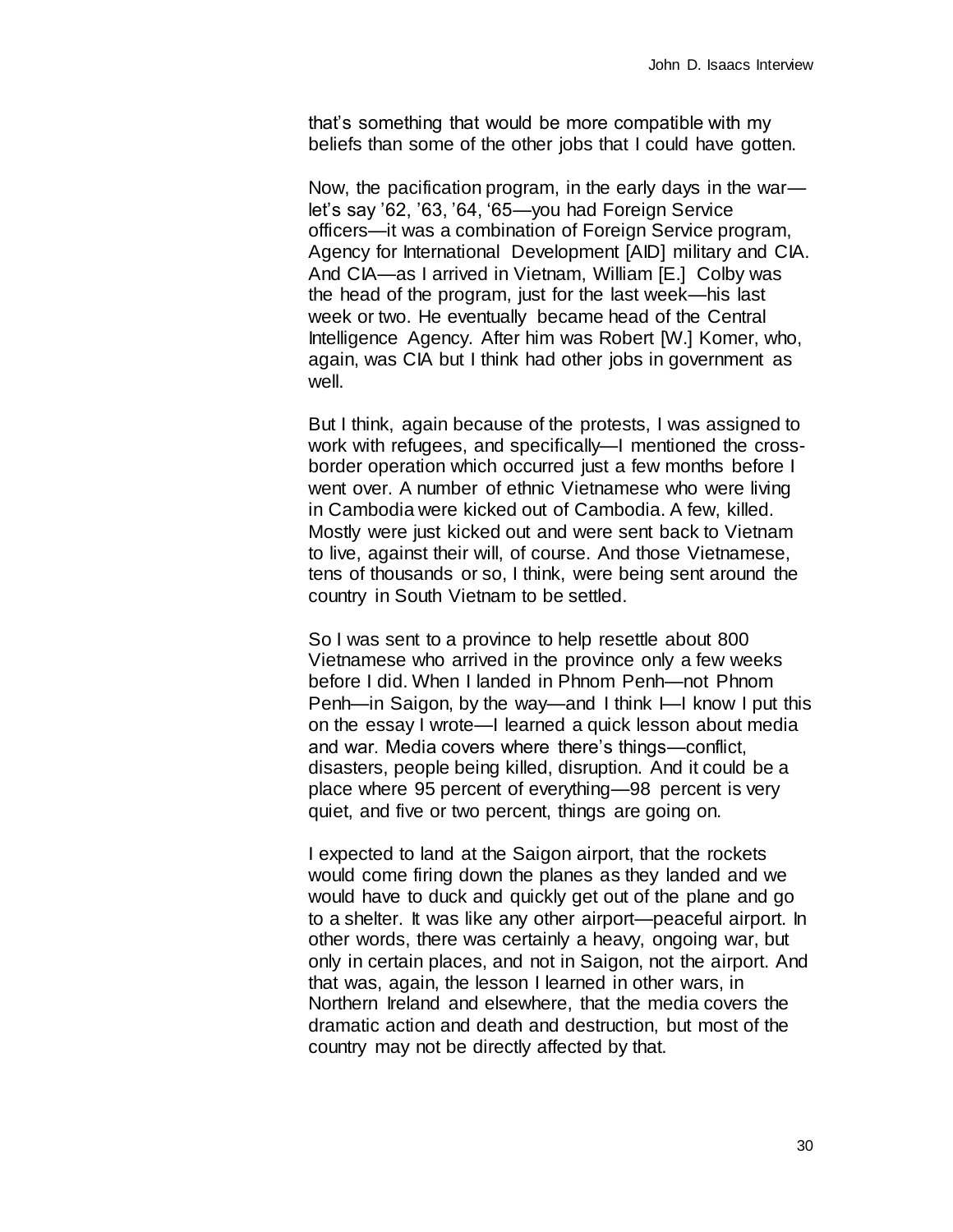that's something that would be more compatible with my beliefs than some of the other jobs that I could have gotten.

Now, the pacification program, in the early days in the war—let's say '62, '63, '64, '65—you had Foreign Service officers—it was a combination of Foreign Service program, Agency for International Development [AID] military and CIA. And CIA—as I arrived in Vietnam, William [E.] Colby was the head of the program, just for the last week—his last week or two. He eventually became head of the Central Intelligence Agency. After him was Robert [W.] Komer, who, again, was CIA but I think had other jobs in government as well.

But I think, again because of the protests, I was assigned to work with refugees, and specifically—I mentioned the cross-border operation which occurred just a few months before I went over. A number of ethnic Vietnamese who were living in Cambodia were kicked out of Cambodia. A few, killed. Mostly were just kicked out and were sent back to Vietnam to live, against their will, of course. And those Vietnamese, tens of thousands or so, I think, were being sent around the country in South Vietnam to be settled.

So I was sent to a province to help resettle about 800 Vietnamese who arrived in the province only a few weeks before I did. When I landed in Phnom Penh—not Phnom Penh—in Saigon, by the way—and I think I—I know I put this on the essay I wrote—I learned a quick lesson about media and war. Media covers where there's things—conflict, disasters, people being killed, disruption. And it could be a place where 95 percent of everything—98 percent is very quiet, and five or two percent, things are going on.

I expected to land at the Saigon airport, that the rockets would come firing down the planes as they landed and we would have to duck and quickly get out of the plane and go to a shelter. It was like any other airport—peaceful airport. In other words, there was certainly a heavy, ongoing war, but only in certain places, and not in Saigon, not the airport. And that was, again, the lesson I learned in other wars, in Northern Ireland and elsewhere, that the media covers the dramatic action and death and destruction, but most of the country may not be directly affected by that.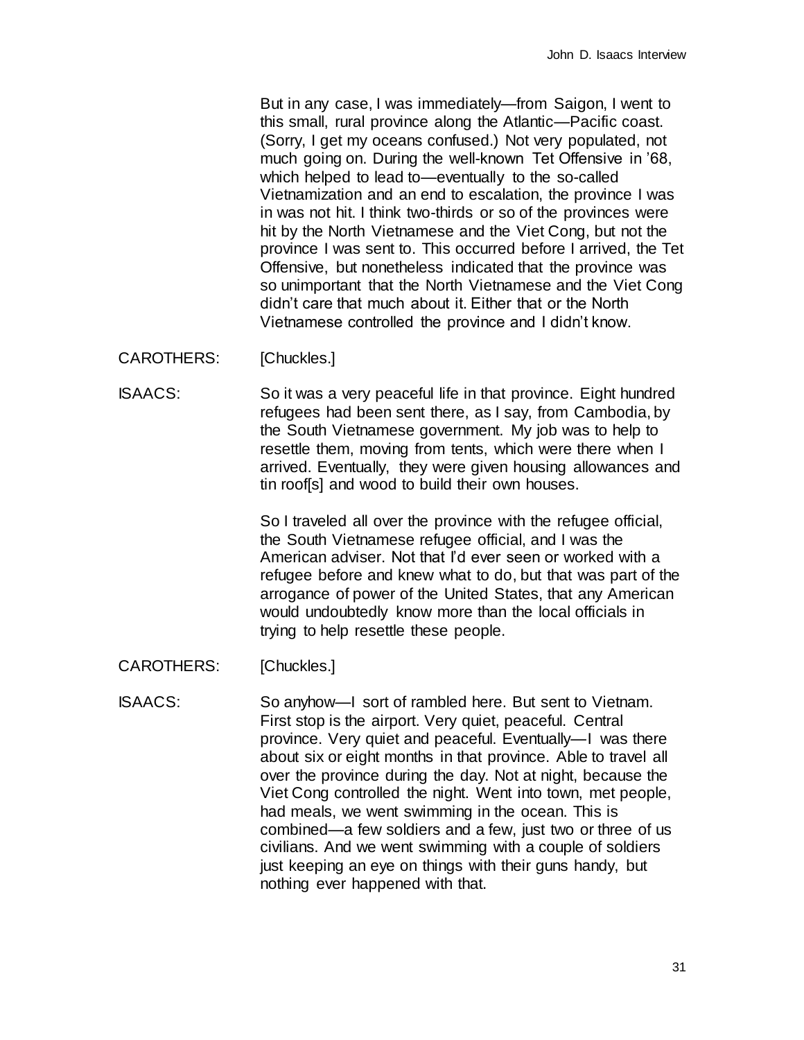But in any case, I was immediately—from Saigon, I went to this small, rural province along the Atlantic—Pacific coast. (Sorry, I get my oceans confused.) Not very populated, not much going on. During the well-known Tet Offensive in ’68, which helped to lead to—eventually to the so-called Vietnamization and an end to escalation, the province I was in was not hit. I think two-thirds or so of the provinces were hit by the North Vietnamese and the Viet Cong, but not the province I was sent to. This occurred before I arrived, the Tet Offensive, but nonetheless indicated that the province was so unimportant that the North Vietnamese and the Viet Cong didn’t care that much about it. Either that or the North Vietnamese controlled the province and I didn’t know.

CAROTHERS: [Chuckles.]

ISAACS: So it was a very peaceful life in that province. Eight hundred refugees had been sent there, as I say, from Cambodia, by the South Vietnamese government. My job was to help to resettle them, moving from tents, which were there when I arrived. Eventually, they were given housing allowances and tin roof[s] and wood to build their own houses.

So I traveled all over the province with the refugee official, the South Vietnamese refugee official, and I was the American adviser. Not that I’d ever seen or worked with a refugee before and knew what to do, but that was part of the arrogance of power of the United States, that any American would undoubtedly know more than the local officials in trying to help resettle these people.

CAROTHERS: [Chuckles.]

ISAACS: So anyhow—I sort of rambled here. But sent to Vietnam. First stop is the airport. Very quiet, peaceful. Central province. Very quiet and peaceful. Eventually—I was there about six or eight months in that province. Able to travel all over the province during the day. Not at night, because the Viet Cong controlled the night. Went into town, met people, had meals, we went swimming in the ocean. This is combined—a few soldiers and a few, just two or three of us civilians. And we went swimming with a couple of soldiers just keeping an eye on things with their guns handy, but nothing ever happened with that.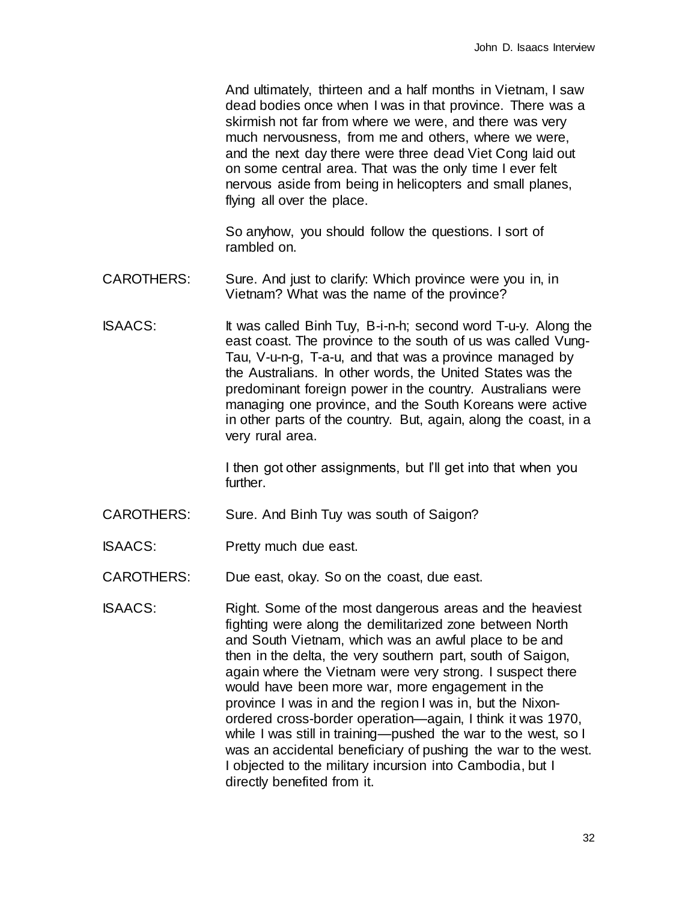And ultimately, thirteen and a half months in Vietnam, I saw dead bodies once when I was in that province. There was a skirmish not far from where we were, and there was very much nervousness, from me and others, where we were, and the next day there were three dead Viet Cong laid out on some central area. That was the only time I ever felt nervous aside from being in helicopters and small planes, flying all over the place.

So anyhow, you should follow the questions. I sort of rambled on.

CAROTHERS: Sure. And just to clarify: Which province were you in, in Vietnam? What was the name of the province?

ISAACS: It was called Binh Tuy, B-i-n-h; second word T-u-y. Along the east coast. The province to the south of us was called Vung-Tau, V-u-n-g, T-a-u, and that was a province managed by the Australians. In other words, the United States was the predominant foreign power in the country. Australians were managing one province, and the South Koreans were active in other parts of the country. But, again, along the coast, in a very rural area.

I then got other assignments, but I'll get into that when you further.

CAROTHERS: Sure. And Binh Tuy was south of Saigon?

ISAACS: Pretty much due east.

CAROTHERS: Due east, okay. So on the coast, due east.

ISAACS: Right. Some of the most dangerous areas and the heaviest fighting were along the demilitarized zone between North and South Vietnam, which was an awful place to be and then in the delta, the very southern part, south of Saigon, again where the Vietnam were very strong. I suspect there would have been more war, more engagement in the province I was in and the region I was in, but the Nixon-ordered cross-border operation—again, I think it was 1970, while I was still in training—pushed the war to the west, so I was an accidental beneficiary of pushing the war to the west. I objected to the military incursion into Cambodia, but I directly benefited from it.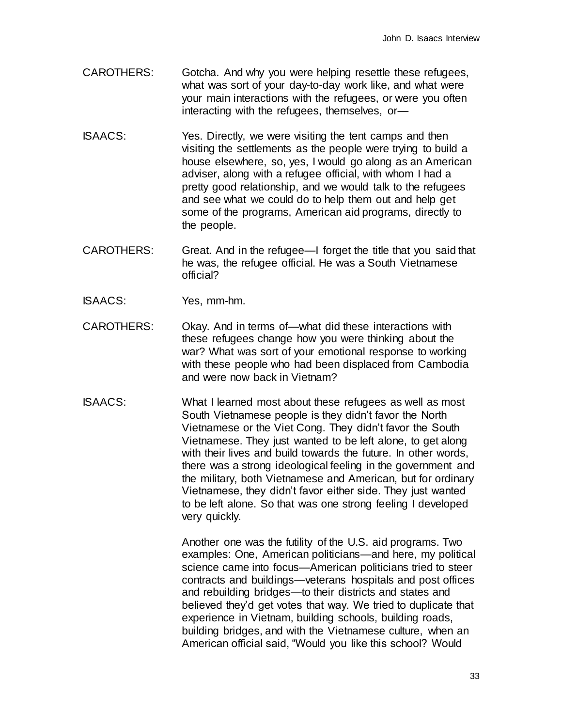CAROTHERS: Gotcha. And why you were helping resettle these refugees, what was sort of your day-to-day work like, and what were your main interactions with the refugees, or were you often interacting with the refugees, themselves, or—

ISAACS: Yes. Directly, we were visiting the tent camps and then visiting the settlements as the people were trying to build a house elsewhere, so, yes, I would go along as an American adviser, along with a refugee official, with whom I had a pretty good relationship, and we would talk to the refugees and see what we could do to help them out and help get some of the programs, American aid programs, directly to the people.

CAROTHERS: Great. And in the refugee—I forget the title that you said that he was, the refugee official. He was a South Vietnamese official?

ISAACS: Yes, mm-hm.

CAROTHERS: Okay. And in terms of—what did these interactions with these refugees change how you were thinking about the war? What was sort of your emotional response to working with these people who had been displaced from Cambodia and were now back in Vietnam?

ISAACS: What I learned most about these refugees as well as most South Vietnamese people is they didn't favor the North Vietnamese or the Viet Cong. They didn't favor the South Vietnamese. They just wanted to be left alone, to get along with their lives and build towards the future. In other words, there was a strong ideological feeling in the government and the military, both Vietnamese and American, but for ordinary Vietnamese, they didn't favor either side. They just wanted to be left alone. So that was one strong feeling I developed very quickly.

Another one was the futility of the U.S. aid programs. Two examples: One, American politicians—and here, my political science came into focus—American politicians tried to steer contracts and buildings—veterans hospitals and post offices and rebuilding bridges—to their districts and states and believed they'd get votes that way. We tried to duplicate that experience in Vietnam, building schools, building roads, building bridges, and with the Vietnamese culture, when an American official said, "Would you like this school? Would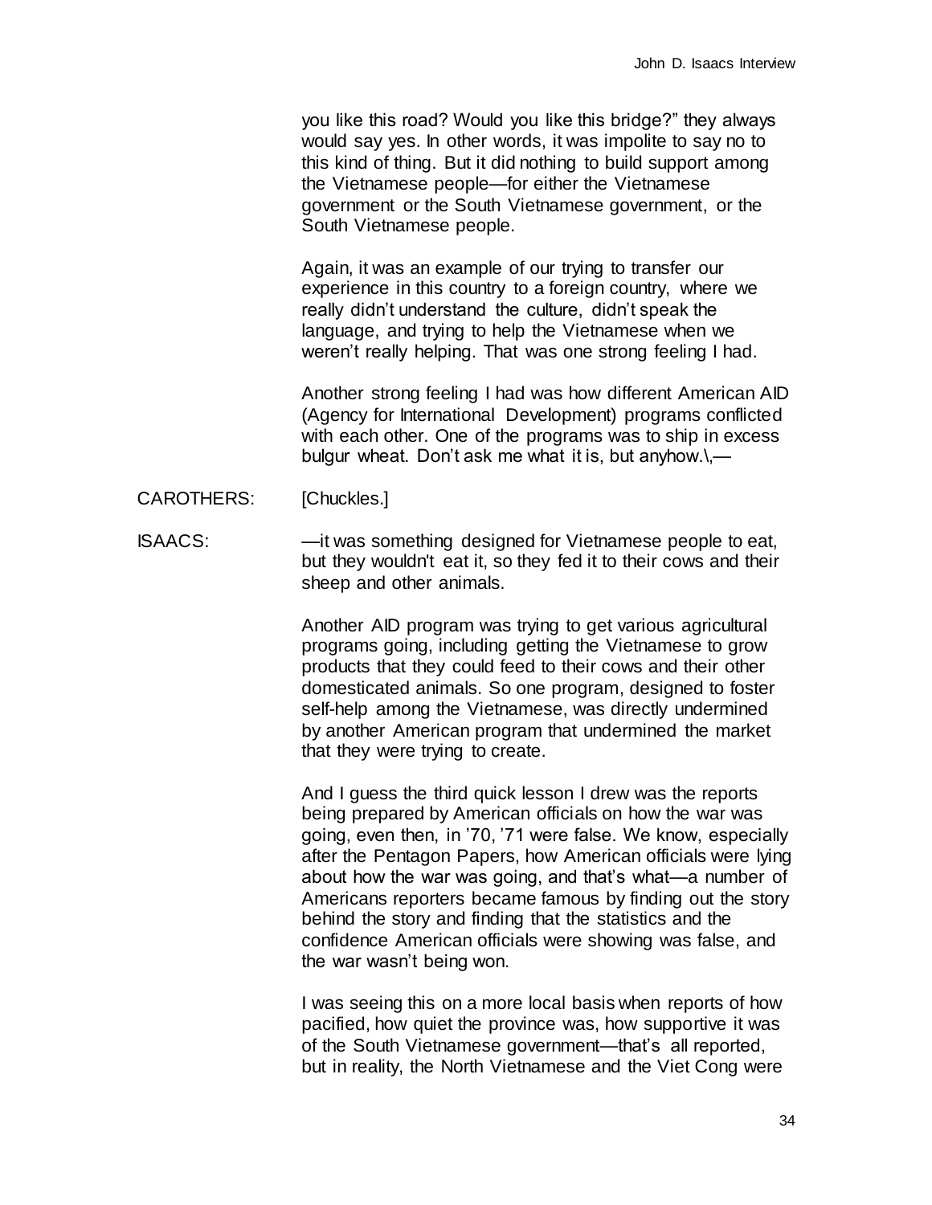you like this road? Would you like this bridge?" they always would say yes. In other words, it was impolite to say no to this kind of thing. But it did nothing to build support among the Vietnamese people—for either the Vietnamese government or the South Vietnamese government, or the South Vietnamese people.

Again, it was an example of our trying to transfer our experience in this country to a foreign country, where we really didn't understand the culture, didn't speak the language, and trying to help the Vietnamese when we weren't really helping. That was one strong feeling I had.

Another strong feeling I had was how different American AID (Agency for International Development) programs conflicted with each other. One of the programs was to ship in excess bulgur wheat. Don't ask me what it is, but anyhow.\,—

CAROTHERS: [Chuckles.]

ISAACS: —it was something designed for Vietnamese people to eat, but they wouldn't eat it, so they fed it to their cows and their sheep and other animals.

Another AID program was trying to get various agricultural programs going, including getting the Vietnamese to grow products that they could feed to their cows and their other domesticated animals. So one program, designed to foster self-help among the Vietnamese, was directly undermined by another American program that undermined the market that they were trying to create.

And I guess the third quick lesson I drew was the reports being prepared by American officials on how the war was going, even then, in '70, '71 were false. We know, especially after the Pentagon Papers, how American officials were lying about how the war was going, and that's what—a number of Americans reporters became famous by finding out the story behind the story and finding that the statistics and the confidence American officials were showing was false, and the war wasn't being won.

I was seeing this on a more local basis when reports of how pacified, how quiet the province was, how supportive it was of the South Vietnamese government—that's all reported, but in reality, the North Vietnamese and the Viet Cong were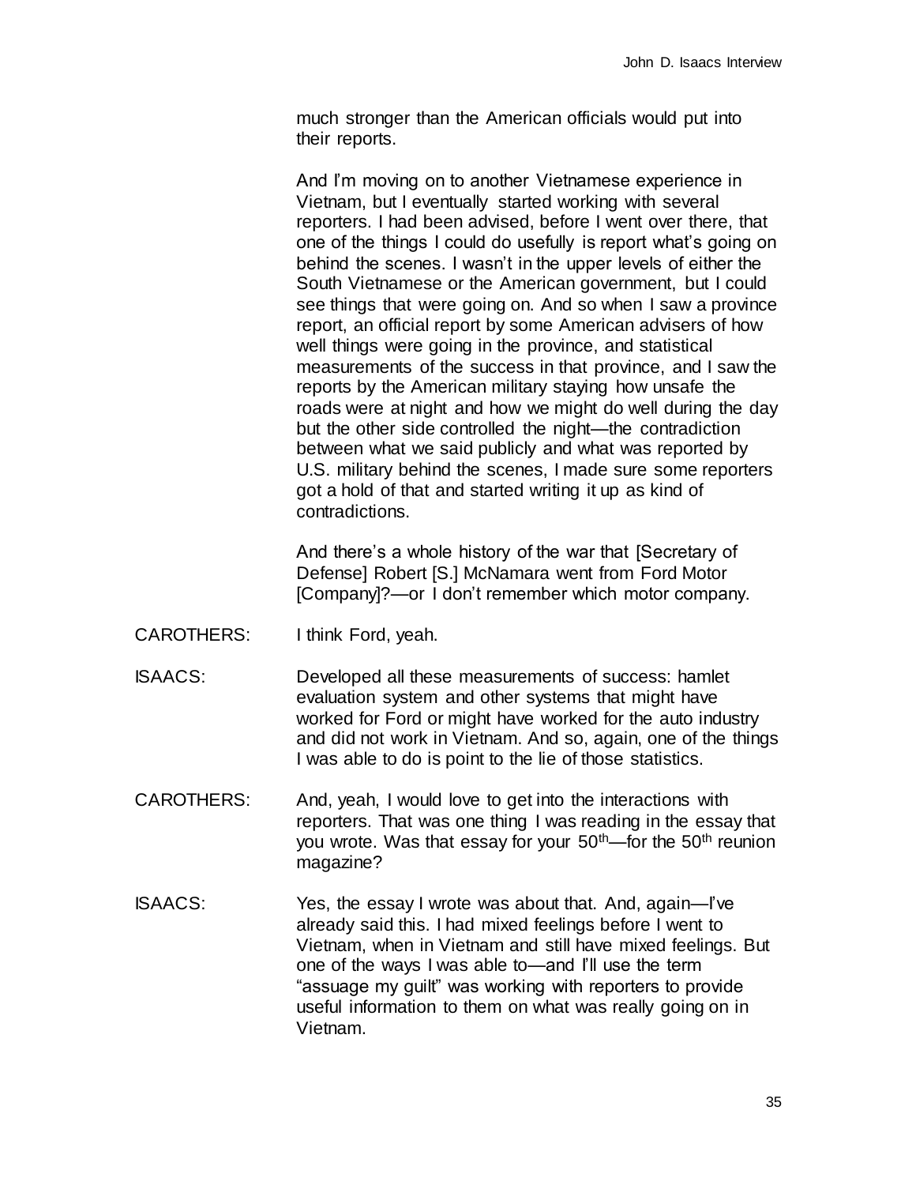much stronger than the American officials would put into their reports.

And I'm moving on to another Vietnamese experience in Vietnam, but I eventually started working with several reporters. I had been advised, before I went over there, that one of the things I could do usefully is report what's going on behind the scenes. I wasn't in the upper levels of either the South Vietnamese or the American government, but I could see things that were going on. And so when I saw a province report, an official report by some American advisers of how well things were going in the province, and statistical measurements of the success in that province, and I saw the reports by the American military staying how unsafe the roads were at night and how we might do well during the day but the other side controlled the night—the contradiction between what we said publicly and what was reported by U.S. military behind the scenes, I made sure some reporters got a hold of that and started writing it up as kind of contradictions.

And there's a whole history of the war that [Secretary of Defense] Robert [S.] McNamara went from Ford Motor [Company]?—or I don't remember which motor company.

CAROTHERS: I think Ford, yeah.

ISAACS: Developed all these measurements of success: hamlet evaluation system and other systems that might have worked for Ford or might have worked for the auto industry and did not work in Vietnam. And so, again, one of the things I was able to do is point to the lie of those statistics.

CAROTHERS: And, yeah, I would love to get into the interactions with reporters. That was one thing I was reading in the essay that you wrote. Was that essay for your 50th—for the 50th reunion magazine?

ISAACS: Yes, the essay I wrote was about that. And, again—I've already said this. I had mixed feelings before I went to Vietnam, when in Vietnam and still have mixed feelings. But one of the ways I was able to—and I'll use the term "assuage my guilt" was working with reporters to provide useful information to them on what was really going on in Vietnam.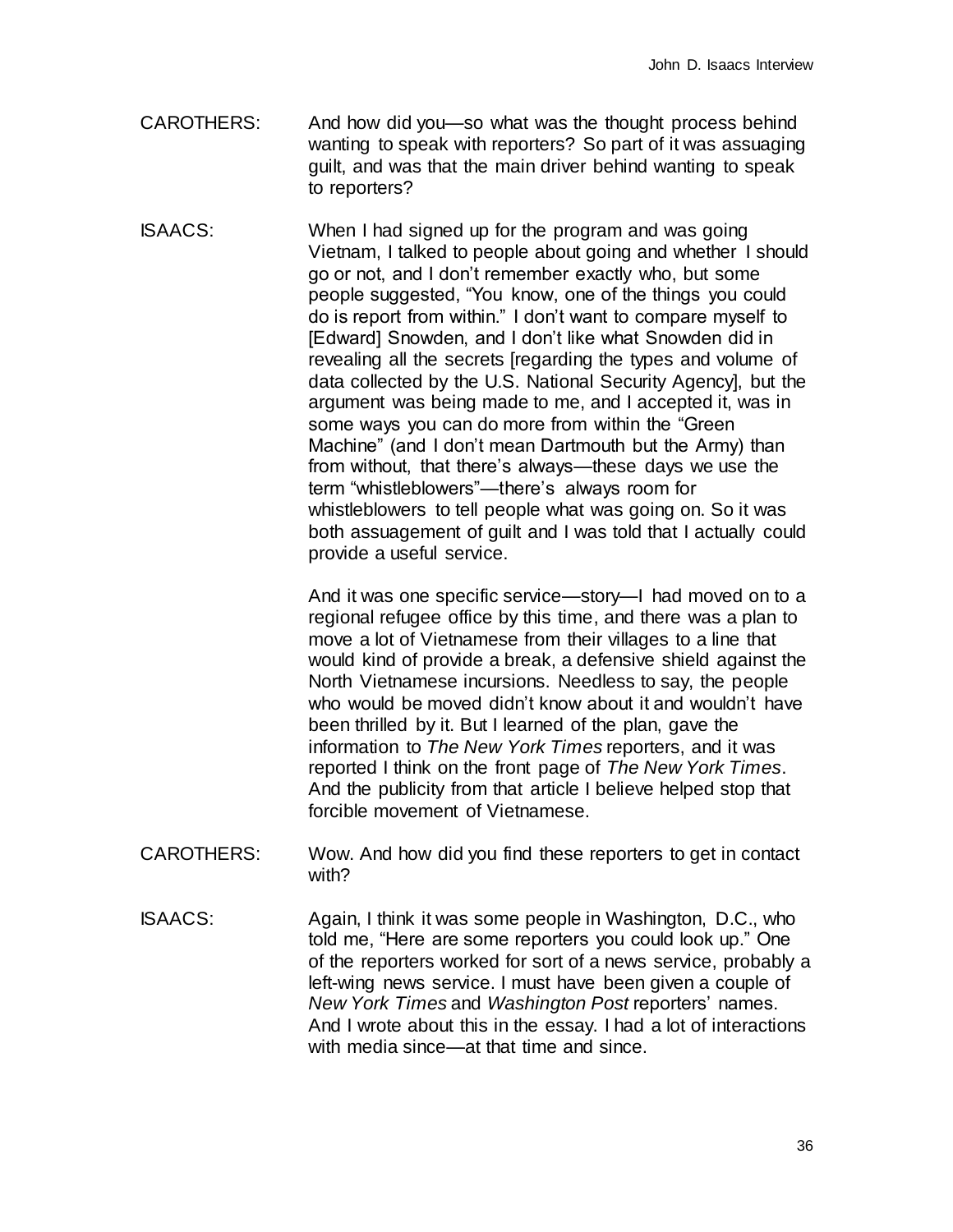CAROTHERS: And how did you—so what was the thought process behind wanting to speak with reporters? So part of it was assuaging guilt, and was that the main driver behind wanting to speak to reporters?

ISAACS: When I had signed up for the program and was going Vietnam, I talked to people about going and whether I should go or not, and I don't remember exactly who, but some people suggested, "You know, one of the things you could do is report from within." I don't want to compare myself to [Edward] Snowden, and I don't like what Snowden did in revealing all the secrets [regarding the types and volume of data collected by the U.S. National Security Agency], but the argument was being made to me, and I accepted it, was in some ways you can do more from within the "Green Machine" (and I don't mean Dartmouth but the Army) than from without, that there's always—these days we use the term "whistleblowers"—there's always room for whistleblowers to tell people what was going on. So it was both assuagement of guilt and I was told that I actually could provide a useful service.

And it was one specific service—story—I had moved on to a regional refugee office by this time, and there was a plan to move a lot of Vietnamese from their villages to a line that would kind of provide a break, a defensive shield against the North Vietnamese incursions. Needless to say, the people who would be moved didn't know about it and wouldn't have been thrilled by it. But I learned of the plan, gave the information to *The New York Times* reporters, and it was reported I think on the front page of *The New York Times*. And the publicity from that article I believe helped stop that forcible movement of Vietnamese.

CAROTHERS: Wow. And how did you find these reporters to get in contact with?

ISAACS: Again, I think it was some people in Washington, D.C., who told me, "Here are some reporters you could look up." One of the reporters worked for sort of a news service, probably a left-wing news service. I must have been given a couple of *New York Times* and *Washington Post* reporters' names. And I wrote about this in the essay. I had a lot of interactions with media since—at that time and since.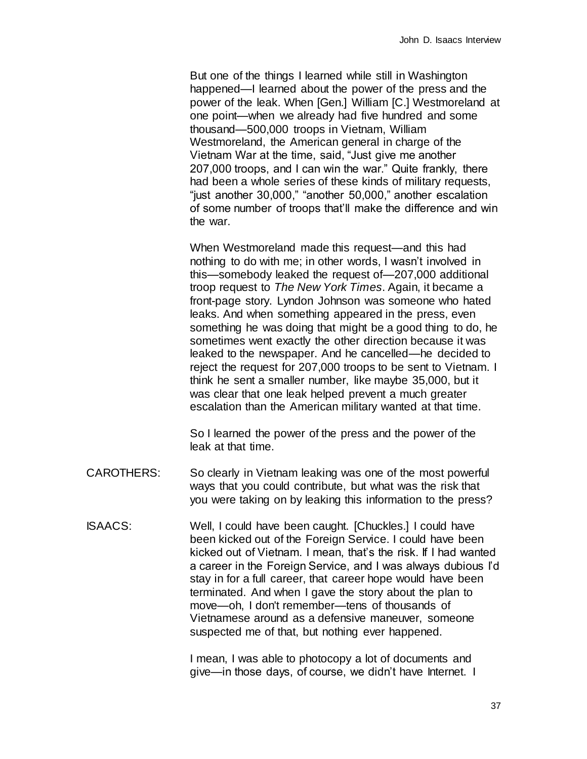But one of the things I learned while still in Washington happened—I learned about the power of the press and the power of the leak. When [Gen.] William [C.] Westmoreland at one point—when we already had five hundred and some thousand—500,000 troops in Vietnam, William Westmoreland, the American general in charge of the Vietnam War at the time, said, "Just give me another 207,000 troops, and I can win the war." Quite frankly, there had been a whole series of these kinds of military requests, "just another 30,000," "another 50,000," another escalation of some number of troops that'll make the difference and win the war.

When Westmoreland made this request—and this had nothing to do with me; in other words, I wasn't involved in this—somebody leaked the request of—207,000 additional troop request to *The New York Times*. Again, it became a front-page story. Lyndon Johnson was someone who hated leaks. And when something appeared in the press, even something he was doing that might be a good thing to do, he sometimes went exactly the other direction because it was leaked to the newspaper. And he cancelled—he decided to reject the request for 207,000 troops to be sent to Vietnam. I think he sent a smaller number, like maybe 35,000, but it was clear that one leak helped prevent a much greater escalation than the American military wanted at that time.

So I learned the power of the press and the power of the leak at that time.

CAROTHERS: So clearly in Vietnam leaking was one of the most powerful ways that you could contribute, but what was the risk that you were taking on by leaking this information to the press?

ISAACS: Well, I could have been caught. [Chuckles.] I could have been kicked out of the Foreign Service. I could have been kicked out of Vietnam. I mean, that's the risk. If I had wanted a career in the Foreign Service, and I was always dubious I'd stay in for a full career, that career hope would have been terminated. And when I gave the story about the plan to move—oh, I don't remember—tens of thousands of Vietnamese around as a defensive maneuver, someone suspected me of that, but nothing ever happened.

I mean, I was able to photocopy a lot of documents and give—in those days, of course, we didn't have Internet. I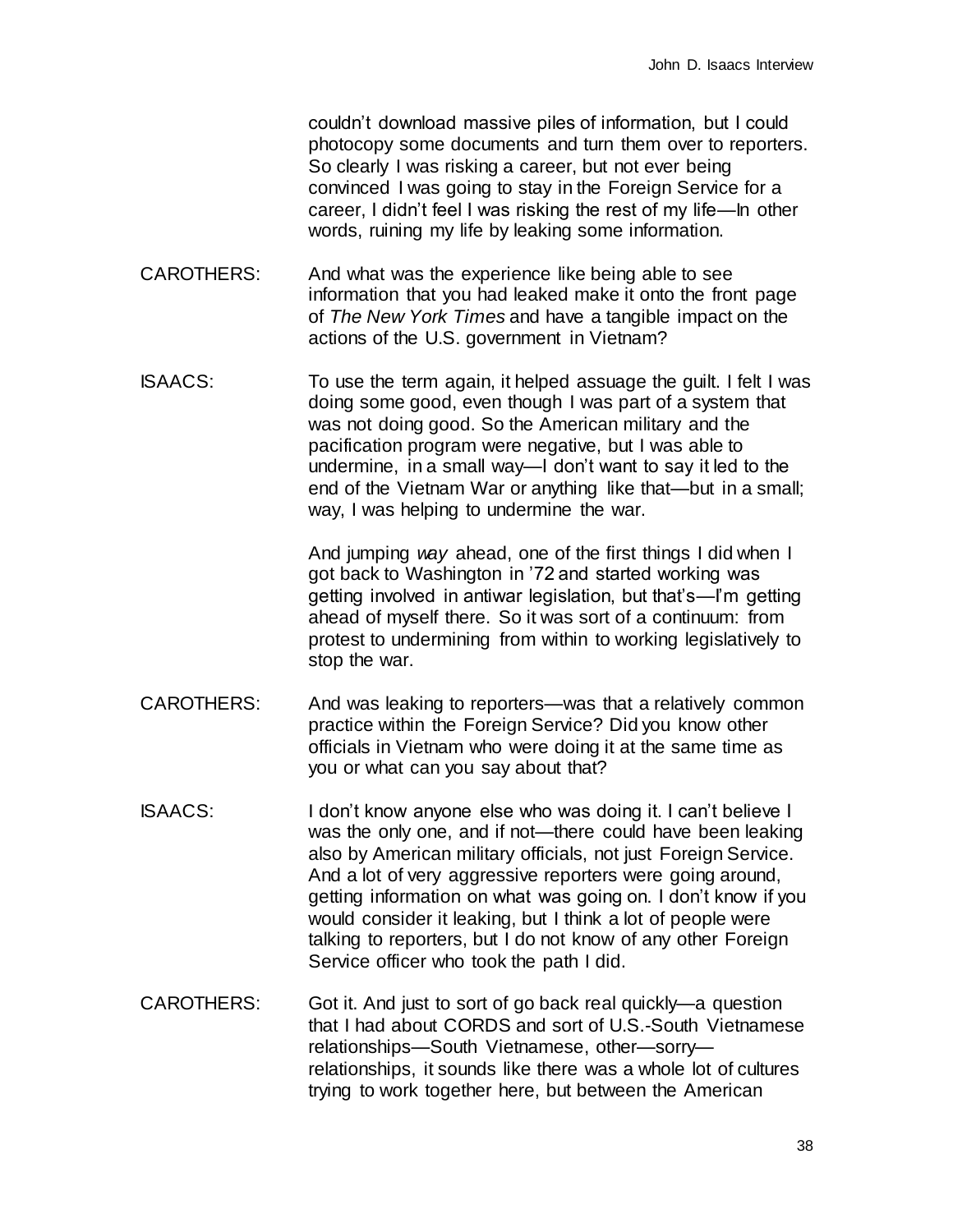couldn't download massive piles of information, but I could photocopy some documents and turn them over to reporters. So clearly I was risking a career, but not ever being convinced I was going to stay in the Foreign Service for a career, I didn't feel I was risking the rest of my life—In other words, ruining my life by leaking some information.

CAROTHERS: And what was the experience like being able to see information that you had leaked make it onto the front page of *The New York Times* and have a tangible impact on the actions of the U.S. government in Vietnam?

ISAACS: To use the term again, it helped assuage the guilt. I felt I was doing some good, even though I was part of a system that was not doing good. So the American military and the pacification program were negative, but I was able to undermine, in a small way—I don't want to say it led to the end of the Vietnam War or anything like that—but in a small; way, I was helping to undermine the war.

And jumping *way* ahead, one of the first things I did when I got back to Washington in '72 and started working was getting involved in antiwar legislation, but that's—I'm getting ahead of myself there. So it was sort of a continuum: from protest to undermining from within to working legislatively to stop the war.

CAROTHERS: And was leaking to reporters—was that a relatively common practice within the Foreign Service? Did you know other officials in Vietnam who were doing it at the same time as you or what can you say about that?

ISAACS: I don't know anyone else who was doing it. I can't believe I was the only one, and if not—there could have been leaking also by American military officials, not just Foreign Service. And a lot of very aggressive reporters were going around, getting information on what was going on. I don't know if you would consider it leaking, but I think a lot of people were talking to reporters, but I do not know of any other Foreign Service officer who took the path I did.

CAROTHERS: Got it. And just to sort of go back real quickly—a question that I had about CORDS and sort of U.S.-South Vietnamese relationships—South Vietnamese, other—sorry—relationships, it sounds like there was a whole lot of cultures trying to work together here, but between the American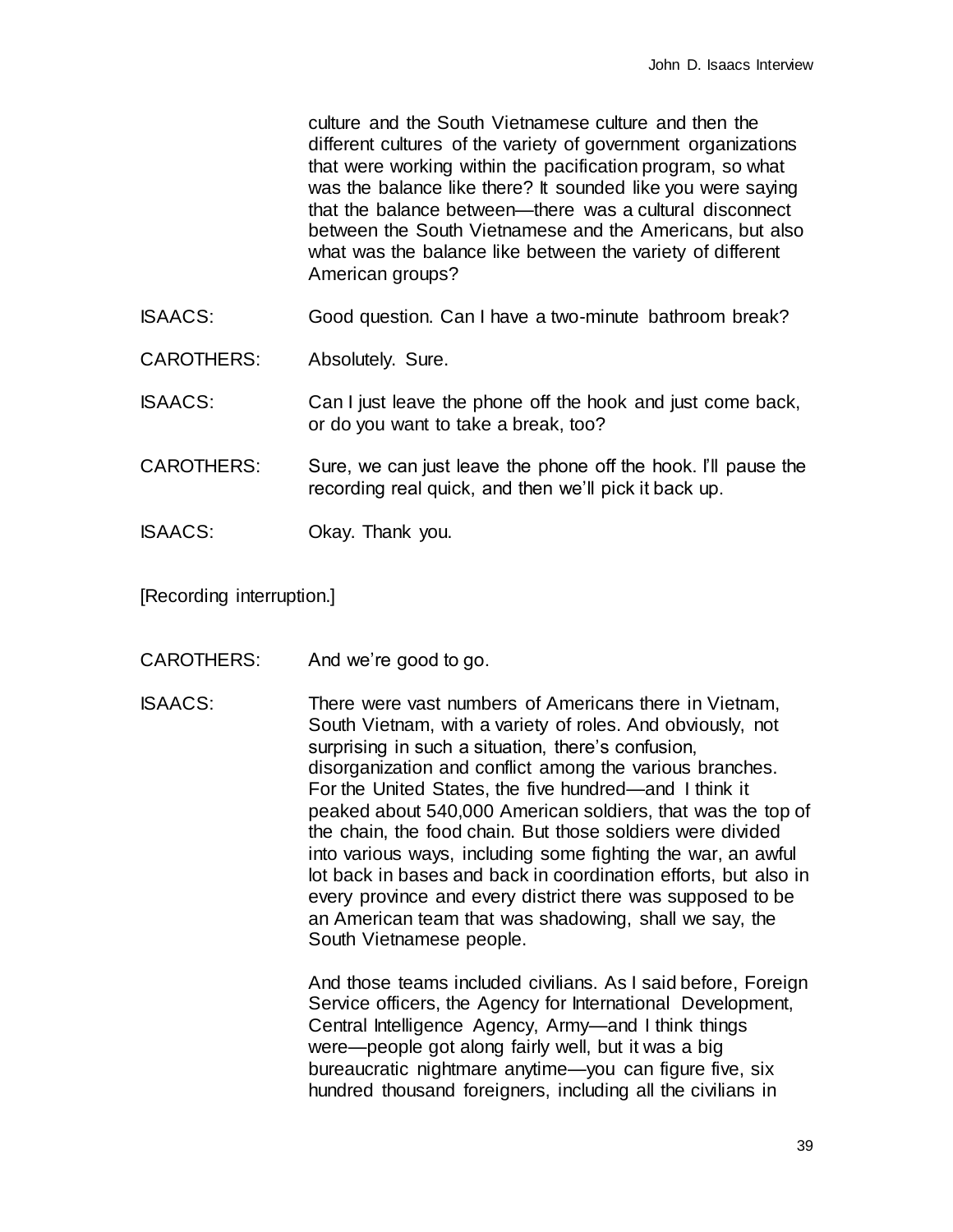culture and the South Vietnamese culture and then the different cultures of the variety of government organizations that were working within the pacification program, so what was the balance like there? It sounded like you were saying that the balance between—there was a cultural disconnect between the South Vietnamese and the Americans, but also what was the balance like between the variety of different American groups?

ISAACS: Good question. Can I have a two-minute bathroom break?

CAROTHERS: Absolutely. Sure.

ISAACS: Can I just leave the phone off the hook and just come back, or do you want to take a break, too?

CAROTHERS: Sure, we can just leave the phone off the hook. I'll pause the recording real quick, and then we'll pick it back up.

ISAACS: Okay. Thank you.

[Recording interruption.]

CAROTHERS: And we're good to go.

ISAACS: There were vast numbers of Americans there in Vietnam, South Vietnam, with a variety of roles. And obviously, not surprising in such a situation, there's confusion, disorganization and conflict among the various branches. For the United States, the five hundred—and I think it peaked about 540,000 American soldiers, that was the top of the chain, the food chain. But those soldiers were divided into various ways, including some fighting the war, an awful lot back in bases and back in coordination efforts, but also in every province and every district there was supposed to be an American team that was shadowing, shall we say, the South Vietnamese people.

And those teams included civilians. As I said before, Foreign Service officers, the Agency for International Development, Central Intelligence Agency, Army—and I think things were—people got along fairly well, but it was a big bureaucratic nightmare anytime—you can figure five, six hundred thousand foreigners, including all the civilians in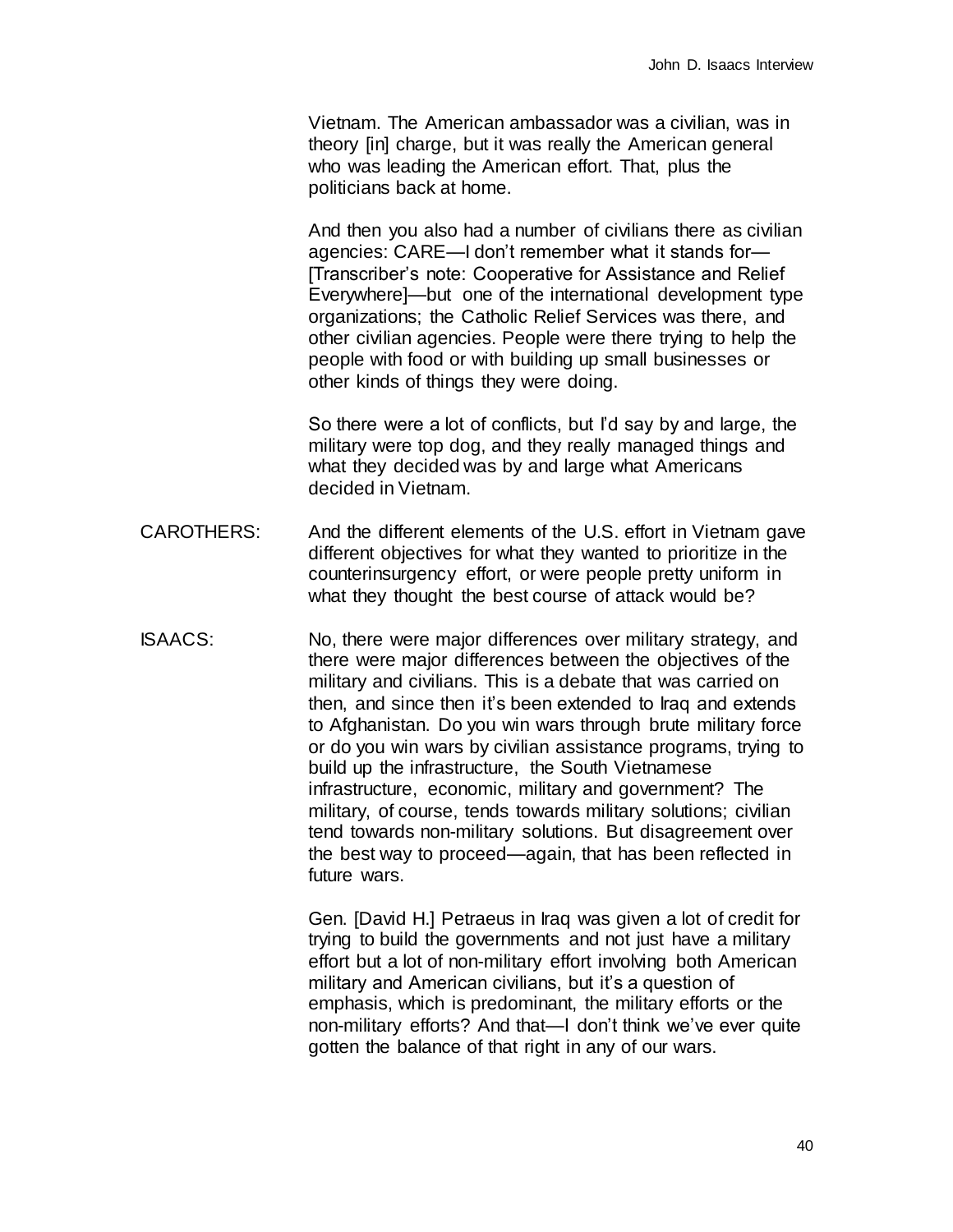Vietnam. The American ambassador was a civilian, was in theory [in] charge, but it was really the American general who was leading the American effort. That, plus the politicians back at home.

And then you also had a number of civilians there as civilian agencies: CARE—I don't remember what it stands for—[Transcriber's note: Cooperative for Assistance and Relief Everywhere]—but one of the international development type organizations; the Catholic Relief Services was there, and other civilian agencies. People were there trying to help the people with food or with building up small businesses or other kinds of things they were doing.

So there were a lot of conflicts, but I'd say by and large, the military were top dog, and they really managed things and what they decided was by and large what Americans decided in Vietnam.

CAROTHERS: And the different elements of the U.S. effort in Vietnam gave different objectives for what they wanted to prioritize in the counterinsurgency effort, or were people pretty uniform in what they thought the best course of attack would be?

ISAACS: No, there were major differences over military strategy, and there were major differences between the objectives of the military and civilians. This is a debate that was carried on then, and since then it's been extended to Iraq and extends to Afghanistan. Do you win wars through brute military force or do you win wars by civilian assistance programs, trying to build up the infrastructure, the South Vietnamese infrastructure, economic, military and government? The military, of course, tends towards military solutions; civilian tend towards non-military solutions. But disagreement over the best way to proceed—again, that has been reflected in future wars.

Gen. [David H.] Petraeus in Iraq was given a lot of credit for trying to build the governments and not just have a military effort but a lot of non-military effort involving both American military and American civilians, but it's a question of emphasis, which is predominant, the military efforts or the non-military efforts? And that—I don't think we've ever quite gotten the balance of that right in any of our wars.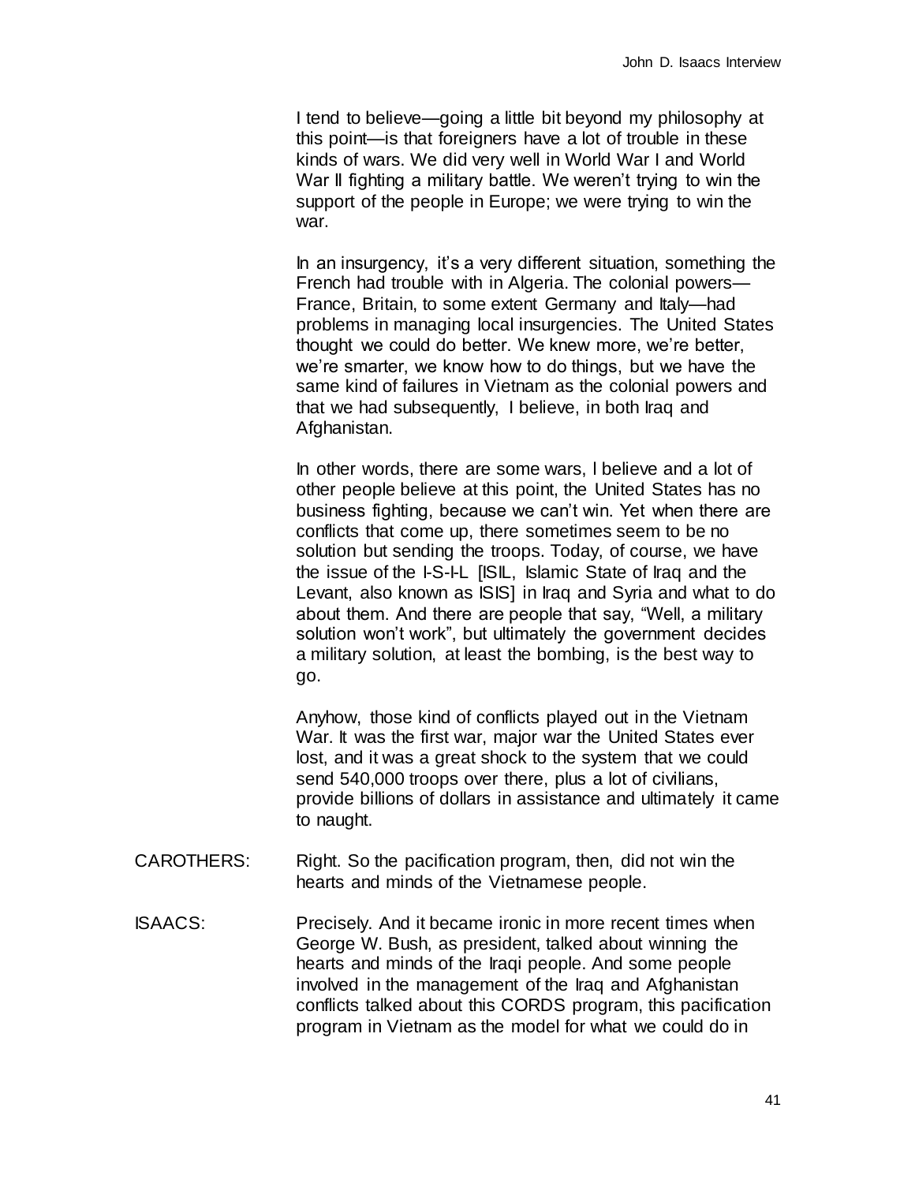I tend to believe—going a little bit beyond my philosophy at this point—is that foreigners have a lot of trouble in these kinds of wars. We did very well in World War I and World War II fighting a military battle. We weren't trying to win the support of the people in Europe; we were trying to win the war.

In an insurgency, it's a very different situation, something the French had trouble with in Algeria. The colonial powers—France, Britain, to some extent Germany and Italy—had problems in managing local insurgencies. The United States thought we could do better. We knew more, we're better, we're smarter, we know how to do things, but we have the same kind of failures in Vietnam as the colonial powers and that we had subsequently, I believe, in both Iraq and Afghanistan.

In other words, there are some wars, I believe and a lot of other people believe at this point, the United States has no business fighting, because we can't win. Yet when there are conflicts that come up, there sometimes seem to be no solution but sending the troops. Today, of course, we have the issue of the I-S-I-L [ISIL, Islamic State of Iraq and the Levant, also known as ISIS] in Iraq and Syria and what to do about them. And there are people that say, "Well, a military solution won't work", but ultimately the government decides a military solution, at least the bombing, is the best way to go.

Anyhow, those kind of conflicts played out in the Vietnam War. It was the first war, major war the United States ever lost, and it was a great shock to the system that we could send 540,000 troops over there, plus a lot of civilians, provide billions of dollars in assistance and ultimately it came to naught.

CAROTHERS: Right. So the pacification program, then, did not win the hearts and minds of the Vietnamese people.

ISAACS: Precisely. And it became ironic in more recent times when George W. Bush, as president, talked about winning the hearts and minds of the Iraqi people. And some people involved in the management of the Iraq and Afghanistan conflicts talked about this CORDS program, this pacification program in Vietnam as the model for what we could do in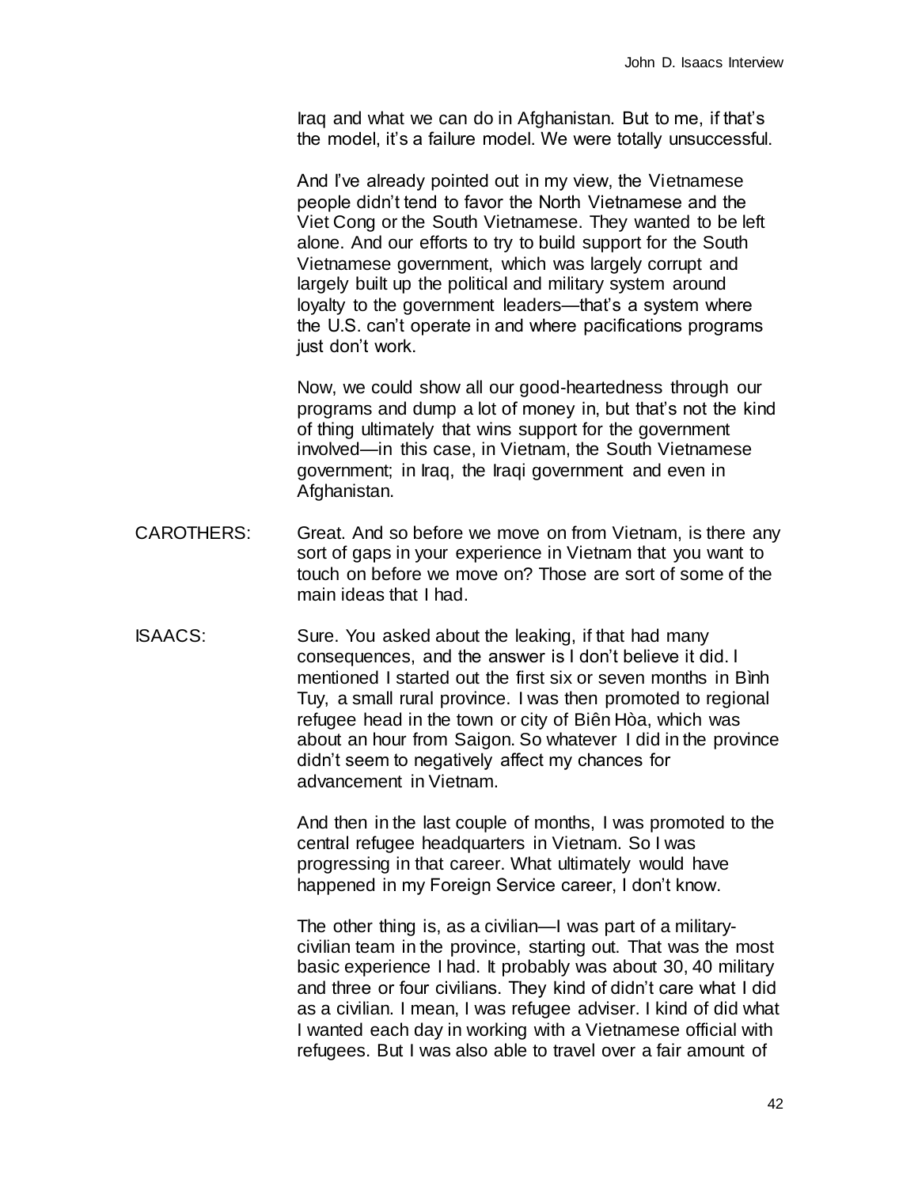Iraq and what we can do in Afghanistan. But to me, if that's the model, it's a failure model. We were totally unsuccessful.

And I've already pointed out in my view, the Vietnamese people didn't tend to favor the North Vietnamese and the Viet Cong or the South Vietnamese. They wanted to be left alone. And our efforts to try to build support for the South Vietnamese government, which was largely corrupt and largely built up the political and military system around loyalty to the government leaders—that's a system where the U.S. can't operate in and where pacifications programs just don't work.

Now, we could show all our good-heartedness through our programs and dump a lot of money in, but that's not the kind of thing ultimately that wins support for the government involved—in this case, in Vietnam, the South Vietnamese government; in Iraq, the Iraqi government and even in Afghanistan.

CAROTHERS: Great. And so before we move on from Vietnam, is there any sort of gaps in your experience in Vietnam that you want to touch on before we move on? Those are sort of some of the main ideas that I had.

ISAACS: Sure. You asked about the leaking, if that had many consequences, and the answer is I don't believe it did. I mentioned I started out the first six or seven months in Bình Tuy, a small rural province. I was then promoted to regional refugee head in the town or city of Biên Hòa, which was about an hour from Saigon. So whatever I did in the province didn't seem to negatively affect my chances for advancement in Vietnam.

And then in the last couple of months, I was promoted to the central refugee headquarters in Vietnam. So I was progressing in that career. What ultimately would have happened in my Foreign Service career, I don't know.

The other thing is, as a civilian—I was part of a military-civilian team in the province, starting out. That was the most basic experience I had. It probably was about 30, 40 military and three or four civilians. They kind of didn't care what I did as a civilian. I mean, I was refugee adviser. I kind of did what I wanted each day in working with a Vietnamese official with refugees. But I was also able to travel over a fair amount of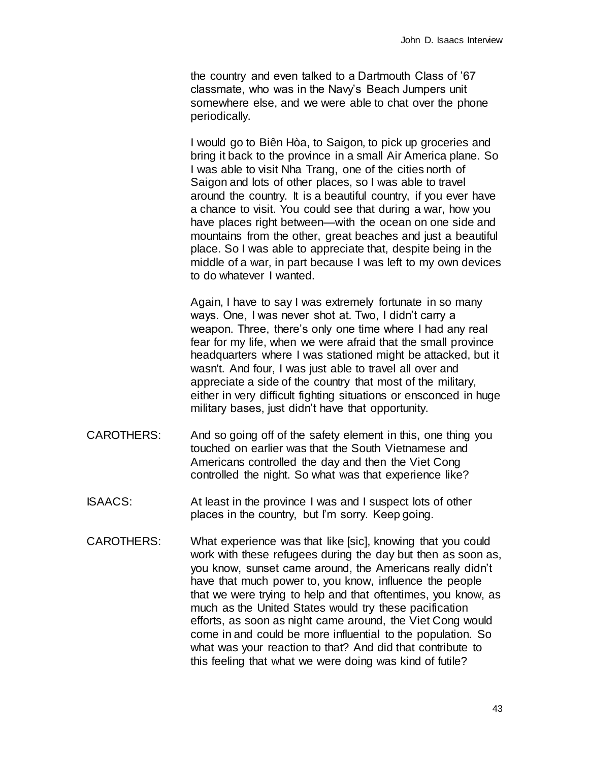the country and even talked to a Dartmouth Class of '67 classmate, who was in the Navy's Beach Jumpers unit somewhere else, and we were able to chat over the phone periodically.

I would go to Biên Hòa, to Saigon, to pick up groceries and bring it back to the province in a small Air America plane. So I was able to visit Nha Trang, one of the cities north of Saigon and lots of other places, so I was able to travel around the country. It is a beautiful country, if you ever have a chance to visit. You could see that during a war, how you have places right between—with the ocean on one side and mountains from the other, great beaches and just a beautiful place. So I was able to appreciate that, despite being in the middle of a war, in part because I was left to my own devices to do whatever I wanted.

Again, I have to say I was extremely fortunate in so many ways. One, I was never shot at. Two, I didn't carry a weapon. Three, there's only one time where I had any real fear for my life, when we were afraid that the small province headquarters where I was stationed might be attacked, but it wasn't. And four, I was just able to travel all over and appreciate a side of the country that most of the military, either in very difficult fighting situations or ensconced in huge military bases, just didn't have that opportunity.

CAROTHERS: And so going off of the safety element in this, one thing you touched on earlier was that the South Vietnamese and Americans controlled the day and then the Viet Cong controlled the night. So what was that experience like?

ISAACS: At least in the province I was and I suspect lots of other places in the country, but I'm sorry. Keep going.

CAROTHERS: What experience was that like [sic], knowing that you could work with these refugees during the day but then as soon as, you know, sunset came around, the Americans really didn't have that much power to, you know, influence the people that we were trying to help and that oftentimes, you know, as much as the United States would try these pacification efforts, as soon as night came around, the Viet Cong would come in and could be more influential to the population. So what was your reaction to that? And did that contribute to this feeling that what we were doing was kind of futile?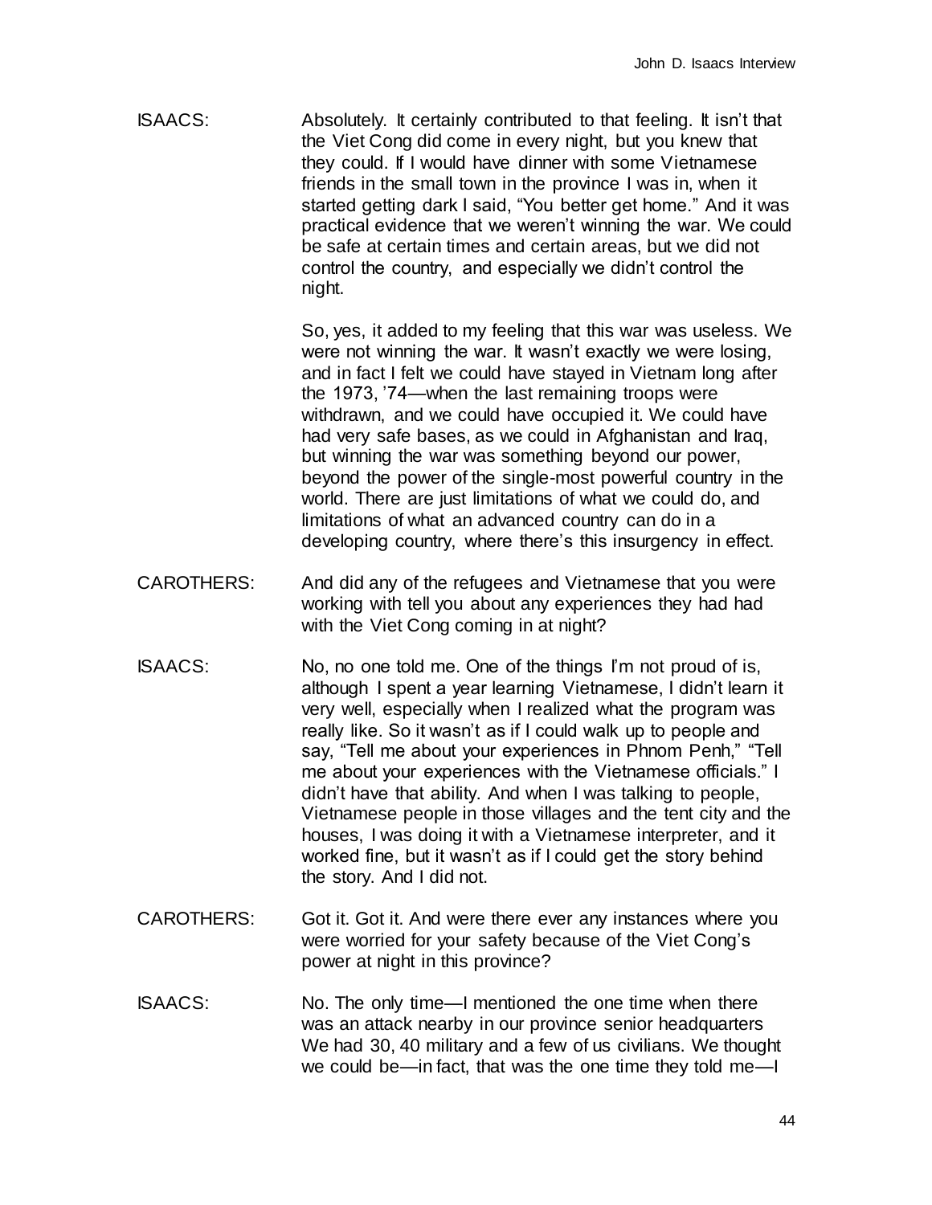ISAACS: Absolutely. It certainly contributed to that feeling. It isn't that the Viet Cong did come in every night, but you knew that they could. If I would have dinner with some Vietnamese friends in the small town in the province I was in, when it started getting dark I said, "You better get home." And it was practical evidence that we weren't winning the war. We could be safe at certain times and certain areas, but we did not control the country, and especially we didn't control the night.

So, yes, it added to my feeling that this war was useless. We were not winning the war. It wasn't exactly we were losing, and in fact I felt we could have stayed in Vietnam long after the 1973, '74—when the last remaining troops were withdrawn, and we could have occupied it. We could have had very safe bases, as we could in Afghanistan and Iraq, but winning the war was something beyond our power, beyond the power of the single-most powerful country in the world. There are just limitations of what we could do, and limitations of what an advanced country can do in a developing country, where there's this insurgency in effect.

CAROTHERS: And did any of the refugees and Vietnamese that you were working with tell you about any experiences they had had with the Viet Cong coming in at night?

ISAACS: No, no one told me. One of the things I'm not proud of is, although I spent a year learning Vietnamese, I didn't learn it very well, especially when I realized what the program was really like. So it wasn't as if I could walk up to people and say, "Tell me about your experiences in Phnom Penh," "Tell me about your experiences with the Vietnamese officials." I didn't have that ability. And when I was talking to people, Vietnamese people in those villages and the tent city and the houses, I was doing it with a Vietnamese interpreter, and it worked fine, but it wasn't as if I could get the story behind the story. And I did not.

CAROTHERS: Got it. Got it. And were there ever any instances where you were worried for your safety because of the Viet Cong's power at night in this province?

ISAACS: No. The only time—I mentioned the one time when there was an attack nearby in our province senior headquarters We had 30, 40 military and a few of us civilians. We thought we could be—in fact, that was the one time they told me—I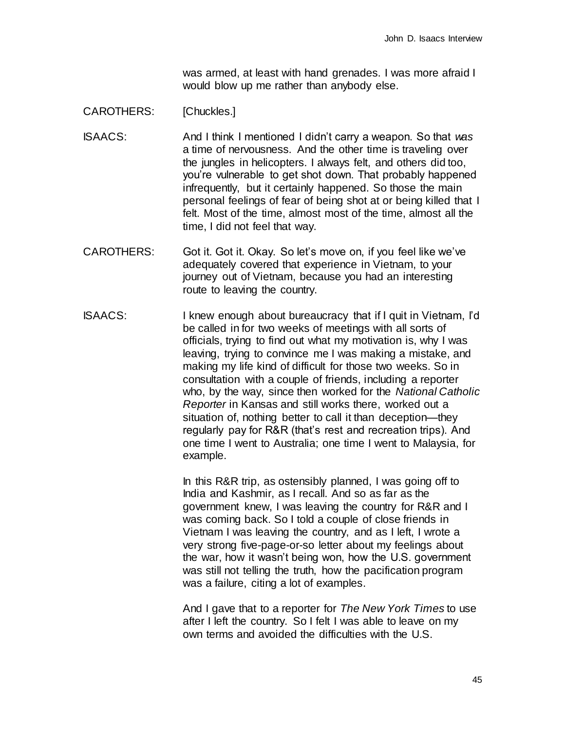was armed, at least with hand grenades. I was more afraid I would blow up me rather than anybody else.

CAROTHERS: [Chuckles.]

ISAACS: And I think I mentioned I didn't carry a weapon. So that *was* a time of nervousness. And the other time is traveling over the jungles in helicopters. I always felt, and others did too, you're vulnerable to get shot down. That probably happened infrequently, but it certainly happened. So those the main personal feelings of fear of being shot at or being killed that I felt. Most of the time, almost most of the time, almost all the time, I did not feel that way.

CAROTHERS: Got it. Got it. Okay. So let's move on, if you feel like we've adequately covered that experience in Vietnam, to your journey out of Vietnam, because you had an interesting route to leaving the country.

ISAACS: I knew enough about bureaucracy that if I quit in Vietnam, I'd be called in for two weeks of meetings with all sorts of officials, trying to find out what my motivation is, why I was leaving, trying to convince me I was making a mistake, and making my life kind of difficult for those two weeks. So in consultation with a couple of friends, including a reporter who, by the way, since then worked for the *National Catholic Reporter* in Kansas and still works there, worked out a situation of, nothing better to call it than deception—they regularly pay for R&R (that's rest and recreation trips). And one time I went to Australia; one time I went to Malaysia, for example.

In this R&R trip, as ostensibly planned, I was going off to India and Kashmir, as I recall. And so as far as the government knew, I was leaving the country for R&R and I was coming back. So I told a couple of close friends in Vietnam I was leaving the country, and as I left, I wrote a very strong five-page-or-so letter about my feelings about the war, how it wasn't being won, how the U.S. government was still not telling the truth, how the pacification program was a failure, citing a lot of examples.

And I gave that to a reporter for *The New York Times* to use after I left the country. So I felt I was able to leave on my own terms and avoided the difficulties with the U.S.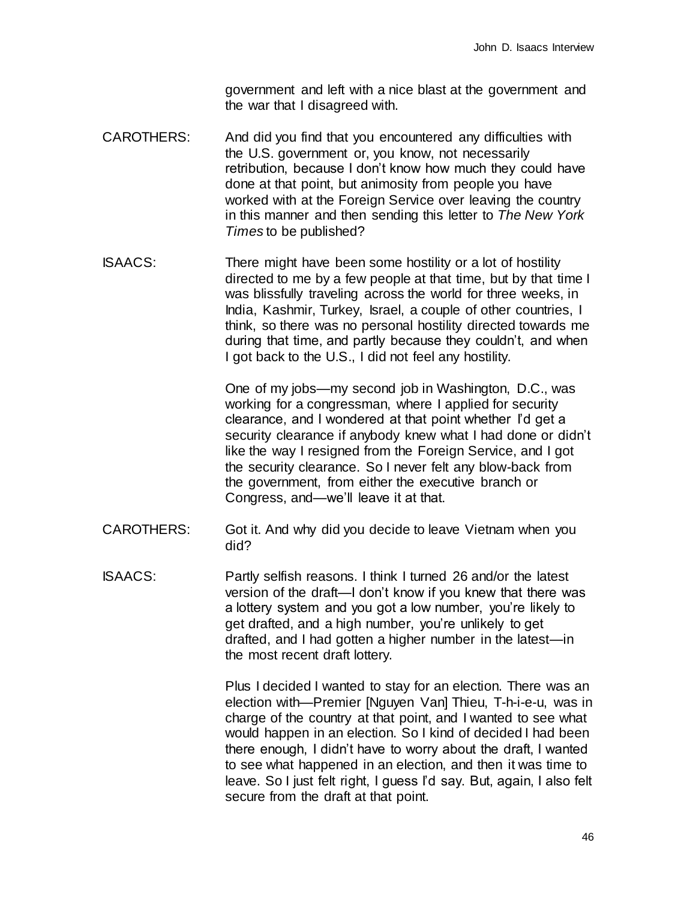government and left with a nice blast at the government and the war that I disagreed with.

CAROTHERS: And did you find that you encountered any difficulties with the U.S. government or, you know, not necessarily retribution, because I don't know how much they could have done at that point, but animosity from people you have worked with at the Foreign Service over leaving the country in this manner and then sending this letter to *The New York Times* to be published?

ISAACS: There might have been some hostility or a lot of hostility directed to me by a few people at that time, but by that time I was blissfully traveling across the world for three weeks, in India, Kashmir, Turkey, Israel, a couple of other countries, I think, so there was no personal hostility directed towards me during that time, and partly because they couldn't, and when I got back to the U.S., I did not feel any hostility.

One of my jobs—my second job in Washington, D.C., was working for a congressman, where I applied for security clearance, and I wondered at that point whether I'd get a security clearance if anybody knew what I had done or didn't like the way I resigned from the Foreign Service, and I got the security clearance. So I never felt any blow-back from the government, from either the executive branch or Congress, and—we'll leave it at that.

CAROTHERS: Got it. And why did you decide to leave Vietnam when you did?

ISAACS: Partly selfish reasons. I think I turned 26 and/or the latest version of the draft—I don't know if you knew that there was a lottery system and you got a low number, you're likely to get drafted, and a high number, you're unlikely to get drafted, and I had gotten a higher number in the latest—in the most recent draft lottery.

Plus I decided I wanted to stay for an election. There was an election with—Premier [Nguyen Van] Thieu, T-h-i-e-u, was in charge of the country at that point, and I wanted to see what would happen in an election. So I kind of decided I had been there enough, I didn't have to worry about the draft, I wanted to see what happened in an election, and then it was time to leave. So I just felt right, I guess I'd say. But, again, I also felt secure from the draft at that point.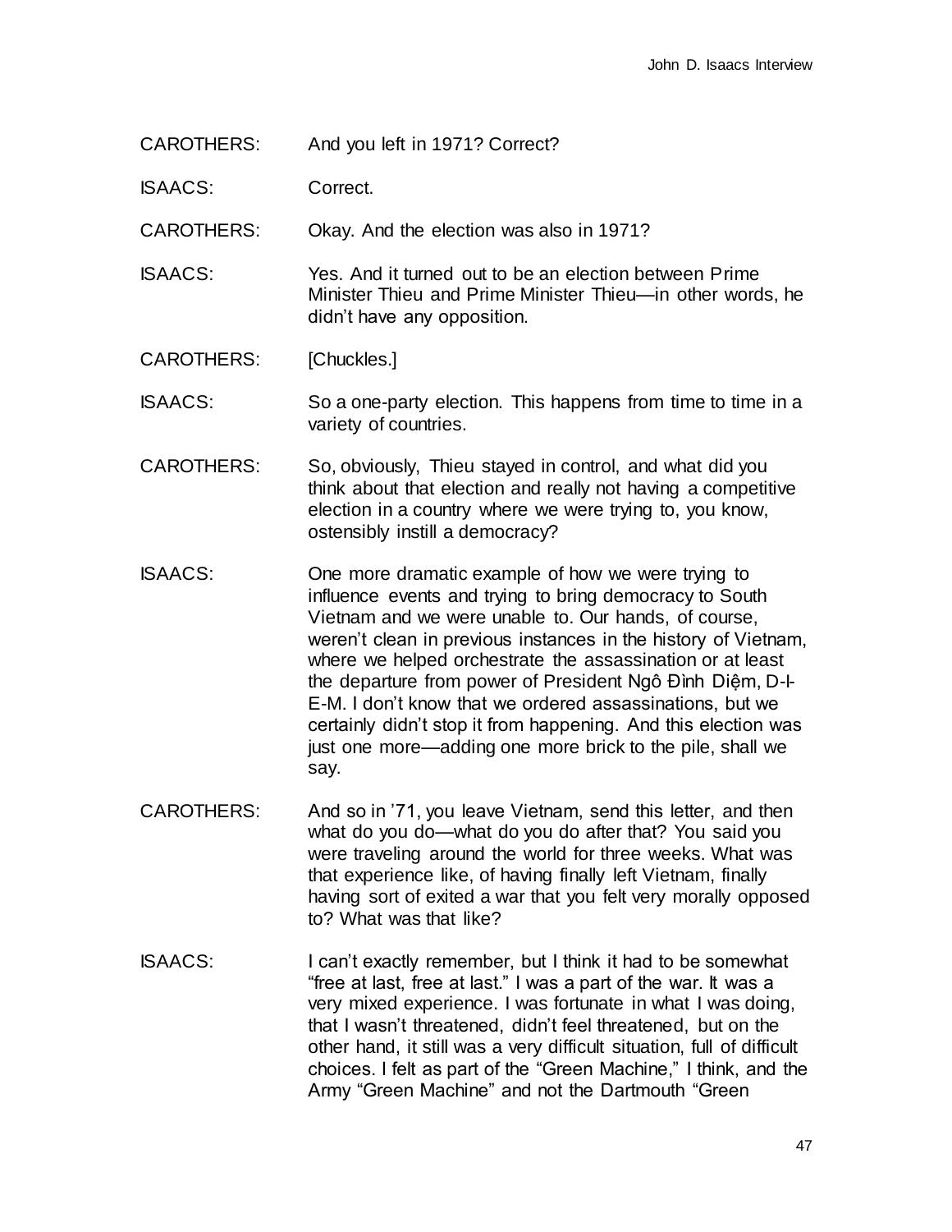CAROTHERS: And you left in 1971? Correct?

ISAACS: Correct.

CAROTHERS: Okay. And the election was also in 1971?

ISAACS: Yes. And it turned out to be an election between Prime Minister Thieu and Prime Minister Thieu—in other words, he didn't have any opposition.

CAROTHERS: [Chuckles.]

ISAACS: So a one-party election. This happens from time to time in a variety of countries.

CAROTHERS: So, obviously, Thieu stayed in control, and what did you think about that election and really not having a competitive election in a country where we were trying to, you know, ostensibly instill a democracy?

ISAACS: One more dramatic example of how we were trying to influence events and trying to bring democracy to South Vietnam and we were unable to. Our hands, of course, weren't clean in previous instances in the history of Vietnam, where we helped orchestrate the assassination or at least the departure from power of President Ngô Đình Diệm, D-I-E-M. I don't know that we ordered assassinations, but we certainly didn't stop it from happening. And this election was just one more—adding one more brick to the pile, shall we say.

CAROTHERS: And so in '71, you leave Vietnam, send this letter, and then what do you do—what do you do after that? You said you were traveling around the world for three weeks. What was that experience like, of having finally left Vietnam, finally having sort of exited a war that you felt very morally opposed to? What was that like?

ISAACS: I can't exactly remember, but I think it had to be somewhat "free at last, free at last." I was a part of the war. It was a very mixed experience. I was fortunate in what I was doing, that I wasn't threatened, didn't feel threatened, but on the other hand, it still was a very difficult situation, full of difficult choices. I felt as part of the "Green Machine," I think, and the Army "Green Machine" and not the Dartmouth "Green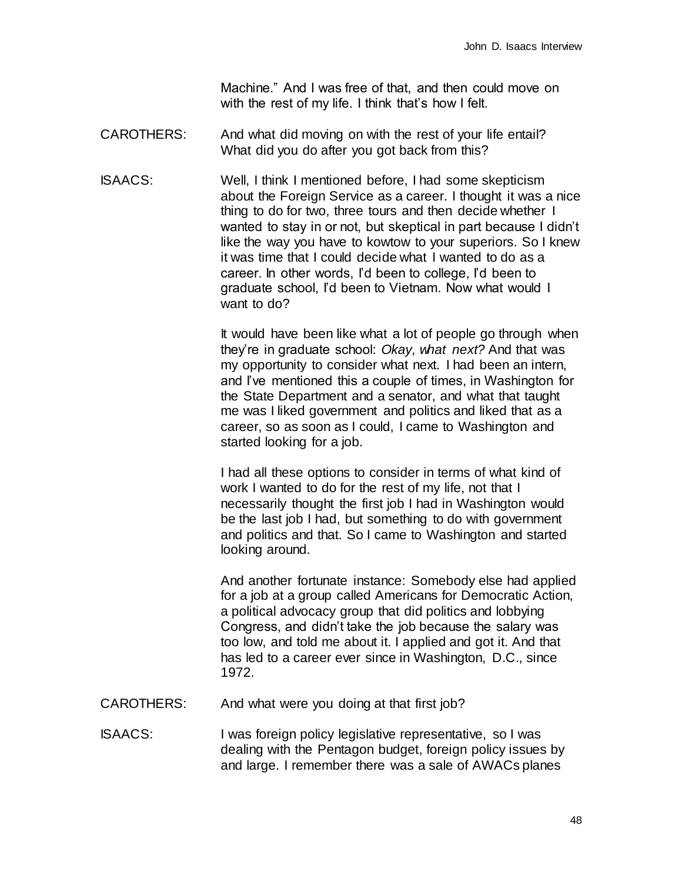Machine." And I was free of that, and then could move on with the rest of my life. I think that's how I felt.

CAROTHERS: And what did moving on with the rest of your life entail? What did you do after you got back from this?

ISAACS: Well, I think I mentioned before, I had some skepticism about the Foreign Service as a career. I thought it was a nice thing to do for two, three tours and then decide whether I wanted to stay in or not, but skeptical in part because I didn't like the way you have to kowtow to your superiors. So I knew it was time that I could decide what I wanted to do as a career. In other words, I'd been to college, I'd been to graduate school, I'd been to Vietnam. Now what would I want to do?

It would have been like what a lot of people go through when they're in graduate school: *Okay, what next?* And that was my opportunity to consider what next. I had been an intern, and I've mentioned this a couple of times, in Washington for the State Department and a senator, and what that taught me was I liked government and politics and liked that as a career, so as soon as I could, I came to Washington and started looking for a job.

I had all these options to consider in terms of what kind of work I wanted to do for the rest of my life, not that I necessarily thought the first job I had in Washington would be the last job I had, but something to do with government and politics and that. So I came to Washington and started looking around.

And another fortunate instance: Somebody else had applied for a job at a group called Americans for Democratic Action, a political advocacy group that did politics and lobbying Congress, and didn't take the job because the salary was too low, and told me about it. I applied and got it. And that has led to a career ever since in Washington, D.C., since 1972.

CAROTHERS: And what were you doing at that first job?

ISAACS: I was foreign policy legislative representative, so I was dealing with the Pentagon budget, foreign policy issues by and large. I remember there was a sale of AWACs planes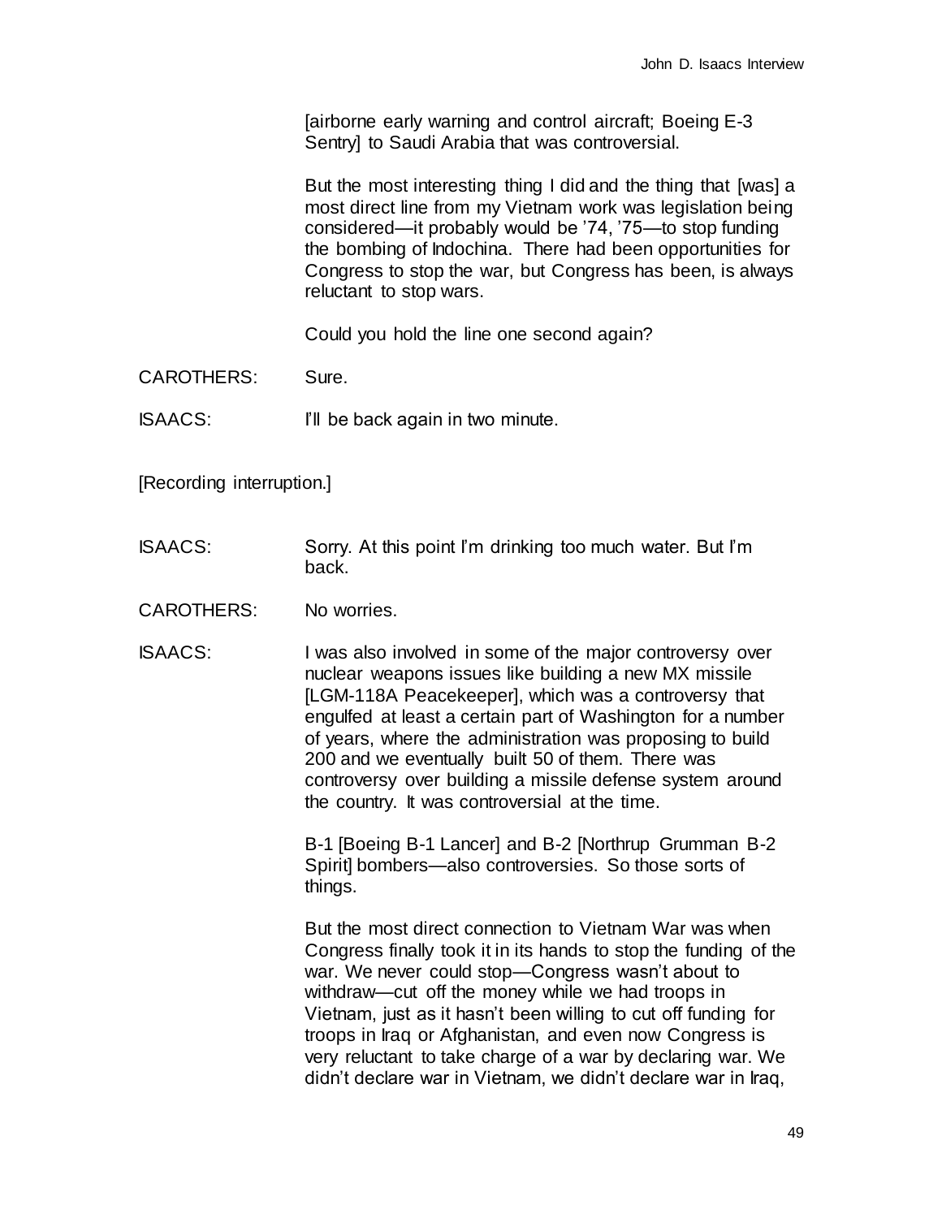[airborne early warning and control aircraft; Boeing E-3 Sentry] to Saudi Arabia that was controversial.

But the most interesting thing I did and the thing that [was] a most direct line from my Vietnam work was legislation being considered—it probably would be ’74, ’75—to stop funding the bombing of Indochina. There had been opportunities for Congress to stop the war, but Congress has been, is always reluctant to stop wars.

Could you hold the line one second again?

CAROTHERS: Sure.

ISAACS: I’ll be back again in two minute.

[Recording interruption.]

ISAACS: Sorry. At this point I’m drinking too much water. But I’m back.

CAROTHERS: No worries.

ISAACS: I was also involved in some of the major controversy over nuclear weapons issues like building a new MX missile [LGM-118A Peacekeeper], which was a controversy that engulfed at least a certain part of Washington for a number of years, where the administration was proposing to build 200 and we eventually built 50 of them. There was controversy over building a missile defense system around the country. It was controversial at the time.

B-1 [Boeing B-1 Lancer] and B-2 [Northrup Grumman B-2 Spirit] bombers—also controversies. So those sorts of things.

But the most direct connection to Vietnam War was when Congress finally took it in its hands to stop the funding of the war. We never could stop—Congress wasn’t about to withdraw—cut off the money while we had troops in Vietnam, just as it hasn’t been willing to cut off funding for troops in Iraq or Afghanistan, and even now Congress is very reluctant to take charge of a war by declaring war. We didn’t declare war in Vietnam, we didn’t declare war in Iraq,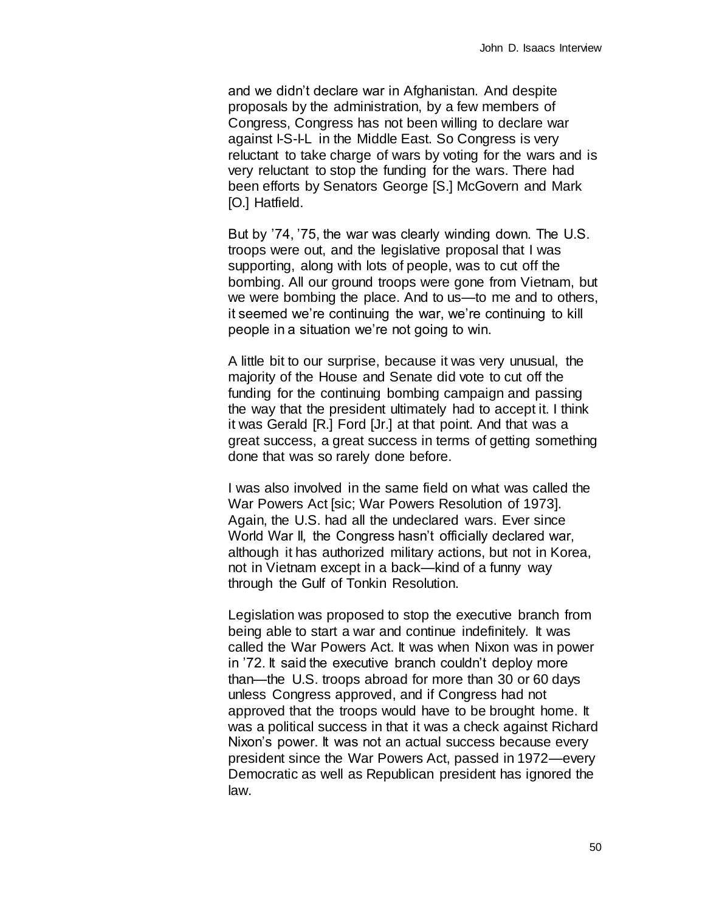and we didn't declare war in Afghanistan. And despite proposals by the administration, by a few members of Congress, Congress has not been willing to declare war against I-S-I-L in the Middle East. So Congress is very reluctant to take charge of wars by voting for the wars and is very reluctant to stop the funding for the wars. There had been efforts by Senators George [S.] McGovern and Mark [O.] Hatfield.

But by '74, '75, the war was clearly winding down. The U.S. troops were out, and the legislative proposal that I was supporting, along with lots of people, was to cut off the bombing. All our ground troops were gone from Vietnam, but we were bombing the place. And to us—to me and to others, it seemed we're continuing the war, we're continuing to kill people in a situation we're not going to win.

A little bit to our surprise, because it was very unusual, the majority of the House and Senate did vote to cut off the funding for the continuing bombing campaign and passing the way that the president ultimately had to accept it. I think it was Gerald [R.] Ford [Jr.] at that point. And that was a great success, a great success in terms of getting something done that was so rarely done before.

I was also involved in the same field on what was called the War Powers Act [sic; War Powers Resolution of 1973]. Again, the U.S. had all the undeclared wars. Ever since World War II, the Congress hasn't officially declared war, although it has authorized military actions, but not in Korea, not in Vietnam except in a back—kind of a funny way through the Gulf of Tonkin Resolution.

Legislation was proposed to stop the executive branch from being able to start a war and continue indefinitely. It was called the War Powers Act. It was when Nixon was in power in '72. It said the executive branch couldn't deploy more than—the U.S. troops abroad for more than 30 or 60 days unless Congress approved, and if Congress had not approved that the troops would have to be brought home. It was a political success in that it was a check against Richard Nixon's power. It was not an actual success because every president since the War Powers Act, passed in 1972—every Democratic as well as Republican president has ignored the law.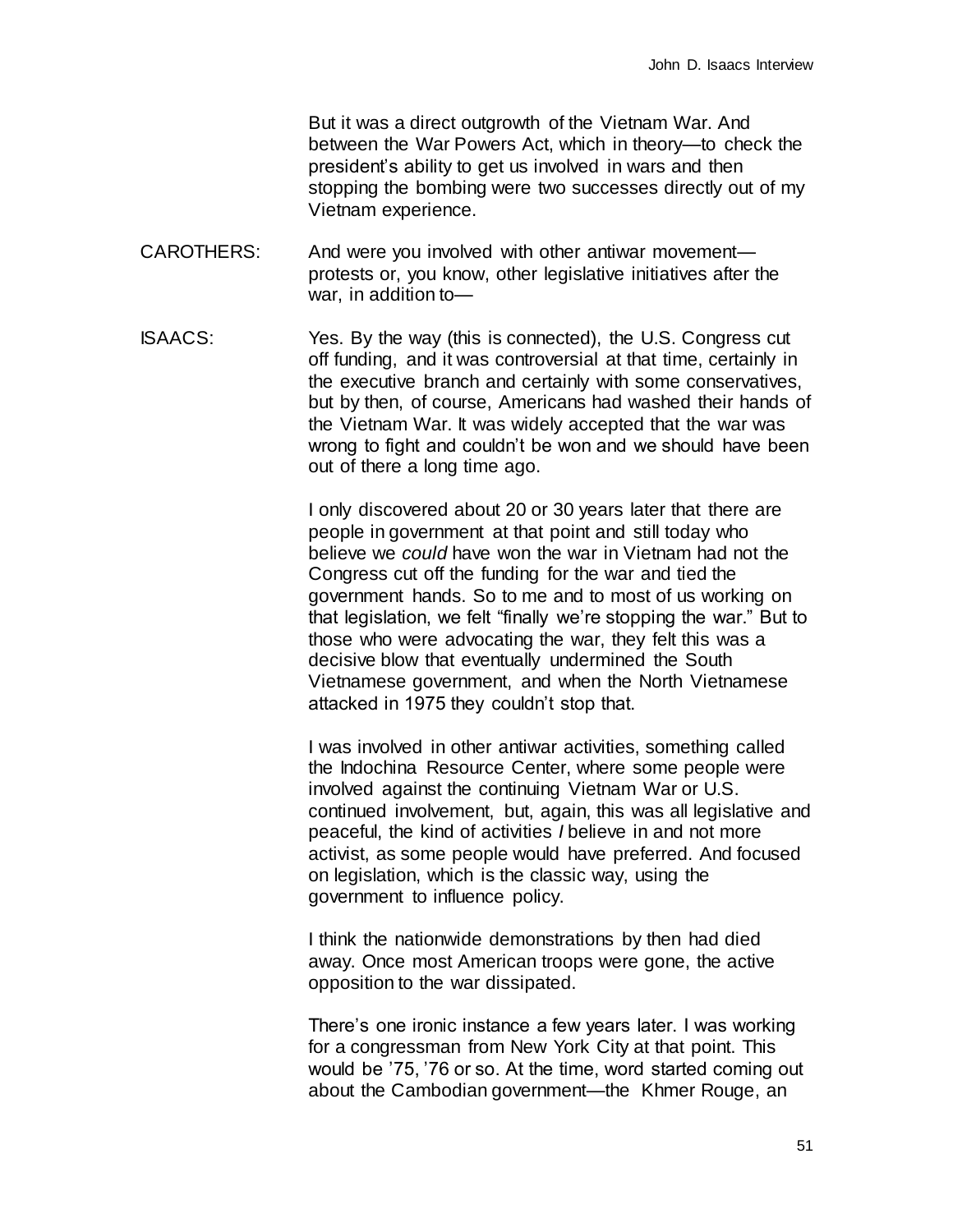But it was a direct outgrowth of the Vietnam War. And between the War Powers Act, which in theory—to check the president's ability to get us involved in wars and then stopping the bombing were two successes directly out of my Vietnam experience.

CAROTHERS: And were you involved with other antiwar movement—protests or, you know, other legislative initiatives after the war, in addition to—

ISAACS: Yes. By the way (this is connected), the U.S. Congress cut off funding, and it was controversial at that time, certainly in the executive branch and certainly with some conservatives, but by then, of course, Americans had washed their hands of the Vietnam War. It was widely accepted that the war was wrong to fight and couldn't be won and we should have been out of there a long time ago.

I only discovered about 20 or 30 years later that there are people in government at that point and still today who believe we *could* have won the war in Vietnam had not the Congress cut off the funding for the war and tied the government hands. So to me and to most of us working on that legislation, we felt "finally we're stopping the war." But to those who were advocating the war, they felt this was a decisive blow that eventually undermined the South Vietnamese government, and when the North Vietnamese attacked in 1975 they couldn't stop that.

I was involved in other antiwar activities, something called the Indochina Resource Center, where some people were involved against the continuing Vietnam War or U.S. continued involvement, but, again, this was all legislative and peaceful, the kind of activities *I* believe in and not more activist, as some people would have preferred. And focused on legislation, which is the classic way, using the government to influence policy.

I think the nationwide demonstrations by then had died away. Once most American troops were gone, the active opposition to the war dissipated.

There's one ironic instance a few years later. I was working for a congressman from New York City at that point. This would be '75, '76 or so. At the time, word started coming out about the Cambodian government—the Khmer Rouge, an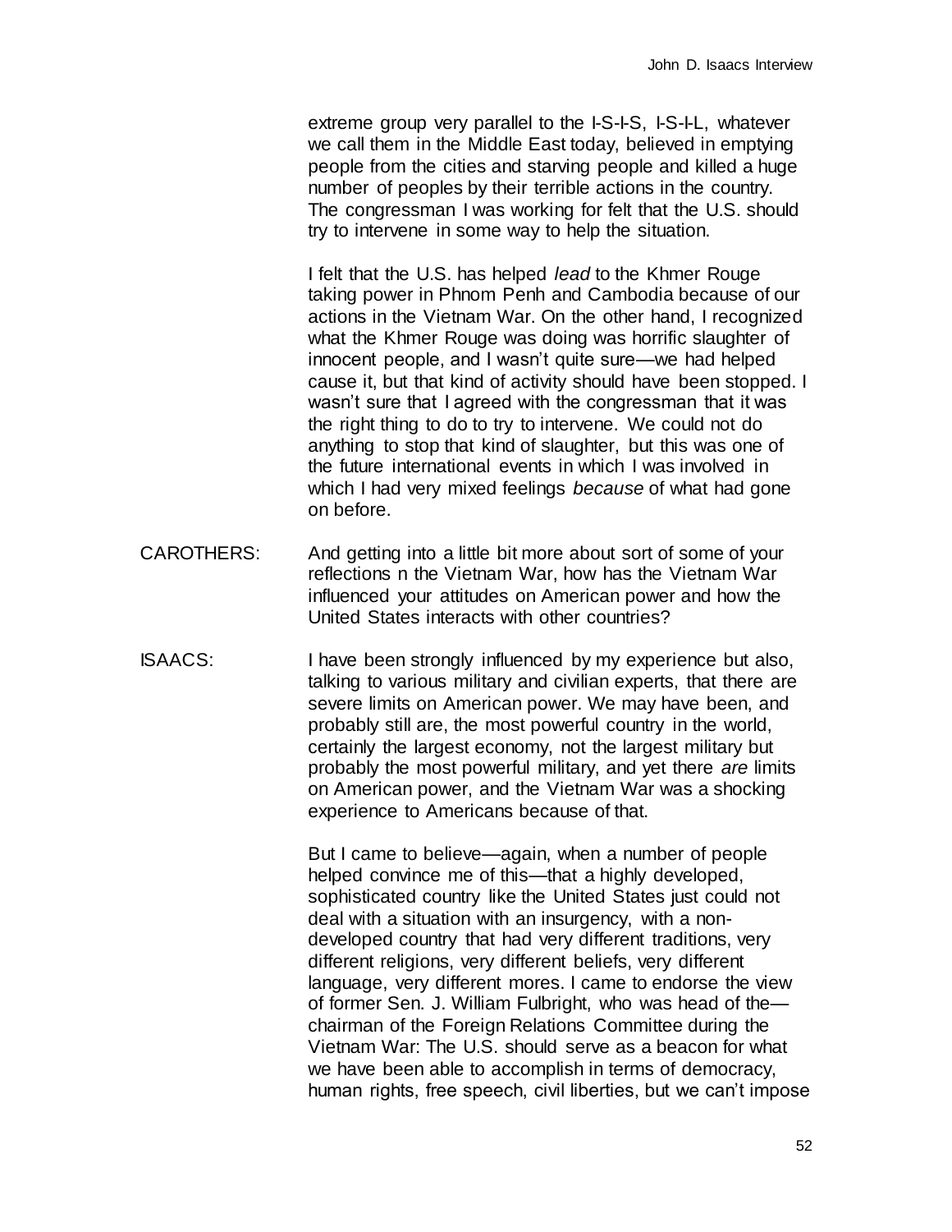extreme group very parallel to the I-S-I-S, I-S-I-L, whatever we call them in the Middle East today, believed in emptying people from the cities and starving people and killed a huge number of peoples by their terrible actions in the country. The congressman I was working for felt that the U.S. should try to intervene in some way to help the situation.

I felt that the U.S. has helped *lead* to the Khmer Rouge taking power in Phnom Penh and Cambodia because of our actions in the Vietnam War. On the other hand, I recognized what the Khmer Rouge was doing was horrific slaughter of innocent people, and I wasn't quite sure—we had helped cause it, but that kind of activity should have been stopped. I wasn't sure that I agreed with the congressman that it was the right thing to do to try to intervene. We could not do anything to stop that kind of slaughter, but this was one of the future international events in which I was involved in which I had very mixed feelings *because* of what had gone on before.

CAROTHERS: And getting into a little bit more about sort of some of your reflections n the Vietnam War, how has the Vietnam War influenced your attitudes on American power and how the United States interacts with other countries?

ISAACS: I have been strongly influenced by my experience but also, talking to various military and civilian experts, that there are severe limits on American power. We may have been, and probably still are, the most powerful country in the world, certainly the largest economy, not the largest military but probably the most powerful military, and yet there *are* limits on American power, and the Vietnam War was a shocking experience to Americans because of that.

But I came to believe—again, when a number of people helped convince me of this—that a highly developed, sophisticated country like the United States just could not deal with a situation with an insurgency, with a non-developed country that had very different traditions, very different religions, very different beliefs, very different language, very different mores. I came to endorse the view of former Sen. J. William Fulbright, who was head of the—chairman of the Foreign Relations Committee during the Vietnam War: The U.S. should serve as a beacon for what we have been able to accomplish in terms of democracy, human rights, free speech, civil liberties, but we can't impose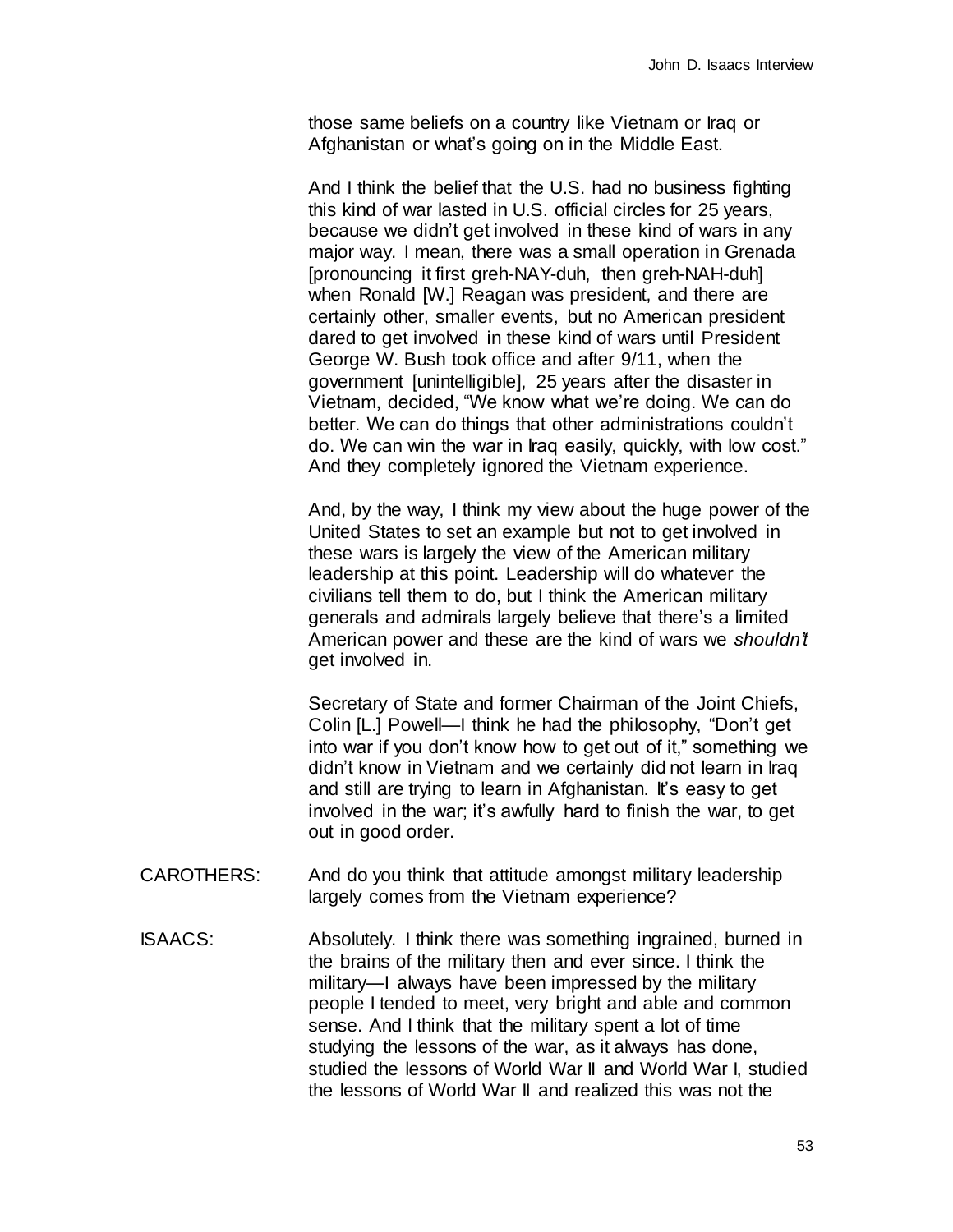those same beliefs on a country like Vietnam or Iraq or Afghanistan or what's going on in the Middle East.

And I think the belief that the U.S. had no business fighting this kind of war lasted in U.S. official circles for 25 years, because we didn't get involved in these kind of wars in any major way. I mean, there was a small operation in Grenada [pronouncing it first greh-NAY-duh, then greh-NAH-duh] when Ronald [W.] Reagan was president, and there are certainly other, smaller events, but no American president dared to get involved in these kind of wars until President George W. Bush took office and after 9/11, when the government [unintelligible], 25 years after the disaster in Vietnam, decided, "We know what we're doing. We can do better. We can do things that other administrations couldn't do. We can win the war in Iraq easily, quickly, with low cost." And they completely ignored the Vietnam experience.

And, by the way, I think my view about the huge power of the United States to set an example but not to get involved in these wars is largely the view of the American military leadership at this point. Leadership will do whatever the civilians tell them to do, but I think the American military generals and admirals largely believe that there's a limited American power and these are the kind of wars we *shouldn't* get involved in.

Secretary of State and former Chairman of the Joint Chiefs, Colin [L.] Powell—I think he had the philosophy, "Don't get into war if you don't know how to get out of it," something we didn't know in Vietnam and we certainly did not learn in Iraq and still are trying to learn in Afghanistan. It's easy to get involved in the war; it's awfully hard to finish the war, to get out in good order.

CAROTHERS: And do you think that attitude amongst military leadership largely comes from the Vietnam experience?

ISAACS: Absolutely. I think there was something ingrained, burned in the brains of the military then and ever since. I think the military—I always have been impressed by the military people I tended to meet, very bright and able and common sense. And I think that the military spent a lot of time studying the lessons of the war, as it always has done, studied the lessons of World War II and World War I, studied the lessons of World War II and realized this was not the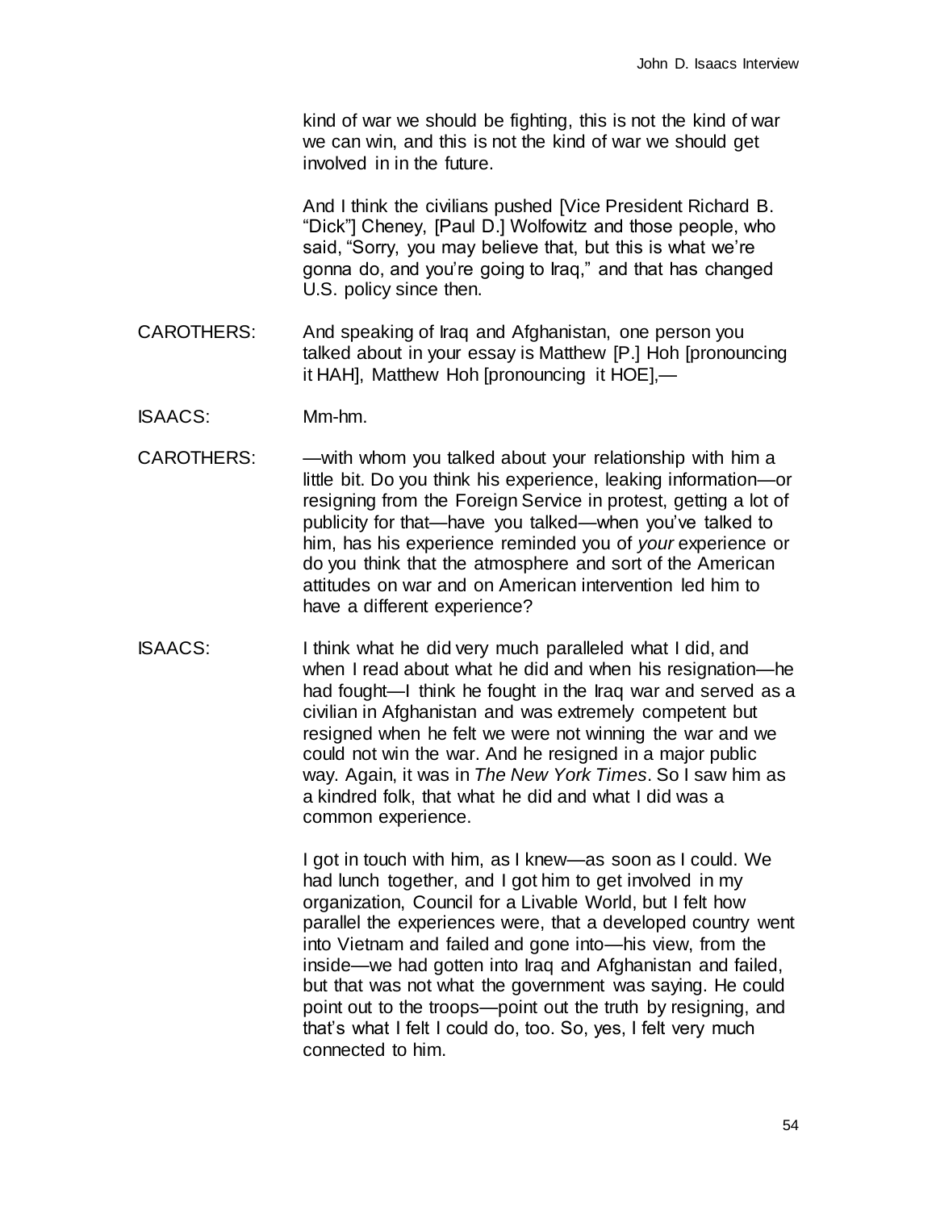kind of war we should be fighting, this is not the kind of war we can win, and this is not the kind of war we should get involved in in the future.

And I think the civilians pushed [Vice President Richard B. "Dick"] Cheney, [Paul D.] Wolfowitz and those people, who said, "Sorry, you may believe that, but this is what we're gonna do, and you're going to Iraq," and that has changed U.S. policy since then.

CAROTHERS: And speaking of Iraq and Afghanistan, one person you talked about in your essay is Matthew [P.] Hoh [pronouncing it HAH], Matthew Hoh [pronouncing it HOE],—

ISAACS: Mm-hm.

CAROTHERS: —with whom you talked about your relationship with him a little bit. Do you think his experience, leaking information—or resigning from the Foreign Service in protest, getting a lot of publicity for that—have you talked—when you've talked to him, has his experience reminded you of *your* experience or do you think that the atmosphere and sort of the American attitudes on war and on American intervention led him to have a different experience?

ISAACS: I think what he did very much paralleled what I did, and when I read about what he did and when his resignation—he had fought—I think he fought in the Iraq war and served as a civilian in Afghanistan and was extremely competent but resigned when he felt we were not winning the war and we could not win the war. And he resigned in a major public way. Again, it was in *The New York Times*. So I saw him as a kindred folk, that what he did and what I did was a common experience.

I got in touch with him, as I knew—as soon as I could. We had lunch together, and I got him to get involved in my organization, Council for a Livable World, but I felt how parallel the experiences were, that a developed country went into Vietnam and failed and gone into—his view, from the inside—we had gotten into Iraq and Afghanistan and failed, but that was not what the government was saying. He could point out to the troops—point out the truth by resigning, and that's what I felt I could do, too. So, yes, I felt very much connected to him.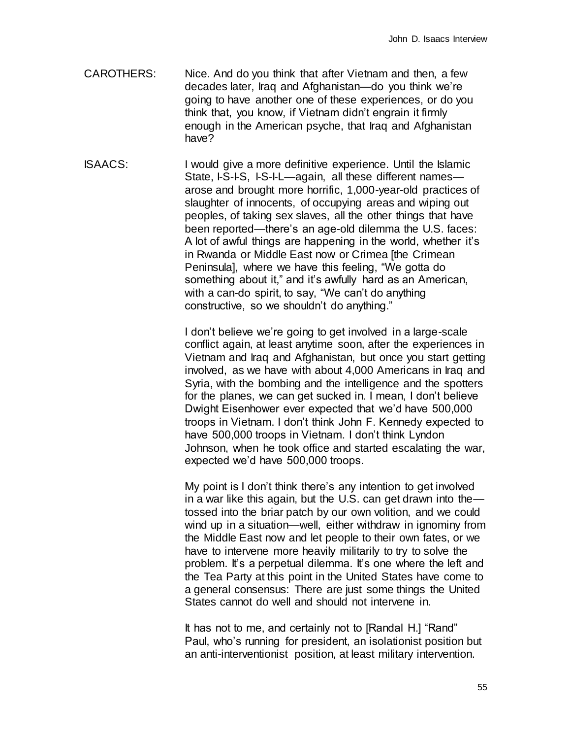CAROTHERS: Nice. And do you think that after Vietnam and then, a few decades later, Iraq and Afghanistan—do you think we're going to have another one of these experiences, or do you think that, you know, if Vietnam didn't engrain it firmly enough in the American psyche, that Iraq and Afghanistan have?

ISAACS: I would give a more definitive experience. Until the Islamic State, I-S-I-S, I-S-I-L—again, all these different names—arose and brought more horrific, 1,000-year-old practices of slaughter of innocents, of occupying areas and wiping out peoples, of taking sex slaves, all the other things that have been reported—there's an age-old dilemma the U.S. faces: A lot of awful things are happening in the world, whether it's in Rwanda or Middle East now or Crimea [the Crimean Peninsula], where we have this feeling, "We gotta do something about it," and it's awfully hard as an American, with a can-do spirit, to say, "We can't do anything constructive, so we shouldn't do anything."

I don't believe we're going to get involved in a large-scale conflict again, at least anytime soon, after the experiences in Vietnam and Iraq and Afghanistan, but once you start getting involved, as we have with about 4,000 Americans in Iraq and Syria, with the bombing and the intelligence and the spotters for the planes, we can get sucked in. I mean, I don't believe Dwight Eisenhower ever expected that we'd have 500,000 troops in Vietnam. I don't think John F. Kennedy expected to have 500,000 troops in Vietnam. I don't think Lyndon Johnson, when he took office and started escalating the war, expected we'd have 500,000 troops.

My point is I don't think there's any intention to get involved in a war like this again, but the U.S. can get drawn into the—tossed into the briar patch by our own volition, and we could wind up in a situation—well, either withdraw in ignominy from the Middle East now and let people to their own fates, or we have to intervene more heavily militarily to try to solve the problem. It's a perpetual dilemma. It's one where the left and the Tea Party at this point in the United States have come to a general consensus: There are just some things the United States cannot do well and should not intervene in.

It has not to me, and certainly not to [Randal H.] "Rand" Paul, who's running for president, an isolationist position but an anti-interventionist position, at least military intervention.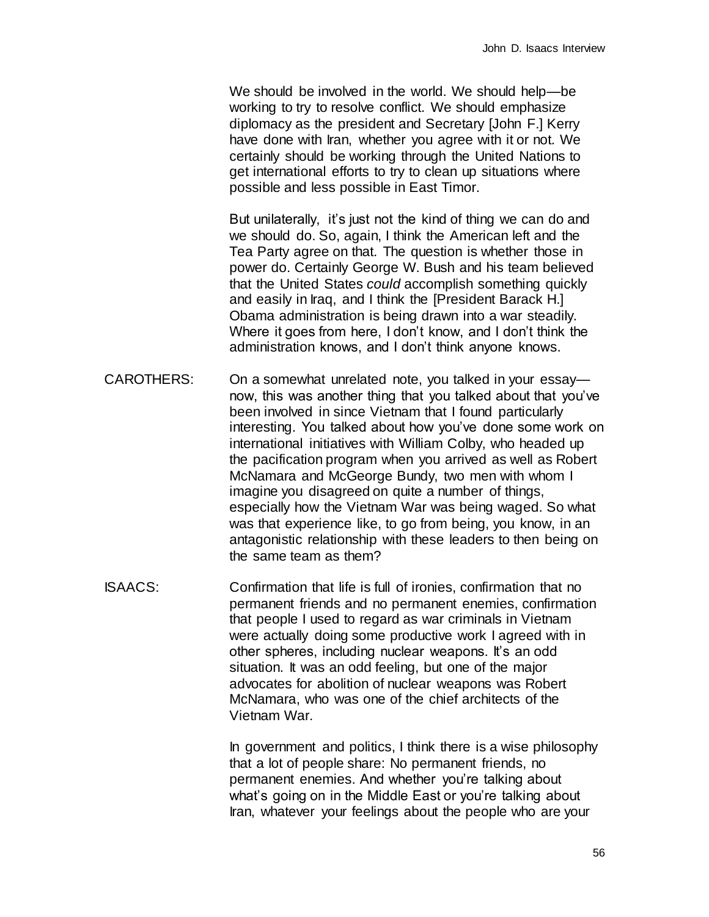We should be involved in the world. We should help—be working to try to resolve conflict. We should emphasize diplomacy as the president and Secretary [John F.] Kerry have done with Iran, whether you agree with it or not. We certainly should be working through the United Nations to get international efforts to try to clean up situations where possible and less possible in East Timor.

But unilaterally, it's just not the kind of thing we can do and we should do. So, again, I think the American left and the Tea Party agree on that. The question is whether those in power do. Certainly George W. Bush and his team believed that the United States *could* accomplish something quickly and easily in Iraq, and I think the [President Barack H.] Obama administration is being drawn into a war steadily. Where it goes from here, I don't know, and I don't think the administration knows, and I don't think anyone knows.

CAROTHERS: On a somewhat unrelated note, you talked in your essay—now, this was another thing that you talked about that you've been involved in since Vietnam that I found particularly interesting. You talked about how you've done some work on international initiatives with William Colby, who headed up the pacification program when you arrived as well as Robert McNamara and McGeorge Bundy, two men with whom I imagine you disagreed on quite a number of things, especially how the Vietnam War was being waged. So what was that experience like, to go from being, you know, in an antagonistic relationship with these leaders to then being on the same team as them?

ISAACS: Confirmation that life is full of ironies, confirmation that no permanent friends and no permanent enemies, confirmation that people I used to regard as war criminals in Vietnam were actually doing some productive work I agreed with in other spheres, including nuclear weapons. It's an odd situation. It was an odd feeling, but one of the major advocates for abolition of nuclear weapons was Robert McNamara, who was one of the chief architects of the Vietnam War.

In government and politics, I think there is a wise philosophy that a lot of people share: No permanent friends, no permanent enemies. And whether you're talking about what's going on in the Middle East or you're talking about Iran, whatever your feelings about the people who are your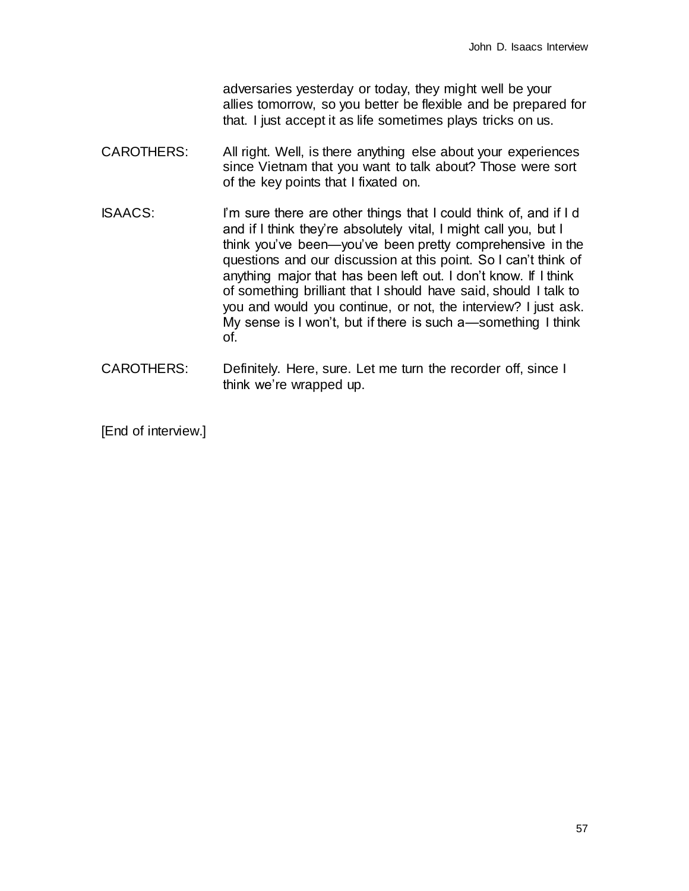adversaries yesterday or today, they might well be your allies tomorrow, so you better be flexible and be prepared for that. I just accept it as life sometimes plays tricks on us.

CAROTHERS: All right. Well, is there anything else about your experiences since Vietnam that you want to talk about? Those were sort of the key points that I fixated on.

ISAACS: I'm sure there are other things that I could think of, and if I d and if I think they're absolutely vital, I might call you, but I think you've been—you've been pretty comprehensive in the questions and our discussion at this point. So I can't think of anything major that has been left out. I don't know. If I think of something brilliant that I should have said, should I talk to you and would you continue, or not, the interview? I just ask. My sense is I won't, but if there is such a—something I think of.

CAROTHERS: Definitely. Here, sure. Let me turn the recorder off, since I think we're wrapped up.

[End of interview.]